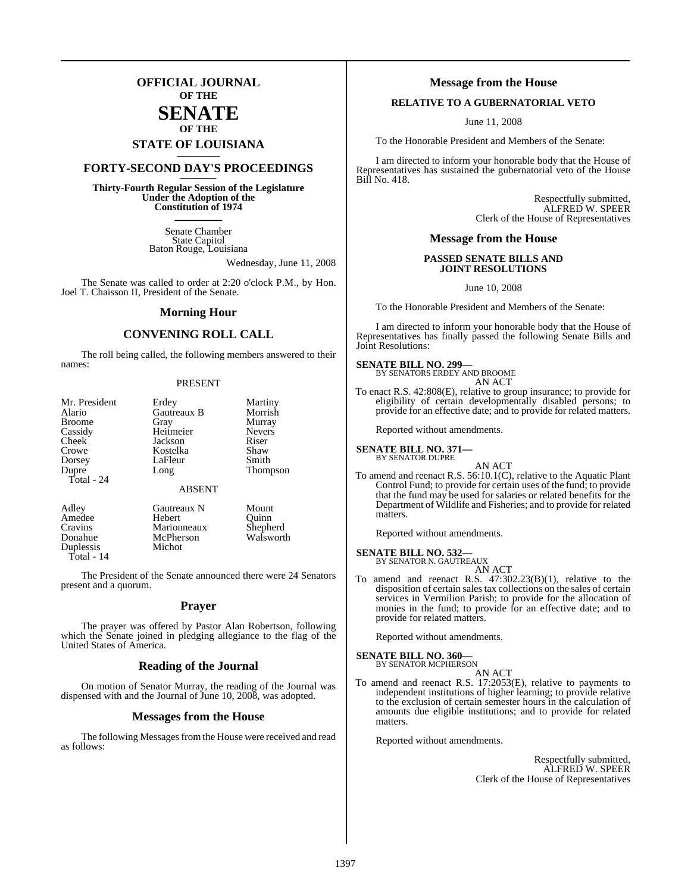# OFFICIAL JOURNAL OF THE SENATE OF THE STATE OF LOUISIANA

## FORTY-SECOND DAY'S PROCEEDINGS

**Thirty-Fourth Regular Session of the Legislature Under the Adoption of the Constitution of 1974**

Senate Chamber
State Capitol
Baton Rouge, Louisiana

Wednesday, June 11, 2008

The Senate was called to order at 2:20 o'clock P.M., by Hon. Joel T. Chaisson II, President of the Senate.

## Morning Hour

## CONVENING ROLL CALL

The roll being called, the following members answered to their names:

PRESENT

| | | |
|---|---|---|
| Mr. President | Erdey | Martiny |
| Alario | Gautreaux B | Morrish |
| Broome | Gray | Murray |
| Cassidy | Heitmeier | Nevers |
| Cheek | Jackson | Riser |
| Crowe | Kostelka | Shaw |
| Dorsey | LaFleur | Smith |
| Dupre | Long | Thompson |

Total - 24

ABSENT

| | | |
|---|---|---|
| Adley | Gautreaux N | Mount |
| Amedee | Hebert | Quinn |
| Cravins | Marionneaux | Shepherd |
| Donahue | McPherson | Walsworth |
| Duplessis | Michot | |

Total - 14

The President of the Senate announced there were 24 Senators present and a quorum.

## Prayer

The prayer was offered by Pastor Alan Robertson, following which the Senate joined in pledging allegiance to the flag of the United States of America.

## Reading of the Journal

On motion of Senator Murray, the reading of the Journal was dispensed with and the Journal of June 10, 2008, was adopted.

## Messages from the House

The following Messages from the House were received and read as follows:

## Message from the House

### RELATIVE TO A GUBERNATORIAL VETO

June 11, 2008

To the Honorable President and Members of the Senate:

I am directed to inform your honorable body that the House of Representatives has sustained the gubernatorial veto of the House Bill No. 418.

Respectfully submitted,
ALFRED W. SPEER
Clerk of the House of Representatives

## Message from the House

### PASSED SENATE BILLS AND JOINT RESOLUTIONS

June 10, 2008

To the Honorable President and Members of the Senate:

I am directed to inform your honorable body that the House of Representatives has finally passed the following Senate Bills and Joint Resolutions:

**SENATE BILL NO. 299—**
BY SENATORS ERDEY AND BROOME

AN ACT

To enact R.S. 42:808(E), relative to group insurance; to provide for eligibility of certain developmentally disabled persons; to provide for an effective date; and to provide for related matters.

Reported without amendments.

**SENATE BILL NO. 371—**
BY SENATOR DUPRE

AN ACT

To amend and reenact R.S. 56:10.1(C), relative to the Aquatic Plant Control Fund; to provide for certain uses of the fund; to provide that the fund may be used for salaries or related benefits for the Department of Wildlife and Fisheries; and to provide for related matters.

Reported without amendments.

**SENATE BILL NO. 532—**
BY SENATOR N. GAUTREAUX

AN ACT

To amend and reenact R.S. 47:302.23(B)(1), relative to the disposition of certain sales tax collections on the sales of certain services in Vermilion Parish; to provide for the allocation of monies in the fund; to provide for an effective date; and to provide for related matters.

Reported without amendments.

**SENATE BILL NO. 360—**
BY SENATOR MCPHERSON

AN ACT

To amend and reenact R.S. 17:2053(E), relative to payments to independent institutions of higher learning; to provide relative to the exclusion of certain semester hours in the calculation of amounts due eligible institutions; and to provide for related matters.

Reported without amendments.

Respectfully submitted,
ALFRED W. SPEER
Clerk of the House of Representatives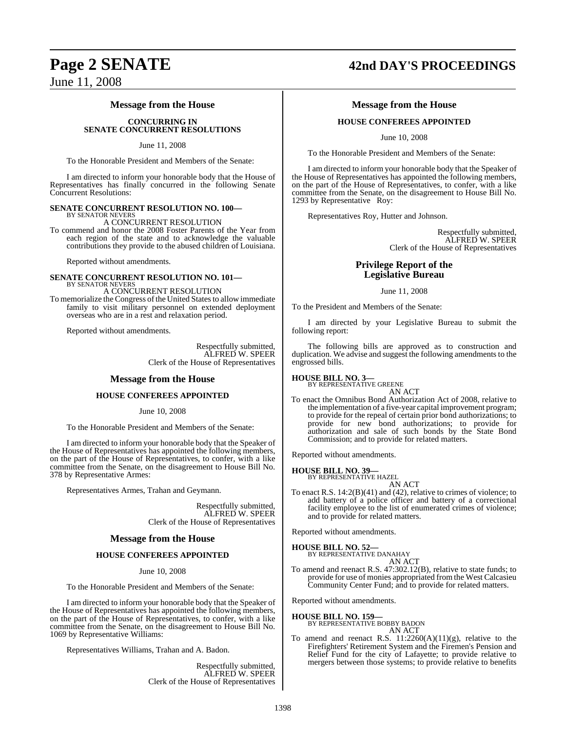## Message from the House

### CONCURRING IN SENATE CONCURRENT RESOLUTIONS

June 11, 2008

To the Honorable President and Members of the Senate:

I am directed to inform your honorable body that the House of Representatives has finally concurred in the following Senate Concurrent Resolutions:

**SENATE CONCURRENT RESOLUTION NO. 100—**
BY SENATOR NEVERS
A CONCURRENT RESOLUTION
To commend and honor the 2008 Foster Parents of the Year from each region of the state and to acknowledge the valuable contributions they provide to the abused children of Louisiana.

Reported without amendments.

**SENATE CONCURRENT RESOLUTION NO. 101—**
BY SENATOR NEVERS
A CONCURRENT RESOLUTION
To memorialize the Congress of the United States to allow immediate family to visit military personnel on extended deployment overseas who are in a rest and relaxation period.

Reported without amendments.

Respectfully submitted,
ALFRED W. SPEER
Clerk of the House of Representatives

## Message from the House

### HOUSE CONFEREES APPOINTED

June 10, 2008

To the Honorable President and Members of the Senate:

I am directed to inform your honorable body that the Speaker of the House of Representatives has appointed the following members, on the part of the House of Representatives, to confer, with a like committee from the Senate, on the disagreement to House Bill No. 378 by Representative Armes:

Representatives Armes, Trahan and Geymann.

Respectfully submitted,
ALFRED W. SPEER
Clerk of the House of Representatives

## Message from the House

### HOUSE CONFEREES APPOINTED

June 10, 2008

To the Honorable President and Members of the Senate:

I am directed to inform your honorable body that the Speaker of the House of Representatives has appointed the following members, on the part of the House of Representatives, to confer, with a like committee from the Senate, on the disagreement to House Bill No. 1069 by Representative Williams:

Representatives Williams, Trahan and A. Badon.

Respectfully submitted,
ALFRED W. SPEER
Clerk of the House of Representatives

## Message from the House

### HOUSE CONFEREES APPOINTED

June 10, 2008

To the Honorable President and Members of the Senate:

I am directed to inform your honorable body that the Speaker of the House of Representatives has appointed the following members, on the part of the House of Representatives, to confer, with a like committee from the Senate, on the disagreement to House Bill No. 1293 by Representative Roy:

Representatives Roy, Hutter and Johnson.

Respectfully submitted,
ALFRED W. SPEER
Clerk of the House of Representatives

## Privilege Report of the Legislative Bureau

June 11, 2008

To the President and Members of the Senate:

I am directed by your Legislative Bureau to submit the following report:

The following bills are approved as to construction and duplication. We advise and suggest the following amendments to the engrossed bills.

**HOUSE BILL NO. 3—**
BY REPRESENTATIVE GREENE
AN ACT
To enact the Omnibus Bond Authorization Act of 2008, relative to the implementation of a five-year capital improvement program; to provide for the repeal of certain prior bond authorizations; to provide for new bond authorizations; to provide for authorization and sale of such bonds by the State Bond Commission; and to provide for related matters.

Reported without amendments.

**HOUSE BILL NO. 39—**
BY REPRESENTATIVE HAZEL
AN ACT
To enact R.S. 14:2(B)(41) and (42), relative to crimes of violence; to add battery of a police officer and battery of a correctional facility employee to the list of enumerated crimes of violence; and to provide for related matters.

Reported without amendments.

**HOUSE BILL NO. 52—**
BY REPRESENTATIVE DANAHAY
AN ACT
To amend and reenact R.S. 47:302.12(B), relative to state funds; to provide for use of monies appropriated from the West Calcasieu Community Center Fund; and to provide for related matters.

Reported without amendments.

**HOUSE BILL NO. 159—**
BY REPRESENTATIVE BOBBY BADON
AN ACT
To amend and reenact R.S. 11:2260(A)(11)(g), relative to the Firefighters' Retirement System and the Firemen's Pension and Relief Fund for the city of Lafayette; to provide relative to mergers between those systems; to provide relative to benefits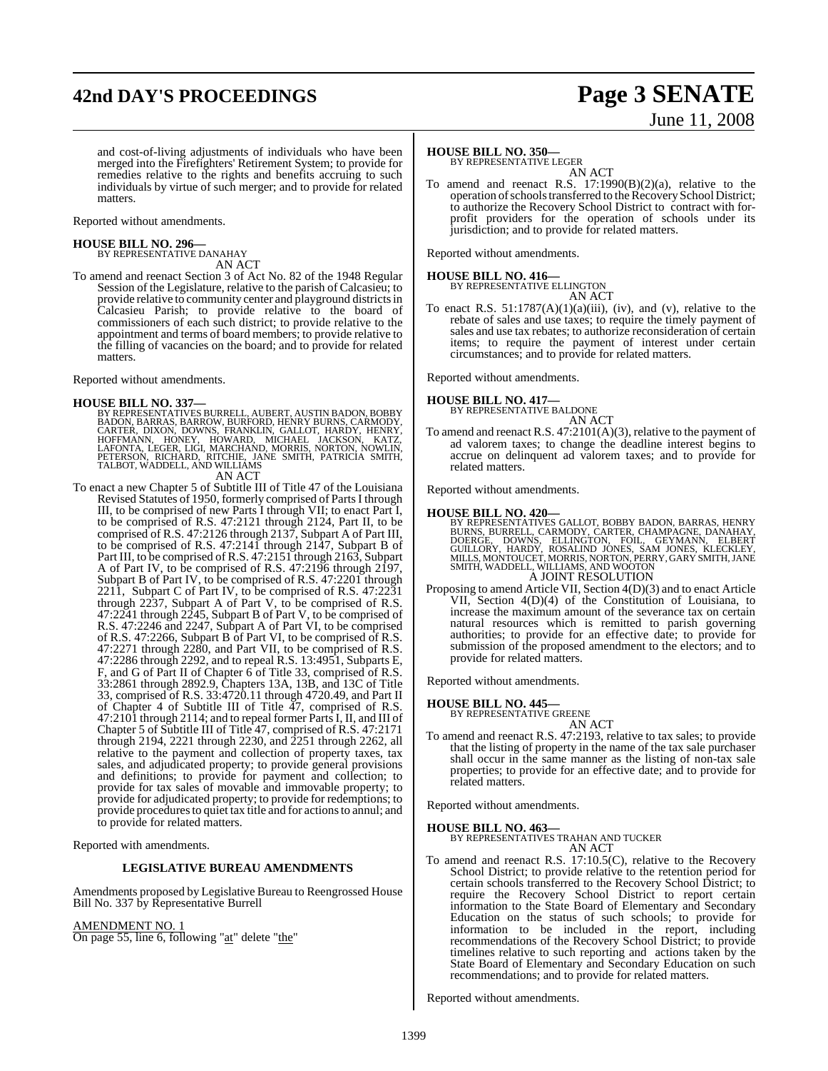and cost-of-living adjustments of individuals who have been merged into the Firefighters' Retirement System; to provide for remedies relative to the rights and benefits accruing to such individuals by virtue of such merger; and to provide for related matters.

Reported without amendments.

**HOUSE BILL NO. 296—**
BY REPRESENTATIVE DANAHAY
AN ACT

To amend and reenact Section 3 of Act No. 82 of the 1948 Regular Session of the Legislature, relative to the parish of Calcasieu; to provide relative to community center and playground districts in Calcasieu Parish; to provide relative to the board of commissioners of each such district; to provide relative to the appointment and terms of board members; to provide relative to the filling of vacancies on the board; and to provide for related matters.

Reported without amendments.

**HOUSE BILL NO. 337—**
BY REPRESENTATIVES BURRELL, AUBERT, AUSTIN BADON, BOBBY BADON, BARRAS, BARROW, BURFORD, HENRY BURNS, CARMODY, CARTER, DIXON, DOWNS, FRANKLIN, GALLOT, HARDY, HENRY, HOFFMANN, HONEY, HOWARD, MICHAEL JACKSON, KATZ, LAFONTA, LEGER, LIGI, MARCHAND, MORRIS, NORTON, NOWLIN, PETERSON, RICHARD, RITCHIE, JANE SMITH, PATRICIA SMITH, TALBOT, WADDELL, AND WILLIAMS
AN ACT

To enact a new Chapter 5 of Subtitle III of Title 47 of the Louisiana Revised Statutes of 1950, formerly comprised of Parts I through III, to be comprised of new Parts I through VII; to enact Part I, to be comprised of R.S. 47:2121 through 2124, Part II, to be comprised of R.S. 47:2126 through 2137, Subpart A of Part III, to be comprised of R.S. 47:2141 through 2147, Subpart B of Part III, to be comprised of R.S. 47:2151 through 2163, Subpart A of Part IV, to be comprised of R.S. 47:2196 through 2197, Subpart B of Part IV, to be comprised of R.S. 47:2201 through 2211, Subpart C of Part IV, to be comprised of R.S. 47:2231 through 2237, Subpart A of Part V, to be comprised of R.S. 47:2241 through 2245, Subpart B of Part V, to be comprised of R.S. 47:2246 and 2247, Subpart A of Part VI, to be comprised of R.S. 47:2266, Subpart B of Part VI, to be comprised of R.S. 47:2271 through 2280, and Part VII, to be comprised of R.S. 47:2286 through 2292, and to repeal R.S. 13:4951, Subparts E, F, and G of Part II of Chapter 6 of Title 33, comprised of R.S. 33:2861 through 2892.9, Chapters 13A, 13B, and 13C of Title 33, comprised of R.S. 33:4720.11 through 4720.49, and Part II of Chapter 4 of Subtitle III of Title 47, comprised of R.S. 47:2101 through 2114; and to repeal former Parts I, II, and III of Chapter 5 of Subtitle III of Title 47, comprised of R.S. 47:2171 through 2194, 2221 through 2230, and 2251 through 2262, all relative to the payment and collection of property taxes, tax sales, and adjudicated property; to provide general provisions and definitions; to provide for payment and collection; to provide for tax sales of movable and immovable property; to provide for adjudicated property; to provide for redemptions; to provide procedures to quiet tax title and for actions to annul; and to provide for related matters.

Reported with amendments.

**LEGISLATIVE BUREAU AMENDMENTS**

Amendments proposed by Legislative Bureau to Reengrossed House Bill No. 337 by Representative Burrell

AMENDMENT NO. 1
On page 55, line 6, following "at" delete "the"

**HOUSE BILL NO. 350—**
BY REPRESENTATIVE LEGER
AN ACT

To amend and reenact R.S. 17:1990(B)(2)(a), relative to the operation of schools transferred to the Recovery School District; to authorize the Recovery School District to contract with for-profit providers for the operation of schools under its jurisdiction; and to provide for related matters.

Reported without amendments.

**HOUSE BILL NO. 416—**
BY REPRESENTATIVE ELLINGTON
AN ACT

To enact R.S. 51:1787(A)(1)(a)(iii), (iv), and (v), relative to the rebate of sales and use taxes; to require the timely payment of sales and use tax rebates; to authorize reconsideration of certain items; to require the payment of interest under certain circumstances; and to provide for related matters.

Reported without amendments.

**HOUSE BILL NO. 417—**
BY REPRESENTATIVE BALDONE
AN ACT

To amend and reenact R.S. 47:2101(A)(3), relative to the payment of ad valorem taxes; to change the deadline interest begins to accrue on delinquent ad valorem taxes; and to provide for related matters.

Reported without amendments.

**HOUSE BILL NO. 420—**
BY REPRESENTATIVES GALLOT, BOBBY BADON, BARRAS, HENRY BURNS, BURRELL, CARMODY, CARTER, CHAMPAGNE, DANAHAY, DOERGE, DOWNS, ELLINGTON, FOIL, GEYMANN, ELBERT GUILLORY, HARDY, ROSALIND JONES, SAM JONES, KLECKLEY, MILLS, MONTOUCET, MORRIS, NORTON, PERRY, GARY SMITH, JANE SMITH, WADDELL, WILLIAMS, AND WOOTON
A JOINT RESOLUTION

Proposing to amend Article VII, Section 4(D)(3) and to enact Article VII, Section 4(D)(4) of the Constitution of Louisiana, to increase the maximum amount of the severance tax on certain natural resources which is remitted to parish governing authorities; to provide for an effective date; to provide for submission of the proposed amendment to the electors; and to provide for related matters.

Reported without amendments.

**HOUSE BILL NO. 445—**
BY REPRESENTATIVE GREENE
AN ACT

To amend and reenact R.S. 47:2193, relative to tax sales; to provide that the listing of property in the name of the tax sale purchaser shall occur in the same manner as the listing of non-tax sale properties; to provide for an effective date; and to provide for related matters.

Reported without amendments.

**HOUSE BILL NO. 463—**
BY REPRESENTATIVES TRAHAN AND TUCKER
AN ACT

To amend and reenact R.S. 17:10.5(C), relative to the Recovery School District; to provide relative to the retention period for certain schools transferred to the Recovery School District; to require the Recovery School District to report certain information to the State Board of Elementary and Secondary Education on the status of such schools; to provide for information to be included in the report, including recommendations of the Recovery School District; to provide timelines relative to such reporting and actions taken by the State Board of Elementary and Secondary Education on such recommendations; and to provide for related matters.

Reported without amendments.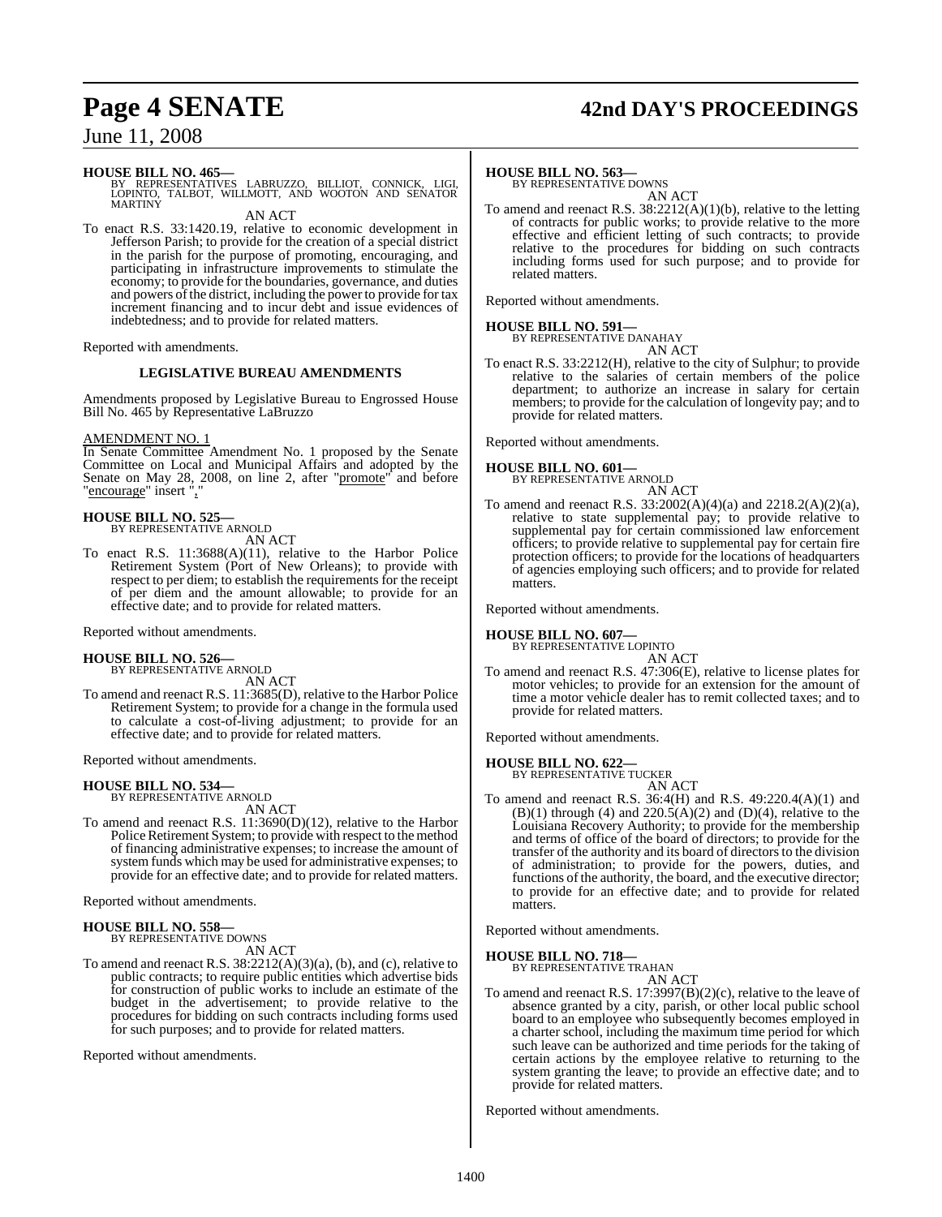**HOUSE BILL NO. 465—**
BY REPRESENTATIVES LABRUZZO, BILLIOT, CONNICK, LIGI, LOPINTO, TALBOT, WILLMOTT, AND WOOTON AND SENATOR MARTINY

AN ACT

To enact R.S. 33:1420.19, relative to economic development in Jefferson Parish; to provide for the creation of a special district in the parish for the purpose of promoting, encouraging, and participating in infrastructure improvements to stimulate the economy; to provide for the boundaries, governance, and duties and powers of the district, including the power to provide for tax increment financing and to incur debt and issue evidences of indebtedness; and to provide for related matters.

Reported with amendments.

**LEGISLATIVE BUREAU AMENDMENTS**

Amendments proposed by Legislative Bureau to Engrossed House Bill No. 465 by Representative LaBruzzo

AMENDMENT NO. 1

In Senate Committee Amendment No. 1 proposed by the Senate Committee on Local and Municipal Affairs and adopted by the Senate on May 28, 2008, on line 2, after "promote" and before "encourage" insert ","

**HOUSE BILL NO. 525—**
BY REPRESENTATIVE ARNOLD

AN ACT

To enact R.S. 11:3688(A)(11), relative to the Harbor Police Retirement System (Port of New Orleans); to provide with respect to per diem; to establish the requirements for the receipt of per diem and the amount allowable; to provide for an effective date; and to provide for related matters.

Reported without amendments.

**HOUSE BILL NO. 526—**
BY REPRESENTATIVE ARNOLD

AN ACT

To amend and reenact R.S. 11:3685(D), relative to the Harbor Police Retirement System; to provide for a change in the formula used to calculate a cost-of-living adjustment; to provide for an effective date; and to provide for related matters.

Reported without amendments.

**HOUSE BILL NO. 534—**
BY REPRESENTATIVE ARNOLD

AN ACT

To amend and reenact R.S. 11:3690(D)(12), relative to the Harbor Police Retirement System; to provide with respect to the method of financing administrative expenses; to increase the amount of system funds which may be used for administrative expenses; to provide for an effective date; and to provide for related matters.

Reported without amendments.

**HOUSE BILL NO. 558—**
BY REPRESENTATIVE DOWNS

AN ACT

To amend and reenact R.S. 38:2212(A)(3)(a), (b), and (c), relative to public contracts; to require public entities which advertise bids for construction of public works to include an estimate of the budget in the advertisement; to provide relative to the procedures for bidding on such contracts including forms used for such purposes; and to provide for related matters.

Reported without amendments.

**HOUSE BILL NO. 563—**
BY REPRESENTATIVE DOWNS

AN ACT

To amend and reenact R.S. 38:2212(A)(1)(b), relative to the letting of contracts for public works; to provide relative to the more effective and efficient letting of such contracts; to provide relative to the procedures for bidding on such contracts including forms used for such purpose; and to provide for related matters.

Reported without amendments.

**HOUSE BILL NO. 591—**
BY REPRESENTATIVE DANAHAY

AN ACT

To enact R.S. 33:2212(H), relative to the city of Sulphur; to provide relative to the salaries of certain members of the police department; to authorize an increase in salary for certain members; to provide for the calculation of longevity pay; and to provide for related matters.

Reported without amendments.

**HOUSE BILL NO. 601—**
BY REPRESENTATIVE ARNOLD

AN ACT

To amend and reenact R.S. 33:2002(A)(4)(a) and 2218.2(A)(2)(a), relative to state supplemental pay; to provide relative to supplemental pay for certain commissioned law enforcement officers; to provide relative to supplemental pay for certain fire protection officers; to provide for the locations of headquarters of agencies employing such officers; and to provide for related matters.

Reported without amendments.

**HOUSE BILL NO. 607—**
BY REPRESENTATIVE LOPINTO

AN ACT

To amend and reenact R.S. 47:306(E), relative to license plates for motor vehicles; to provide for an extension for the amount of time a motor vehicle dealer has to remit collected taxes; and to provide for related matters.

Reported without amendments.

**HOUSE BILL NO. 622—**
BY REPRESENTATIVE TUCKER

AN ACT

To amend and reenact R.S. 36:4(H) and R.S. 49:220.4(A)(1) and (B)(1) through (4) and 220.5(A)(2) and (D)(4), relative to the Louisiana Recovery Authority; to provide for the membership and terms of office of the board of directors; to provide for the transfer of the authority and its board of directors to the division of administration; to provide for the powers, duties, and functions of the authority, the board, and the executive director; to provide for an effective date; and to provide for related matters.

Reported without amendments.

**HOUSE BILL NO. 718—**
BY REPRESENTATIVE TRAHAN

AN ACT

To amend and reenact R.S. 17:3997(B)(2)(c), relative to the leave of absence granted by a city, parish, or other local public school board to an employee who subsequently becomes employed in a charter school, including the maximum time period for which such leave can be authorized and time periods for the taking of certain actions by the employee relative to returning to the system granting the leave; to provide an effective date; and to provide for related matters.

Reported without amendments.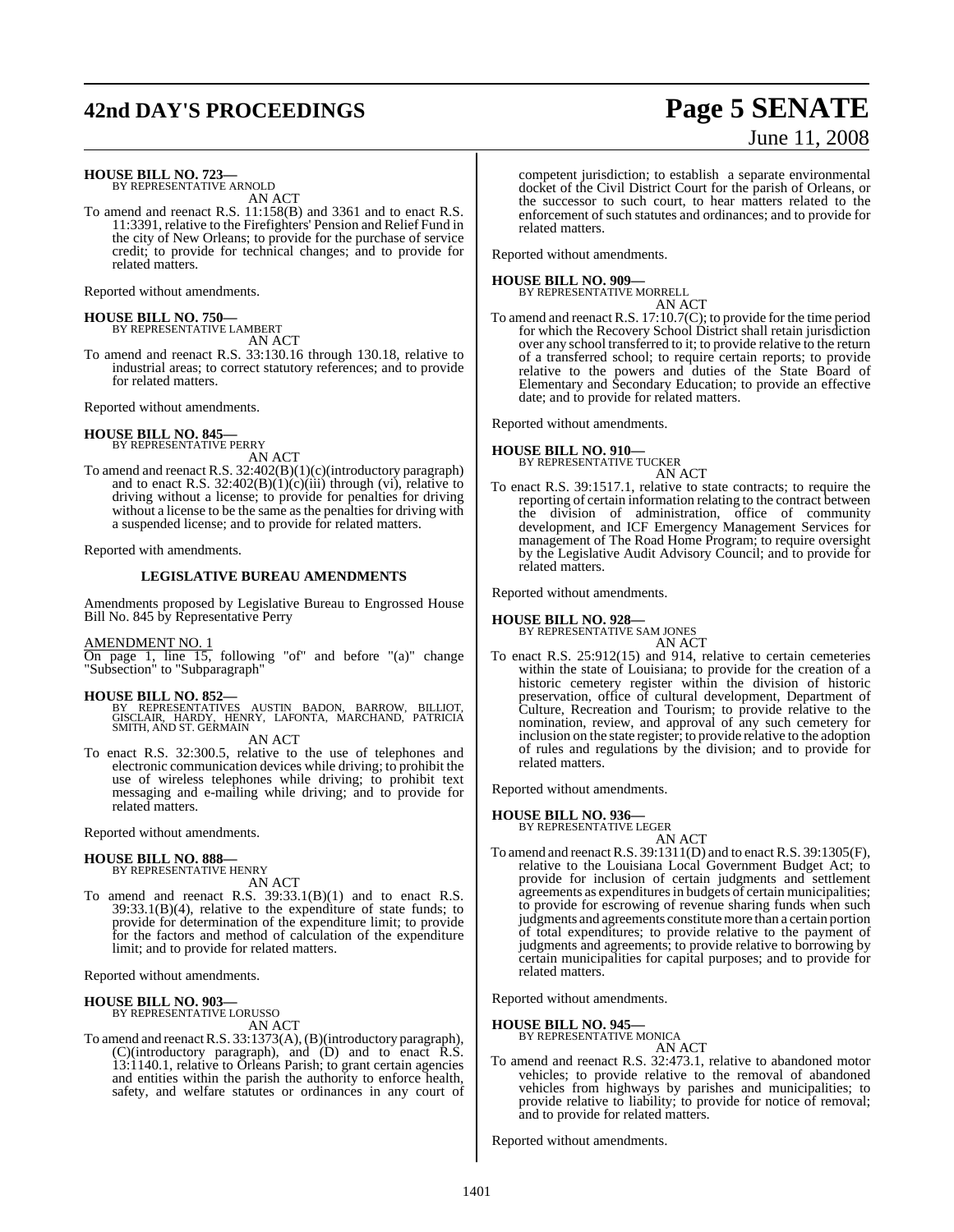**HOUSE BILL NO. 723—**
BY REPRESENTATIVE ARNOLD
AN ACT

To amend and reenact R.S. 11:158(B) and 3361 and to enact R.S. 11:3391, relative to the Firefighters' Pension and Relief Fund in the city of New Orleans; to provide for the purchase of service credit; to provide for technical changes; and to provide for related matters.

Reported without amendments.

**HOUSE BILL NO. 750—**
BY REPRESENTATIVE LAMBERT
AN ACT

To amend and reenact R.S. 33:130.16 through 130.18, relative to industrial areas; to correct statutory references; and to provide for related matters.

Reported without amendments.

**HOUSE BILL NO. 845—**
BY REPRESENTATIVE PERRY
AN ACT

To amend and reenact R.S. 32:402(B)(1)(c)(introductory paragraph) and to enact R.S. 32:402(B)(1)(c)(iii) through (vi), relative to driving without a license; to provide for penalties for driving without a license to be the same as the penalties for driving with a suspended license; and to provide for related matters.

Reported with amendments.

**LEGISLATIVE BUREAU AMENDMENTS**

Amendments proposed by Legislative Bureau to Engrossed House Bill No. 845 by Representative Perry

AMENDMENT NO. 1
On page 1, line 15, following "of" and before "(a)" change "Subsection" to "Subparagraph"

**HOUSE BILL NO. 852—**
BY REPRESENTATIVES AUSTIN BADON, BARROW, BILLIOT, GISCLAIR, HARDY, HENRY, LAFONTA, MARCHAND, PATRICIA SMITH, AND ST. GERMAIN
AN ACT

To enact R.S. 32:300.5, relative to the use of telephones and electronic communication devices while driving; to prohibit the use of wireless telephones while driving; to prohibit text messaging and e-mailing while driving; and to provide for related matters.

Reported without amendments.

**HOUSE BILL NO. 888—**
BY REPRESENTATIVE HENRY
AN ACT

To amend and reenact R.S. 39:33.1(B)(1) and to enact R.S. 39:33.1(B)(4), relative to the expenditure of state funds; to provide for determination of the expenditure limit; to provide for the factors and method of calculation of the expenditure limit; and to provide for related matters.

Reported without amendments.

**HOUSE BILL NO. 903—**
BY REPRESENTATIVE LORUSSO
AN ACT

To amend and reenact R.S. 33:1373(A), (B)(introductory paragraph), (C)(introductory paragraph), and (D) and to enact R.S. 13:1140.1, relative to Orleans Parish; to grant certain agencies and entities within the parish the authority to enforce health, safety, and welfare statutes or ordinances in any court of competent jurisdiction; to establish a separate environmental docket of the Civil District Court for the parish of Orleans, or the successor to such court, to hear matters related to the enforcement of such statutes and ordinances; and to provide for related matters.

Reported without amendments.

**HOUSE BILL NO. 909—**
BY REPRESENTATIVE MORRELL
AN ACT

To amend and reenact R.S. 17:10.7(C); to provide for the time period for which the Recovery School District shall retain jurisdiction over any school transferred to it; to provide relative to the return of a transferred school; to require certain reports; to provide relative to the powers and duties of the State Board of Elementary and Secondary Education; to provide an effective date; and to provide for related matters.

Reported without amendments.

**HOUSE BILL NO. 910—**
BY REPRESENTATIVE TUCKER
AN ACT

To enact R.S. 39:1517.1, relative to state contracts; to require the reporting of certain information relating to the contract between the division of administration, office of community development, and ICF Emergency Management Services for management of The Road Home Program; to require oversight by the Legislative Audit Advisory Council; and to provide for related matters.

Reported without amendments.

**HOUSE BILL NO. 928—**
BY REPRESENTATIVE SAM JONES
AN ACT

To enact R.S. 25:912(15) and 914, relative to certain cemeteries within the state of Louisiana; to provide for the creation of a historic cemetery register within the division of historic preservation, office of cultural development, Department of Culture, Recreation and Tourism; to provide relative to the nomination, review, and approval of any such cemetery for inclusion on the state register; to provide relative to the adoption of rules and regulations by the division; and to provide for related matters.

Reported without amendments.

**HOUSE BILL NO. 936—**
BY REPRESENTATIVE LEGER
AN ACT

To amend and reenact R.S. 39:1311(D) and to enact R.S. 39:1305(F), relative to the Louisiana Local Government Budget Act; to provide for inclusion of certain judgments and settlement agreements as expenditures in budgets of certain municipalities; to provide for escrowing of revenue sharing funds when such judgments and agreements constitute more than a certain portion of total expenditures; to provide relative to the payment of judgments and agreements; to provide relative to borrowing by certain municipalities for capital purposes; and to provide for related matters.

Reported without amendments.

**HOUSE BILL NO. 945—**
BY REPRESENTATIVE MONICA
AN ACT

To amend and reenact R.S. 32:473.1, relative to abandoned motor vehicles; to provide relative to the removal of abandoned vehicles from highways by parishes and municipalities; to provide relative to liability; to provide for notice of removal; and to provide for related matters.

Reported without amendments.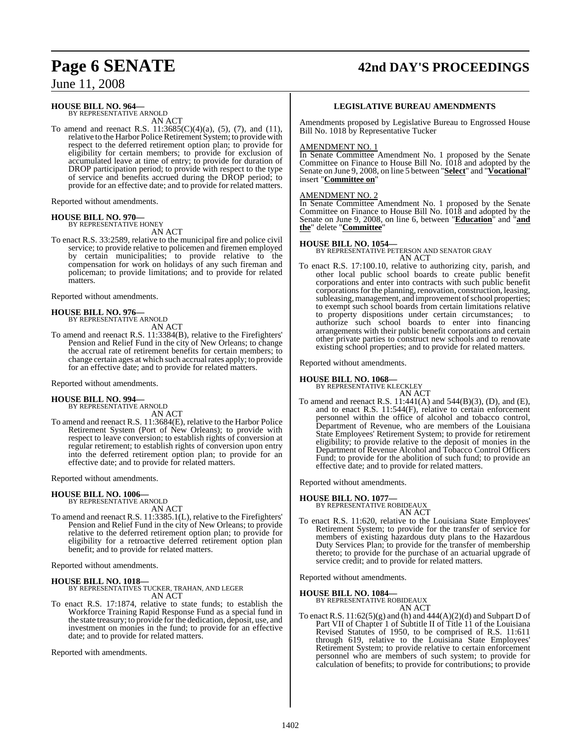**HOUSE BILL NO. 964—**
BY REPRESENTATIVE ARNOLD
AN ACT

To amend and reenact R.S. 11:3685(C)(4)(a), (5), (7), and (11), relative to the Harbor Police Retirement System; to provide with respect to the deferred retirement option plan; to provide for eligibility for certain members; to provide for exclusion of accumulated leave at time of entry; to provide for duration of DROP participation period; to provide with respect to the type of service and benefits accrued during the DROP period; to provide for an effective date; and to provide for related matters.

Reported without amendments.

**HOUSE BILL NO. 970—**
BY REPRESENTATIVE HONEY
AN ACT

To enact R.S. 33:2589, relative to the municipal fire and police civil service; to provide relative to policemen and firemen employed by certain municipalities; to provide relative to the compensation for work on holidays of any such fireman and policeman; to provide limitations; and to provide for related matters.

Reported without amendments.

**HOUSE BILL NO. 976—**
BY REPRESENTATIVE ARNOLD
AN ACT

To amend and reenact R.S. 11:3384(B), relative to the Firefighters' Pension and Relief Fund in the city of New Orleans; to change the accrual rate of retirement benefits for certain members; to change certain ages at which such accrual rates apply; to provide for an effective date; and to provide for related matters.

Reported without amendments.

**HOUSE BILL NO. 994—**
BY REPRESENTATIVE ARNOLD
AN ACT

To amend and reenact R.S. 11:3684(E), relative to the Harbor Police Retirement System (Port of New Orleans); to provide with respect to leave conversion; to establish rights of conversion at regular retirement; to establish rights of conversion upon entry into the deferred retirement option plan; to provide for an effective date; and to provide for related matters.

Reported without amendments.

**HOUSE BILL NO. 1006—**
BY REPRESENTATIVE ARNOLD
AN ACT

To amend and reenact R.S. 11:3385.1(L), relative to the Firefighters' Pension and Relief Fund in the city of New Orleans; to provide relative to the deferred retirement option plan; to provide for eligibility for a retroactive deferred retirement option plan benefit; and to provide for related matters.

Reported without amendments.

**HOUSE BILL NO. 1018—**
BY REPRESENTATIVES TUCKER, TRAHAN, AND LEGER
AN ACT

To enact R.S. 17:1874, relative to state funds; to establish the Workforce Training Rapid Response Fund as a special fund in the state treasury; to provide for the dedication, deposit, use, and investment on monies in the fund; to provide for an effective date; and to provide for related matters.

Reported with amendments.

**LEGISLATIVE BUREAU AMENDMENTS**

Amendments proposed by Legislative Bureau to Engrossed House Bill No. 1018 by Representative Tucker

AMENDMENT NO. 1

In Senate Committee Amendment No. 1 proposed by the Senate Committee on Finance to House Bill No. 1018 and adopted by the Senate on June 9, 2008, on line 5 between "**Select**" and "**Vocational**" insert "**Committee on**"

AMENDMENT NO. 2

In Senate Committee Amendment No. 1 proposed by the Senate Committee on Finance to House Bill No. 1018 and adopted by the Senate on June 9, 2008, on line 6, between "**Education**" and "**and the**" delete "**Committee**"

**HOUSE BILL NO. 1054—**
BY REPRESENTATIVE PETERSON AND SENATOR GRAY
AN ACT

To enact R.S. 17:100.10, relative to authorizing city, parish, and other local public school boards to create public benefit corporations and enter into contracts with such public benefit corporations for the planning, renovation, construction, leasing, subleasing, management, and improvement of school properties; to exempt such school boards from certain limitations relative to property dispositions under certain circumstances; to authorize such school boards to enter into financing arrangements with their public benefit corporations and certain other private parties to construct new schools and to renovate existing school properties; and to provide for related matters.

Reported without amendments.

**HOUSE BILL NO. 1068—**
BY REPRESENTATIVE KLECKLEY
AN ACT

To amend and reenact R.S. 11:441(A) and 544(B)(3), (D), and (E), and to enact R.S. 11:544(F), relative to certain enforcement personnel within the office of alcohol and tobacco control, Department of Revenue, who are members of the Louisiana State Employees' Retirement System; to provide for retirement eligibility; to provide relative to the deposit of monies in the Department of Revenue Alcohol and Tobacco Control Officers Fund; to provide for the abolition of such fund; to provide an effective date; and to provide for related matters.

Reported without amendments.

**HOUSE BILL NO. 1077—**
BY REPRESENTATIVE ROBIDEAUX
AN ACT

To enact R.S. 11:620, relative to the Louisiana State Employees' Retirement System; to provide for the transfer of service for members of existing hazardous duty plans to the Hazardous Duty Services Plan; to provide for the transfer of membership thereto; to provide for the purchase of an actuarial upgrade of service credit; and to provide for related matters.

Reported without amendments.

**HOUSE BILL NO. 1084—**
BY REPRESENTATIVE ROBIDEAUX
AN ACT

To enact R.S. 11:62(5)(g) and (h) and 444(A)(2)(d) and Subpart D of Part VII of Chapter 1 of Subtitle II of Title 11 of the Louisiana Revised Statutes of 1950, to be comprised of R.S. 11:611 through 619, relative to the Louisiana State Employees' Retirement System; to provide relative to certain enforcement personnel who are members of such system; to provide for calculation of benefits; to provide for contributions; to provide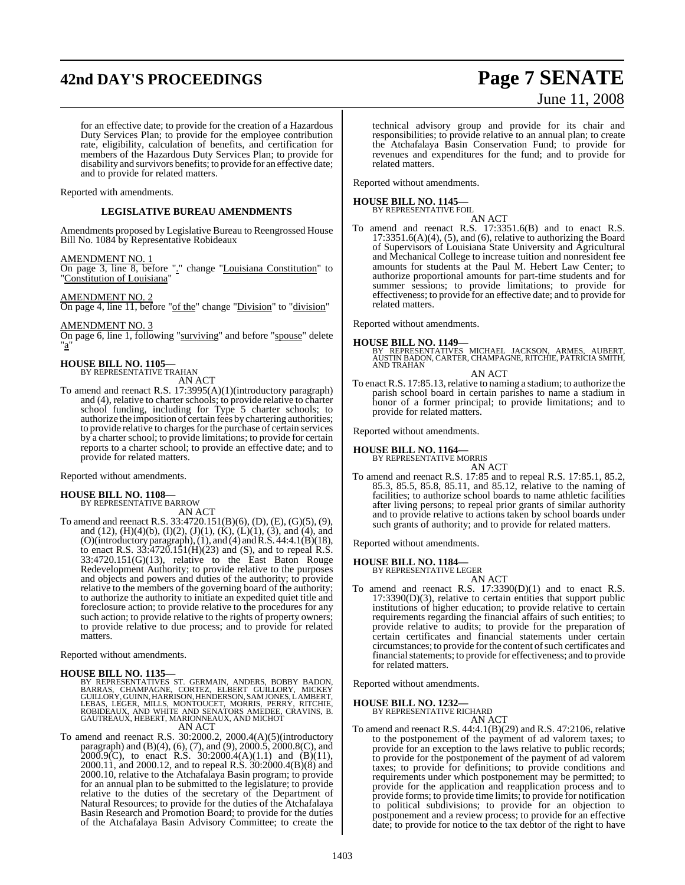for an effective date; to provide for the creation of a Hazardous Duty Services Plan; to provide for the employee contribution rate, eligibility, calculation of benefits, and certification for members of the Hazardous Duty Services Plan; to provide for disability and survivors benefits; to provide for an effective date; and to provide for related matters.

Reported with amendments.

**LEGISLATIVE BUREAU AMENDMENTS**

Amendments proposed by Legislative Bureau to Reengrossed House Bill No. 1084 by Representative Robideaux

AMENDMENT NO. 1
On page 3, line 8, before "." change "Louisiana Constitution" to "Constitution of Louisiana"

AMENDMENT NO. 2
On page 4, line 11, before "of the" change "Division" to "division"

AMENDMENT NO. 3
On page 6, line 1, following "surviving" and before "spouse" delete "a"

**HOUSE BILL NO. 1105—**
BY REPRESENTATIVE TRAHAN
AN ACT
To amend and reenact R.S. 17:3995(A)(1)(introductory paragraph) and (4), relative to charter schools; to provide relative to charter school funding, including for Type 5 charter schools; to authorize the imposition of certain fees by chartering authorities; to provide relative to charges for the purchase of certain services by a charter school; to provide limitations; to provide for certain reports to a charter school; to provide an effective date; and to provide for related matters.

Reported without amendments.

**HOUSE BILL NO. 1108—**
BY REPRESENTATIVE BARROW
AN ACT
To amend and reenact R.S. 33:4720.151(B)(6), (D), (E), (G)(5), (9), and (12), (H)(4)(b), (I)(2), (J)(1), (K), (L)(1), (3), and (4), and (O)(introductory paragraph), (1), and (4) and R.S. 44:4.1(B)(18), to enact R.S. 33:4720.151(H)(23) and (S), and to repeal R.S. 33:4720.151(G)(13), relative to the East Baton Rouge Redevelopment Authority; to provide relative to the purposes and objects and powers and duties of the authority; to provide relative to the members of the governing board of the authority; to authorize the authority to initiate an expedited quiet title and foreclosure action; to provide relative to the procedures for any such action; to provide relative to the rights of property owners; to provide relative to due process; and to provide for related matters.

Reported without amendments.

**HOUSE BILL NO. 1135—**
BY REPRESENTATIVES ST. GERMAIN, ANDERS, BOBBY BADON, BARRAS, CHAMPAGNE, CORTEZ, ELBERT GUILLORY, MICKEY GUILLORY, GUINN, HARRISON, HENDERSON, SAM JONES, LAMBERT, LEBAS, LEGER, MILLS, MONTOUCET, MORRIS, PERRY, RITCHIE, ROBIDEAUX, AND WHITE AND SENATORS AMEDEE, CRAVINS, B. GAUTREAUX, HEBERT, MARIONNEAUX, AND MICHOT
AN ACT
To amend and reenact R.S. 30:2000.2, 2000.4(A)(5)(introductory paragraph) and (B)(4), (6), (7), and (9), 2000.5, 2000.8(C), and 2000.9(C), to enact R.S. 30:2000.4(A)(1.1) and (B)(11), 2000.11, and 2000.12, and to repeal R.S. 30:2000.4(B)(8) and 2000.10, relative to the Atchafalaya Basin program; to provide for an annual plan to be submitted to the legislature; to provide relative to the duties of the secretary of the Department of Natural Resources; to provide for the duties of the Atchafalaya Basin Research and Promotion Board; to provide for the duties of the Atchafalaya Basin Advisory Committee; to create the technical advisory group and provide for its chair and responsibilities; to provide relative to an annual plan; to create the Atchafalaya Basin Conservation Fund; to provide for revenues and expenditures for the fund; and to provide for related matters.

Reported without amendments.

**HOUSE BILL NO. 1145—**
BY REPRESENTATIVE FOIL
AN ACT
To amend and reenact R.S. 17:3351.6(B) and to enact R.S. 17:3351.6(A)(4), (5), and (6), relative to authorizing the Board of Supervisors of Louisiana State University and Agricultural and Mechanical College to increase tuition and nonresident fee amounts for students at the Paul M. Hebert Law Center; to authorize proportional amounts for part-time students and for summer sessions; to provide limitations; to provide for effectiveness; to provide for an effective date; and to provide for related matters.

Reported without amendments.

**HOUSE BILL NO. 1149—**
BY REPRESENTATIVES MICHAEL JACKSON, ARMES, AUBERT, AUSTIN BADON, CARTER, CHAMPAGNE, RITCHIE, PATRICIA SMITH, AND TRAHAN
AN ACT
To enact R.S. 17:85.13, relative to naming a stadium; to authorize the parish school board in certain parishes to name a stadium in honor of a former principal; to provide limitations; and to provide for related matters.

Reported without amendments.

**HOUSE BILL NO. 1164—**
BY REPRESENTATIVE MORRIS
AN ACT
To amend and reenact R.S. 17:85 and to repeal R.S. 17:85.1, 85.2, 85.3, 85.5, 85.8, 85.11, and 85.12, relative to the naming of facilities; to authorize school boards to name athletic facilities after living persons; to repeal prior grants of similar authority and to provide relative to actions taken by school boards under such grants of authority; and to provide for related matters.

Reported without amendments.

**HOUSE BILL NO. 1184—**
BY REPRESENTATIVE LEGER
AN ACT
To amend and reenact R.S. 17:3390(D)(1) and to enact R.S. 17:3390(D)(3), relative to certain entities that support public institutions of higher education; to provide relative to certain requirements regarding the financial affairs of such entities; to provide relative to audits; to provide for the preparation of certain certificates and financial statements under certain circumstances; to provide for the content of such certificates and financial statements; to provide for effectiveness; and to provide for related matters.

Reported without amendments.

**HOUSE BILL NO. 1232—**
BY REPRESENTATIVE RICHARD
AN ACT
To amend and reenact R.S. 44:4.1(B)(29) and R.S. 47:2106, relative to the postponement of the payment of ad valorem taxes; to provide for an exception to the laws relative to public records; to provide for the postponement of the payment of ad valorem taxes; to provide for definitions; to provide conditions and requirements under which postponement may be permitted; to provide for the application and reapplication process and to provide forms; to provide time limits; to provide for notification to political subdivisions; to provide for an objection to postponement and a review process; to provide for an effective date; to provide for notice to the tax debtor of the right to have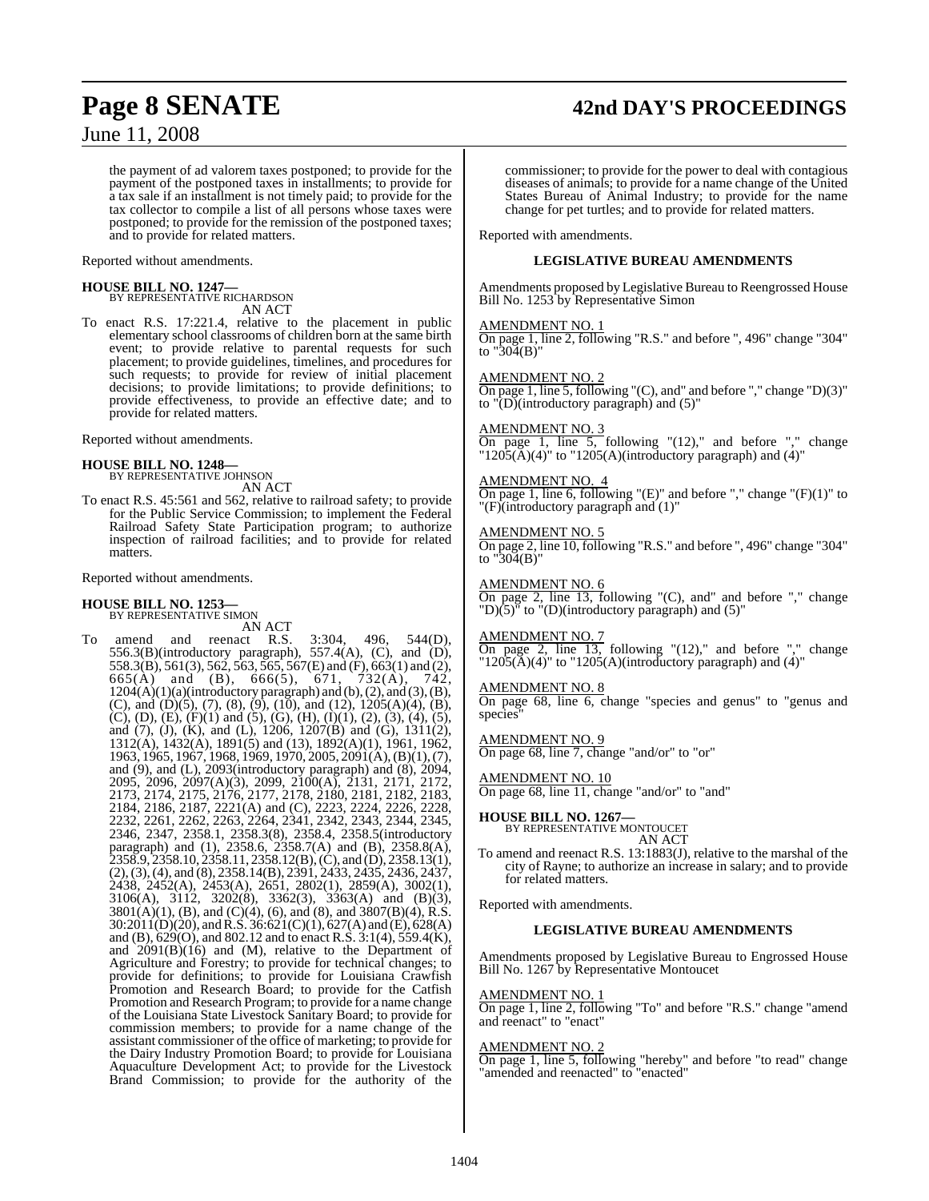the payment of ad valorem taxes postponed; to provide for the payment of the postponed taxes in installments; to provide for a tax sale if an installment is not timely paid; to provide for the tax collector to compile a list of all persons whose taxes were postponed; to provide for the remission of the postponed taxes; and to provide for related matters.

Reported without amendments.

**HOUSE BILL NO. 1247—**
BY REPRESENTATIVE RICHARDSON
AN ACT

To enact R.S. 17:221.4, relative to the placement in public elementary school classrooms of children born at the same birth event; to provide relative to parental requests for such placement; to provide guidelines, timelines, and procedures for such requests; to provide for review of initial placement decisions; to provide limitations; to provide definitions; to provide effectiveness, to provide an effective date; and to provide for related matters.

Reported without amendments.

**HOUSE BILL NO. 1248—**
BY REPRESENTATIVE JOHNSON
AN ACT

To enact R.S. 45:561 and 562, relative to railroad safety; to provide for the Public Service Commission; to implement the Federal Railroad Safety State Participation program; to authorize inspection of railroad facilities; and to provide for related matters.

Reported without amendments.

**HOUSE BILL NO. 1253—**
BY REPRESENTATIVE SIMON
AN ACT

To amend and reenact R.S. 3:304, 496, 544(D), 556.3(B)(introductory paragraph), 557.4(A), (C), and (D), 558.3(B), 561(3), 562, 563, 565, 567(E) and (F), 663(1) and (2), 665(A) and (B), 666(5), 671, 732(A), 742, 1204(A)(1)(a)(introductory paragraph) and (b), (2), and (3), (B), (C), and (D)(5), (7), (8), (9), (10), and (12), 1205(A)(4), (B), (C), (D), (E), (F)(1) and (5), (G), (H), (I)(1), (2), (3), (4), (5), and (7), (J), (K), and (L), 1206, 1207(B) and (G), 1311(2), 1312(A), 1432(A), 1891(5) and (13), 1892(A)(1), 1961, 1962, 1963, 1965, 1967, 1968, 1969, 1970, 2005, 2091(A), (B)(1), (7), and (9), and (L), 2093(introductory paragraph) and (8), 2094, 2095, 2096, 2097(A)(3), 2099, 2100(A), 2131, 2171, 2172, 2173, 2174, 2175, 2176, 2177, 2178, 2180, 2181, 2182, 2183, 2184, 2186, 2187, 2221(A) and (C), 2223, 2224, 2226, 2228, 2232, 2261, 2262, 2263, 2264, 2341, 2342, 2343, 2344, 2345, 2346, 2347, 2358.1, 2358.3(8), 2358.4, 2358.5(introductory paragraph) and (1), 2358.6, 2358.7(A) and (B), 2358.8(A), 2358.9, 2358.10, 2358.11, 2358.12(B), (C), and (D), 2358.13(1), (2), (3), (4), and (8), 2358.14(B), 2391, 2433, 2435, 2436, 2437, 2438, 2452(A), 2453(A), 2651, 2802(1), 2859(A), 3002(1), 3106(A), 3112, 3202(8), 3362(3), 3363(A) and (B)(3), 3801(A)(1), (B), and (C)(4), (6), and (8), and 3807(B)(4), R.S. 30:2011(D)(20), and R.S. 36:621(C)(1), 627(A) and (E), 628(A) and (B), 629(O), and 802.12 and to enact R.S. 3:1(4), 559.4(K), and 2091(B)(16) and (M), relative to the Department of Agriculture and Forestry; to provide for technical changes; to provide for definitions; to provide for Louisiana Crawfish Promotion and Research Board; to provide for the Catfish Promotion and Research Program; to provide for a name change of the Louisiana State Livestock Sanitary Board; to provide for commission members; to provide for a name change of the assistant commissioner of the office of marketing; to provide for the Dairy Industry Promotion Board; to provide for Louisiana Aquaculture Development Act; to provide for the Livestock Brand Commission; to provide for the authority of the commissioner; to provide for the power to deal with contagious diseases of animals; to provide for a name change of the United States Bureau of Animal Industry; to provide for the name change for pet turtles; and to provide for related matters.

Reported with amendments.

### LEGISLATIVE BUREAU AMENDMENTS

Amendments proposed by Legislative Bureau to Reengrossed House Bill No. 1253 by Representative Simon

AMENDMENT NO. 1
On page 1, line 2, following "R.S." and before ", 496" change "304" to "304(B)"

AMENDMENT NO. 2
On page 1, line 5, following "(C), and" and before "," change "D)(3)" to "(D)(introductory paragraph) and (5)"

AMENDMENT NO. 3
On page 1, line 5, following "(12)," and before "," change "1205(A)(4)" to "1205(A)(introductory paragraph) and (4)"

AMENDMENT NO. 4
On page 1, line 6, following "(E)" and before "," change "(F)(1)" to "(F)(introductory paragraph and (1)"

AMENDMENT NO. 5
On page 2, line 10, following "R.S." and before ", 496" change "304" to "304(B)"

AMENDMENT NO. 6
On page 2, line 13, following "(C), and" and before "," change "D)(5)" to "(D)(introductory paragraph) and (5)"

AMENDMENT NO. 7
On page 2, line 13, following "(12)," and before "," change "1205(A)(4)" to "1205(A)(introductory paragraph) and (4)"

AMENDMENT NO. 8
On page 68, line 6, change "species and genus" to "genus and species"

AMENDMENT NO. 9
On page 68, line 7, change "and/or" to "or"

AMENDMENT NO. 10
On page 68, line 11, change "and/or" to "and"

**HOUSE BILL NO. 1267—**
BY REPRESENTATIVE MONTOUCET
AN ACT

To amend and reenact R.S. 13:1883(J), relative to the marshal of the city of Rayne; to authorize an increase in salary; and to provide for related matters.

Reported with amendments.

### LEGISLATIVE BUREAU AMENDMENTS

Amendments proposed by Legislative Bureau to Engrossed House Bill No. 1267 by Representative Montoucet

AMENDMENT NO. 1
On page 1, line 2, following "To" and before "R.S." change "amend and reenact" to "enact"

AMENDMENT NO. 2
On page 1, line 5, following "hereby" and before "to read" change "amended and reenacted" to "enacted"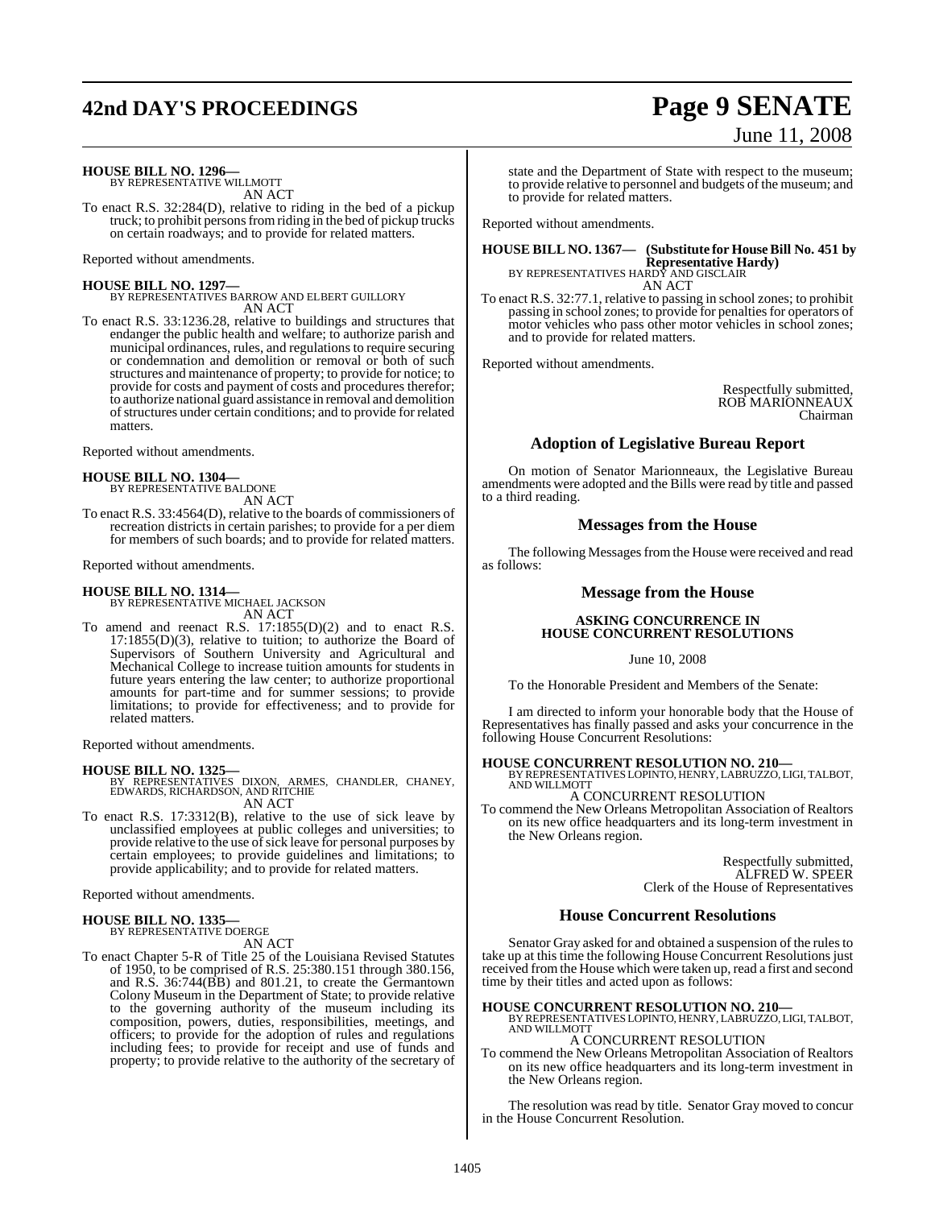**HOUSE BILL NO. 1296—**
BY REPRESENTATIVE WILLMOTT
AN ACT

To enact R.S. 32:284(D), relative to riding in the bed of a pickup truck; to prohibit persons from riding in the bed of pickup trucks on certain roadways; and to provide for related matters.

Reported without amendments.

**HOUSE BILL NO. 1297—**
BY REPRESENTATIVES BARROW AND ELBERT GUILLORY
AN ACT

To enact R.S. 33:1236.28, relative to buildings and structures that endanger the public health and welfare; to authorize parish and municipal ordinances, rules, and regulations to require securing or condemnation and demolition or removal or both of such structures and maintenance of property; to provide for notice; to provide for costs and payment of costs and procedures therefor; to authorize national guard assistance in removal and demolition of structures under certain conditions; and to provide for related matters.

Reported without amendments.

**HOUSE BILL NO. 1304—**
BY REPRESENTATIVE BALDONE
AN ACT

To enact R.S. 33:4564(D), relative to the boards of commissioners of recreation districts in certain parishes; to provide for a per diem for members of such boards; and to provide for related matters.

Reported without amendments.

**HOUSE BILL NO. 1314—**
BY REPRESENTATIVE MICHAEL JACKSON
AN ACT

To amend and reenact R.S. 17:1855(D)(2) and to enact R.S. 17:1855(D)(3), relative to tuition; to authorize the Board of Supervisors of Southern University and Agricultural and Mechanical College to increase tuition amounts for students in future years entering the law center; to authorize proportional amounts for part-time and for summer sessions; to provide limitations; to provide for effectiveness; and to provide for related matters.

Reported without amendments.

**HOUSE BILL NO. 1325—**
BY REPRESENTATIVES DIXON, ARMES, CHANDLER, CHANEY, EDWARDS, RICHARDSON, AND RITCHIE
AN ACT

To enact R.S. 17:3312(B), relative to the use of sick leave by unclassified employees at public colleges and universities; to provide relative to the use of sick leave for personal purposes by certain employees; to provide guidelines and limitations; to provide applicability; and to provide for related matters.

Reported without amendments.

**HOUSE BILL NO. 1335—**
BY REPRESENTATIVE DOERGE
AN ACT

To enact Chapter 5-R of Title 25 of the Louisiana Revised Statutes of 1950, to be comprised of R.S. 25:380.151 through 380.156, and R.S. 36:744(BB) and 801.21, to create the Germantown Colony Museum in the Department of State; to provide relative to the governing authority of the museum including its composition, powers, duties, responsibilities, meetings, and officers; to provide for the adoption of rules and regulations including fees; to provide for receipt and use of funds and property; to provide relative to the authority of the secretary of state and the Department of State with respect to the museum; to provide relative to personnel and budgets of the museum; and to provide for related matters.

Reported without amendments.

**HOUSE BILL NO. 1367— (Substitute for House Bill No. 451 by Representative Hardy)**
BY REPRESENTATIVES HARDY AND GISCLAIR
AN ACT

To enact R.S. 32:77.1, relative to passing in school zones; to prohibit passing in school zones; to provide for penalties for operators of motor vehicles who pass other motor vehicles in school zones; and to provide for related matters.

Reported without amendments.

Respectfully submitted,
ROB MARIONNEAUX
Chairman

## Adoption of Legislative Bureau Report

On motion of Senator Marionneaux, the Legislative Bureau amendments were adopted and the Bills were read by title and passed to a third reading.

## Messages from the House

The following Messages from the House were received and read as follows:

## Message from the House

**ASKING CONCURRENCE IN HOUSE CONCURRENT RESOLUTIONS**

June 10, 2008

To the Honorable President and Members of the Senate:

I am directed to inform your honorable body that the House of Representatives has finally passed and asks your concurrence in the following House Concurrent Resolutions:

**HOUSE CONCURRENT RESOLUTION NO. 210—**
BY REPRESENTATIVES LOPINTO, HENRY, LABRUZZO, LIGI, TALBOT, AND WILLMOTT
A CONCURRENT RESOLUTION

To commend the New Orleans Metropolitan Association of Realtors on its new office headquarters and its long-term investment in the New Orleans region.

Respectfully submitted,
ALFRED W. SPEER
Clerk of the House of Representatives

## House Concurrent Resolutions

Senator Gray asked for and obtained a suspension of the rules to take up at this time the following House Concurrent Resolutions just received from the House which were taken up, read a first and second time by their titles and acted upon as follows:

**HOUSE CONCURRENT RESOLUTION NO. 210—**
BY REPRESENTATIVES LOPINTO, HENRY, LABRUZZO, LIGI, TALBOT, AND WILLMOTT
A CONCURRENT RESOLUTION

To commend the New Orleans Metropolitan Association of Realtors on its new office headquarters and its long-term investment in the New Orleans region.

The resolution was read by title. Senator Gray moved to concur in the House Concurrent Resolution.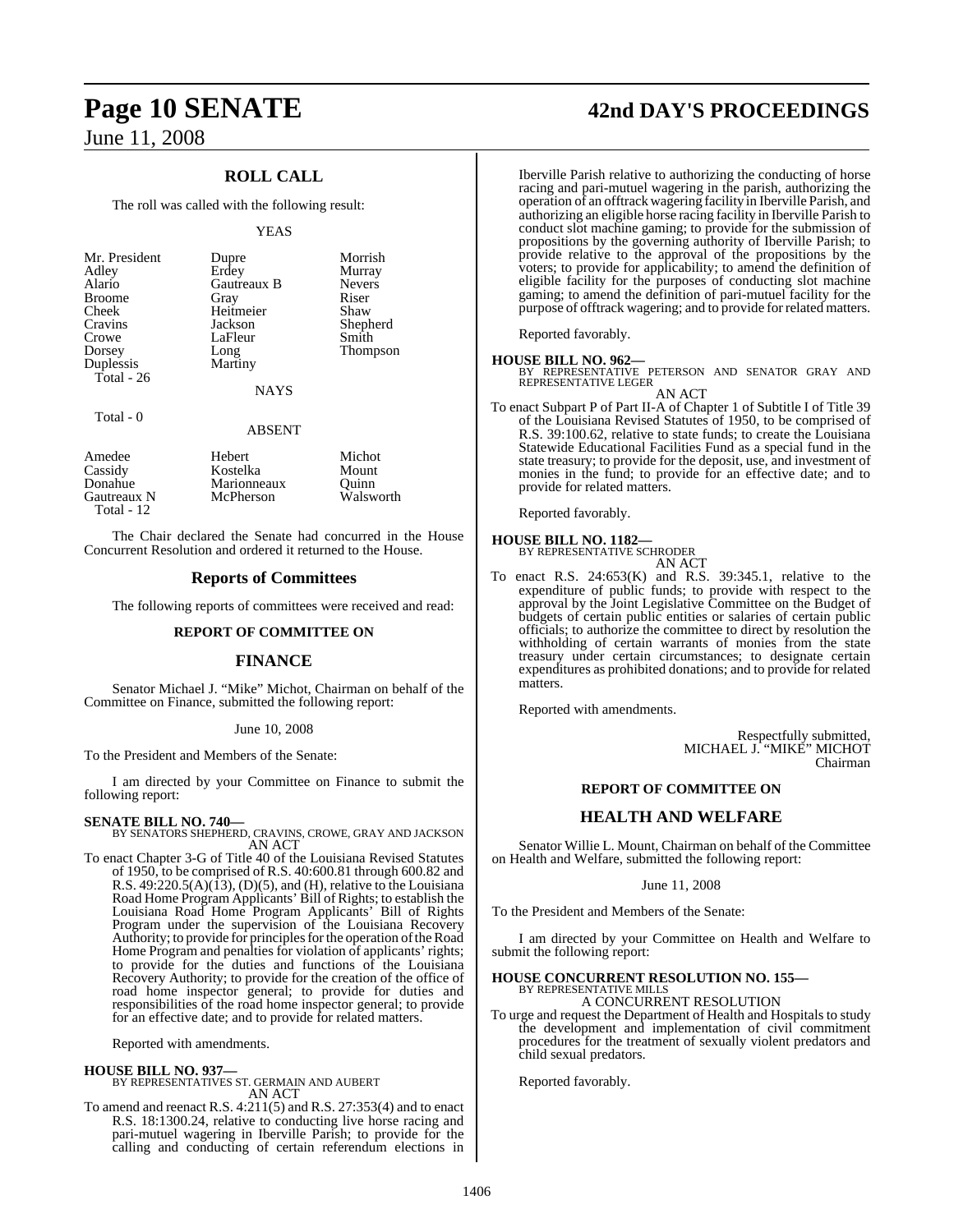## ROLL CALL

The roll was called with the following result:

YEAS

| | | |
|---|---|---|
| Mr. President | Dupre | Morrish |
| Adley | Erdey | Murray |
| Alario | Gautreaux B | Nevers |
| Broome | Gray | Riser |
| Cheek | Heitmeier | Shaw |
| Cravins | Jackson | Shepherd |
| Crowe | LaFleur | Smith |
| Dorsey | Long | Thompson |
| Duplessis | Martiny | |
| Total - 26 | | |

NAYS

Total - 0

ABSENT

| | | |
|---|---|---|
| Amedee | Hebert | Michot |
| Cassidy | Kostelka | Mount |
| Donahue | Marionneaux | Quinn |
| Gautreaux N | McPherson | Walsworth |
| Total - 12 | | |

The Chair declared the Senate had concurred in the House Concurrent Resolution and ordered it returned to the House.

## Reports of Committees

The following reports of committees were received and read:

### REPORT OF COMMITTEE ON

### FINANCE

Senator Michael J. "Mike" Michot, Chairman on behalf of the Committee on Finance, submitted the following report:

June 10, 2008

To the President and Members of the Senate:

I am directed by your Committee on Finance to submit the following report:

**SENATE BILL NO. 740—**
BY SENATORS SHEPHERD, CRAVINS, CROWE, GRAY AND JACKSON
AN ACT

To enact Chapter 3-G of Title 40 of the Louisiana Revised Statutes of 1950, to be comprised of R.S. 40:600.81 through 600.82 and R.S. 49:220.5(A)(13), (D)(5), and (H), relative to the Louisiana Road Home Program Applicants' Bill of Rights; to establish the Louisiana Road Home Program Applicants' Bill of Rights Program under the supervision of the Louisiana Recovery Authority; to provide for principles for the operation of the Road Home Program and penalties for violation of applicants' rights; to provide for the duties and functions of the Louisiana Recovery Authority; to provide for the creation of the office of road home inspector general; to provide for duties and responsibilities of the road home inspector general; to provide for an effective date; and to provide for related matters.

Reported with amendments.

**HOUSE BILL NO. 937—**
BY REPRESENTATIVES ST. GERMAIN AND AUBERT
AN ACT

To amend and reenact R.S. 4:211(5) and R.S. 27:353(4) and to enact R.S. 18:1300.24, relative to conducting live horse racing and pari-mutuel wagering in Iberville Parish; to provide for the calling and conducting of certain referendum elections in Iberville Parish relative to authorizing the conducting of horse racing and pari-mutuel wagering in the parish, authorizing the operation of an offtrack wagering facility in Iberville Parish, and authorizing an eligible horse racing facility in Iberville Parish to conduct slot machine gaming; to provide for the submission of propositions by the governing authority of Iberville Parish; to provide relative to the approval of the propositions by the voters; to provide for applicability; to amend the definition of eligible facility for the purposes of conducting slot machine gaming; to amend the definition of pari-mutuel facility for the purpose of offtrack wagering; and to provide for related matters.

Reported favorably.

**HOUSE BILL NO. 962—**
BY REPRESENTATIVE PETERSON AND SENATOR GRAY AND REPRESENTATIVE LEGER
AN ACT

To enact Subpart P of Part II-A of Chapter 1 of Subtitle I of Title 39 of the Louisiana Revised Statutes of 1950, to be comprised of R.S. 39:100.62, relative to state funds; to create the Louisiana Statewide Educational Facilities Fund as a special fund in the state treasury; to provide for the deposit, use, and investment of monies in the fund; to provide for an effective date; and to provide for related matters.

Reported favorably.

**HOUSE BILL NO. 1182—**
BY REPRESENTATIVE SCHRODER
AN ACT

To enact R.S. 24:653(K) and R.S. 39:345.1, relative to the expenditure of public funds; to provide with respect to the approval by the Joint Legislative Committee on the Budget of budgets of certain public entities or salaries of certain public officials; to authorize the committee to direct by resolution the withholding of certain warrants of monies from the state treasury under certain circumstances; to designate certain expenditures as prohibited donations; and to provide for related matters.

Reported with amendments.

Respectfully submitted,
MICHAEL J. "MIKE" MICHOT
Chairman

### REPORT OF COMMITTEE ON

### HEALTH AND WELFARE

Senator Willie L. Mount, Chairman on behalf of the Committee on Health and Welfare, submitted the following report:

June 11, 2008

To the President and Members of the Senate:

I am directed by your Committee on Health and Welfare to submit the following report:

**HOUSE CONCURRENT RESOLUTION NO. 155—**
BY REPRESENTATIVE MILLS
A CONCURRENT RESOLUTION

To urge and request the Department of Health and Hospitals to study the development and implementation of civil commitment procedures for the treatment of sexually violent predators and child sexual predators.

Reported favorably.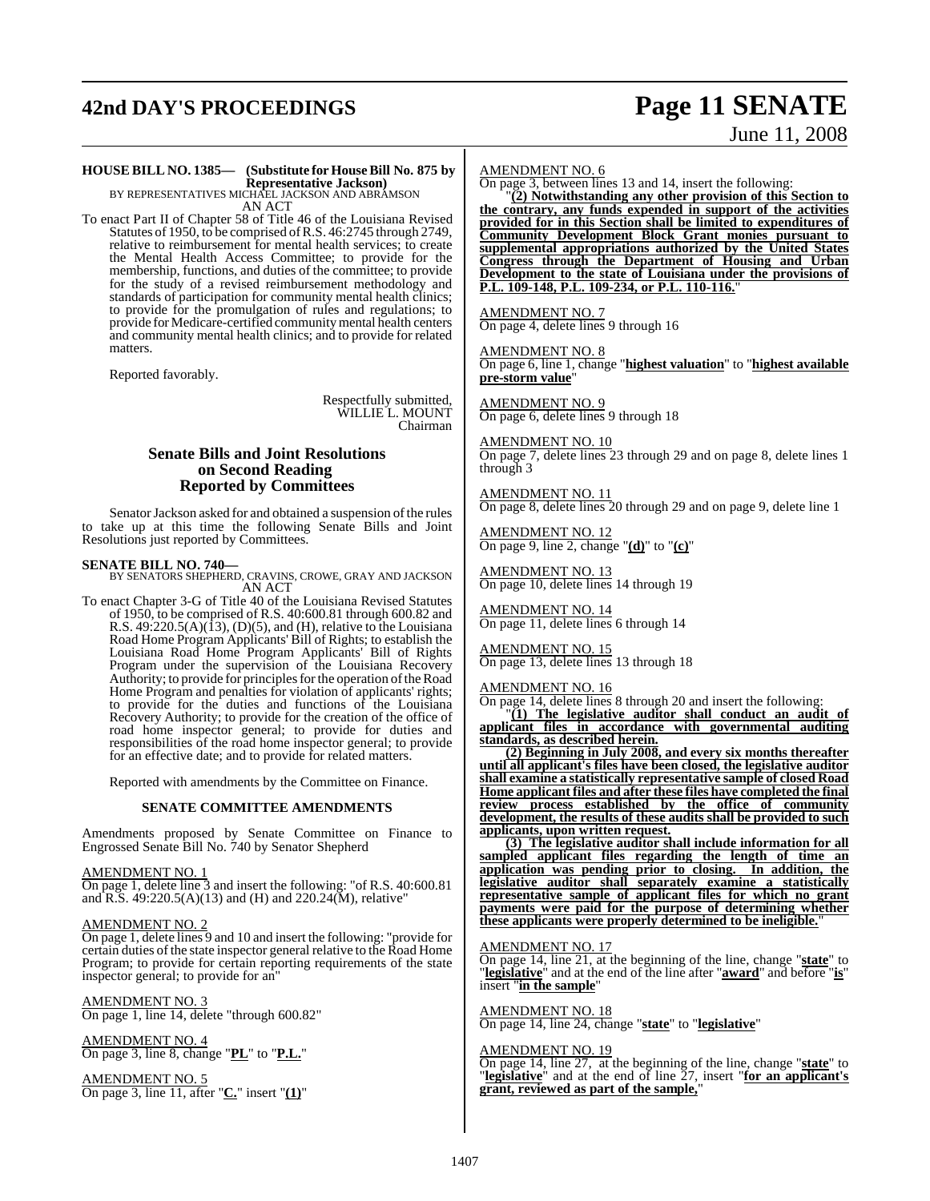**HOUSE BILL NO. 1385— (Substitute for House Bill No. 875 by Representative Jackson)**
BY REPRESENTATIVES MICHAEL JACKSON AND ABRAMSON
AN ACT

To enact Part II of Chapter 58 of Title 46 of the Louisiana Revised Statutes of 1950, to be comprised of R.S. 46:2745 through 2749, relative to reimbursement for mental health services; to create the Mental Health Access Committee; to provide for the membership, functions, and duties of the committee; to provide for the study of a revised reimbursement methodology and standards of participation for community mental health clinics; to provide for the promulgation of rules and regulations; to provide for Medicare-certified community mental health centers and community mental health clinics; and to provide for related matters.

Reported favorably.

Respectfully submitted,
WILLIE L. MOUNT
Chairman

## Senate Bills and Joint Resolutions on Second Reading Reported by Committees

Senator Jackson asked for and obtained a suspension of the rules to take up at this time the following Senate Bills and Joint Resolutions just reported by Committees.

**SENATE BILL NO. 740—**
BY SENATORS SHEPHERD, CRAVINS, CROWE, GRAY AND JACKSON
AN ACT

To enact Chapter 3-G of Title 40 of the Louisiana Revised Statutes of 1950, to be comprised of R.S. 40:600.81 through 600.82 and R.S. 49:220.5(A)(13), (D)(5), and (H), relative to the Louisiana Road Home Program Applicants' Bill of Rights; to establish the Louisiana Road Home Program Applicants' Bill of Rights Program under the supervision of the Louisiana Recovery Authority; to provide for principles for the operation of the Road Home Program and penalties for violation of applicants' rights; to provide for the duties and functions of the Louisiana Recovery Authority; to provide for the creation of the office of road home inspector general; to provide for duties and responsibilities of the road home inspector general; to provide for an effective date; and to provide for related matters.

Reported with amendments by the Committee on Finance.

### SENATE COMMITTEE AMENDMENTS

Amendments proposed by Senate Committee on Finance to Engrossed Senate Bill No. 740 by Senator Shepherd

AMENDMENT NO. 1
On page 1, delete line 3 and insert the following: "of R.S. 40:600.81 and R.S. 49:220.5(A)(13) and (H) and 220.24(M), relative"

AMENDMENT NO. 2
On page 1, delete lines 9 and 10 and insert the following: "provide for certain duties of the state inspector general relative to the Road Home Program; to provide for certain reporting requirements of the state inspector general; to provide for an"

AMENDMENT NO. 3
On page 1, line 14, delete "through 600.82"

AMENDMENT NO. 4
On page 3, line 8, change "**PL**" to "**P.L.**"

AMENDMENT NO. 5
On page 3, line 11, after "**C.**" insert "**(1)**"

AMENDMENT NO. 6
On page 3, between lines 13 and 14, insert the following:

"**(2) Notwithstanding any other provision of this Section to the contrary, any funds expended in support of the activities provided for in this Section shall be limited to expenditures of Community Development Block Grant monies pursuant to supplemental appropriations authorized by the United States Congress through the Department of Housing and Urban Development to the state of Louisiana under the provisions of P.L. 109-148, P.L. 109-234, or P.L. 110-116.**"

AMENDMENT NO. 7
On page 4, delete lines 9 through 16

AMENDMENT NO. 8
On page 6, line 1, change "**highest valuation**" to "**highest available pre-storm value**"

AMENDMENT NO. 9
On page 6, delete lines 9 through 18

AMENDMENT NO. 10
On page 7, delete lines 23 through 29 and on page 8, delete lines 1 through 3

AMENDMENT NO. 11
On page 8, delete lines 20 through 29 and on page 9, delete line 1

AMENDMENT NO. 12
On page 9, line 2, change "**(d)**" to "**(c)**"

AMENDMENT NO. 13
On page 10, delete lines 14 through 19

AMENDMENT NO. 14
On page 11, delete lines 6 through 14

AMENDMENT NO. 15
On page 13, delete lines 13 through 18

AMENDMENT NO. 16
On page 14, delete lines 8 through 20 and insert the following:

"**(1) The legislative auditor shall conduct an audit of applicant files in accordance with governmental auditing standards, as described herein.**

**(2) Beginning in July 2008, and every six months thereafter until all applicant's files have been closed, the legislative auditor shall examine a statistically representative sample of closed Road Home applicant files and after these files have completed the final review process established by the office of community development, the results of these audits shall be provided to such applicants, upon written request.**

**(3) The legislative auditor shall include information for all sampled applicant files regarding the length of time an application was pending prior to closing. In addition, the legislative auditor shall separately examine a statistically representative sample of applicant files for which no grant payments were paid for the purpose of determining whether these applicants were properly determined to be ineligible.**"

AMENDMENT NO. 17
On page 14, line 21, at the beginning of the line, change "**state**" to "**legislative**" and at the end of the line after "**award**" and before "**is**" insert "**in the sample**"

AMENDMENT NO. 18
On page 14, line 24, change "**state**" to "**legislative**"

AMENDMENT NO. 19
On page 14, line 27, at the beginning of the line, change "**state**" to "**legislative**" and at the end of line 27, insert "**for an applicant's grant, reviewed as part of the sample,**"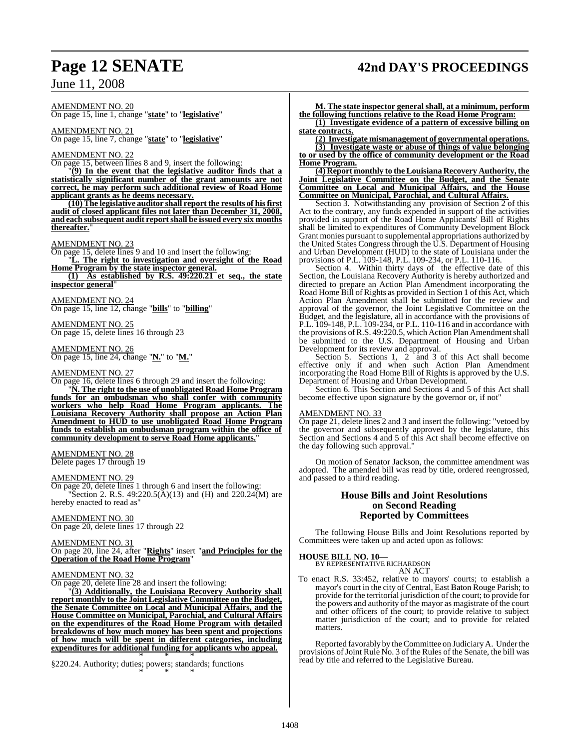AMENDMENT NO. 20
On page 15, line 1, change "**state**" to "**legislative**"

AMENDMENT NO. 21
On page 15, line 7, change "**state**" to "**legislative**"

AMENDMENT NO. 22
On page 15, between lines 8 and 9, insert the following:

"**(9) In the event that the legislative auditor finds that a statistically significant number of the grant amounts are not correct, he may perform such additional review of Road Home applicant grants as he deems necessary.**

**(10) The legislative auditor shall report the results of his first audit of closed applicant files not later than December 31, 2008, and each subsequent audit report shall be issued every six months thereafter.**"

AMENDMENT NO. 23
On page 15, delete lines 9 and 10 and insert the following:

"**L. The right to investigation and oversight of the Road Home Program by the state inspector general.**

**(1) As established by R.S. 49:220.21 et seq., the state inspector general**"

AMENDMENT NO. 24
On page 15, line 12, change "**bills**" to "**billing**"

AMENDMENT NO. 25
On page 15, delete lines 16 through 23

AMENDMENT NO. 26
On page 15, line 24, change "**N.**" to "**M.**"

AMENDMENT NO. 27
On page 16, delete lines 6 through 29 and insert the following:

"**N. The right to the use of unobligated Road Home Program funds for an ombudsman who shall confer with community workers who help Road Home Program applicants. The Louisiana Recovery Authority shall propose an Action Plan Amendment to HUD to use unobligated Road Home Program funds to establish an ombudsman program within the office of community development to serve Road Home applicants.**"

AMENDMENT NO. 28
Delete pages 17 through 19

AMENDMENT NO. 29
On page 20, delete lines 1 through 6 and insert the following:

"Section 2. R.S. 49:220.5(A)(13) and (H) and 220.24(M) are hereby enacted to read as"

AMENDMENT NO. 30
On page 20, delete lines 17 through 22

AMENDMENT NO. 31
On page 20, line 24, after "**Rights**" insert "**and Principles for the Operation of the Road Home Program**"

AMENDMENT NO. 32
On page 20, delete line 28 and insert the following:

"**(3) Additionally, the Louisiana Recovery Authority shall report monthly to the Joint Legislative Committee on the Budget, the Senate Committee on Local and Municipal Affairs, and the House Committee on Municipal, Parochial, and Cultural Affairs on the expenditures of the Road Home Program with detailed breakdowns of how much money has been spent and projections of how much will be spent in different categories, including expenditures for additional funding for applicants who appeal.**

\* \* \*

§220.24. Authority; duties; powers; standards; functions

\* \* \*

**M. The state inspector general shall, at a minimum, perform the following functions relative to the Road Home Program:**

**(1) Investigate evidence of a pattern of excessive billing on state contracts.**

**(2) Investigate mismanagement of governmental operations.**

**(3) Investigate waste or abuse of things of value belonging to or used by the office of community development or the Road Home Program.**

**(4) Report monthly to the Louisiana Recovery Authority, the Joint Legislative Committee on the Budget, and the Senate Committee on Local and Municipal Affairs, and the House Committee on Municipal, Parochial, and Cultural Affairs.**

Section 3. Notwithstanding any provision of Section 2 of this Act to the contrary, any funds expended in support of the activities provided in support of the Road Home Applicants' Bill of Rights shall be limited to expenditures of Community Development Block Grant monies pursuant to supplemental appropriations authorized by the United States Congress through the U.S. Department of Housing and Urban Development (HUD) to the state of Louisiana under the provisions of P.L. 109-148, P.L. 109-234, or P.L. 110-116.

Section 4. Within thirty days of the effective date of this Section, the Louisiana Recovery Authority is hereby authorized and directed to prepare an Action Plan Amendment incorporating the Road Home Bill of Rights as provided in Section 1 of this Act, which Action Plan Amendment shall be submitted for the review and approval of the governor, the Joint Legislative Committee on the Budget, and the legislature, all in accordance with the provisions of P.L. 109-148, P.L. 109-234, or P.L. 110-116 and in accordance with the provisions of R.S. 49:220.5, which Action Plan Amendment shall be submitted to the U.S. Department of Housing and Urban Development for its review and approval.

Section 5. Sections 1, 2 and 3 of this Act shall become effective only if and when such Action Plan Amendment incorporating the Road Home Bill of Rights is approved by the U.S. Department of Housing and Urban Development.

Section 6. This Section and Sections 4 and 5 of this Act shall become effective upon signature by the governor or, if not"

AMENDMENT NO. 33
On page 21, delete lines 2 and 3 and insert the following: "vetoed by the governor and subsequently approved by the legislature, this Section and Sections 4 and 5 of this Act shall become effective on the day following such approval."

On motion of Senator Jackson, the committee amendment was adopted. The amended bill was read by title, ordered reengrossed, and passed to a third reading.

## House Bills and Joint Resolutions on Second Reading Reported by Committees

The following House Bills and Joint Resolutions reported by Committees were taken up and acted upon as follows:

**HOUSE BILL NO. 10—**
BY REPRESENTATIVE RICHARDSON

AN ACT

To enact R.S. 33:452, relative to mayors' courts; to establish a mayor's court in the city of Central, East Baton Rouge Parish; to provide for the territorial jurisdiction of the court; to provide for the powers and authority of the mayor as magistrate of the court and other officers of the court; to provide relative to subject matter jurisdiction of the court; and to provide for related matters.

Reported favorably by the Committee on Judiciary A. Under the provisions of Joint Rule No. 3 of the Rules of the Senate, the bill was read by title and referred to the Legislative Bureau.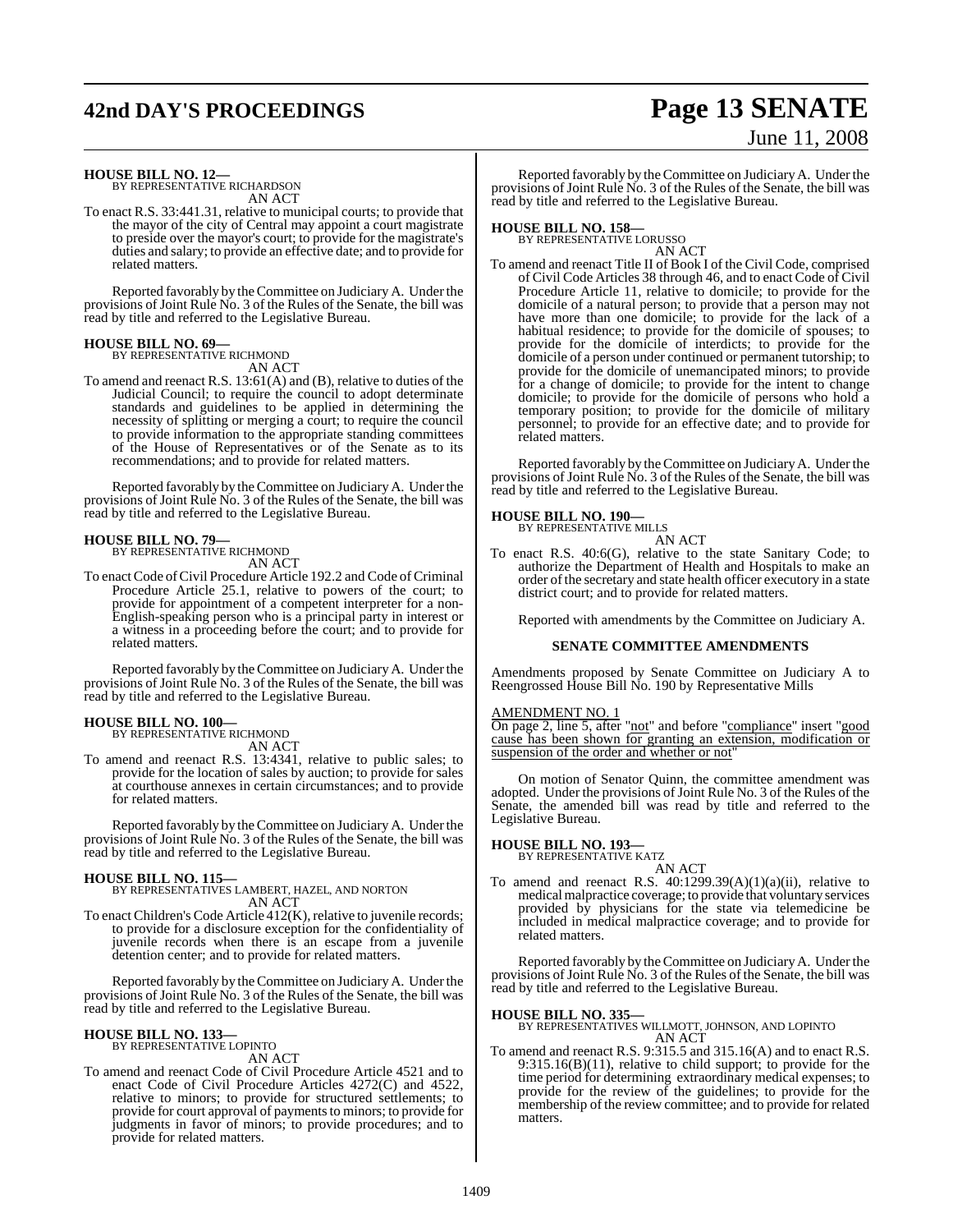**HOUSE BILL NO. 12—**
BY REPRESENTATIVE RICHARDSON
AN ACT

To enact R.S. 33:441.31, relative to municipal courts; to provide that the mayor of the city of Central may appoint a court magistrate to preside over the mayor's court; to provide for the magistrate's duties and salary; to provide an effective date; and to provide for related matters.

Reported favorably by the Committee on Judiciary A. Under the provisions of Joint Rule No. 3 of the Rules of the Senate, the bill was read by title and referred to the Legislative Bureau.

**HOUSE BILL NO. 69—**
BY REPRESENTATIVE RICHMOND
AN ACT

To amend and reenact R.S. 13:61(A) and (B), relative to duties of the Judicial Council; to require the council to adopt determinate standards and guidelines to be applied in determining the necessity of splitting or merging a court; to require the council to provide information to the appropriate standing committees of the House of Representatives or of the Senate as to its recommendations; and to provide for related matters.

Reported favorably by the Committee on Judiciary A. Under the provisions of Joint Rule No. 3 of the Rules of the Senate, the bill was read by title and referred to the Legislative Bureau.

**HOUSE BILL NO. 79—**
BY REPRESENTATIVE RICHMOND
AN ACT

To enact Code of Civil Procedure Article 192.2 and Code of Criminal Procedure Article 25.1, relative to powers of the court; to provide for appointment of a competent interpreter for a non-English-speaking person who is a principal party in interest or a witness in a proceeding before the court; and to provide for related matters.

Reported favorably by the Committee on Judiciary A. Under the provisions of Joint Rule No. 3 of the Rules of the Senate, the bill was read by title and referred to the Legislative Bureau.

**HOUSE BILL NO. 100—**
BY REPRESENTATIVE RICHMOND
AN ACT

To amend and reenact R.S. 13:4341, relative to public sales; to provide for the location of sales by auction; to provide for sales at courthouse annexes in certain circumstances; and to provide for related matters.

Reported favorably by the Committee on Judiciary A. Under the provisions of Joint Rule No. 3 of the Rules of the Senate, the bill was read by title and referred to the Legislative Bureau.

**HOUSE BILL NO. 115—**
BY REPRESENTATIVES LAMBERT, HAZEL, AND NORTON
AN ACT

To enact Children's Code Article 412(K), relative to juvenile records; to provide for a disclosure exception for the confidentiality of juvenile records when there is an escape from a juvenile detention center; and to provide for related matters.

Reported favorably by the Committee on Judiciary A. Under the provisions of Joint Rule No. 3 of the Rules of the Senate, the bill was read by title and referred to the Legislative Bureau.

**HOUSE BILL NO. 133—**
BY REPRESENTATIVE LOPINTO
AN ACT

To amend and reenact Code of Civil Procedure Article 4521 and to enact Code of Civil Procedure Articles 4272(C) and 4522, relative to minors; to provide for structured settlements; to provide for court approval of payments to minors; to provide for judgments in favor of minors; to provide procedures; and to provide for related matters.

Reported favorably by the Committee on Judiciary A. Under the provisions of Joint Rule No. 3 of the Rules of the Senate, the bill was read by title and referred to the Legislative Bureau.

**HOUSE BILL NO. 158—**
BY REPRESENTATIVE LORUSSO
AN ACT

To amend and reenact Title II of Book I of the Civil Code, comprised of Civil Code Articles 38 through 46, and to enact Code of Civil Procedure Article 11, relative to domicile; to provide for the domicile of a natural person; to provide that a person may not have more than one domicile; to provide for the lack of a habitual residence; to provide for the domicile of spouses; to provide for the domicile of interdicts; to provide for the domicile of a person under continued or permanent tutorship; to provide for the domicile of unemancipated minors; to provide for a change of domicile; to provide for the intent to change domicile; to provide for the domicile of persons who hold a temporary position; to provide for the domicile of military personnel; to provide for an effective date; and to provide for related matters.

Reported favorably by the Committee on Judiciary A. Under the provisions of Joint Rule No. 3 of the Rules of the Senate, the bill was read by title and referred to the Legislative Bureau.

**HOUSE BILL NO. 190—**
BY REPRESENTATIVE MILLS
AN ACT

To enact R.S. 40:6(G), relative to the state Sanitary Code; to authorize the Department of Health and Hospitals to make an order of the secretary and state health officer executory in a state district court; and to provide for related matters.

Reported with amendments by the Committee on Judiciary A.

**SENATE COMMITTEE AMENDMENTS**

Amendments proposed by Senate Committee on Judiciary A to Reengrossed House Bill No. 190 by Representative Mills

AMENDMENT NO. 1
On page 2, line 5, after "not" and before "compliance" insert "good cause has been shown for granting an extension, modification or suspension of the order and whether or not"

On motion of Senator Quinn, the committee amendment was adopted. Under the provisions of Joint Rule No. 3 of the Rules of the Senate, the amended bill was read by title and referred to the Legislative Bureau.

**HOUSE BILL NO. 193—**
BY REPRESENTATIVE KATZ
AN ACT

To amend and reenact R.S. 40:1299.39(A)(1)(a)(ii), relative to medical malpractice coverage; to provide that voluntary services provided by physicians for the state via telemedicine be included in medical malpractice coverage; and to provide for related matters.

Reported favorably by the Committee on Judiciary A. Under the provisions of Joint Rule No. 3 of the Rules of the Senate, the bill was read by title and referred to the Legislative Bureau.

**HOUSE BILL NO. 335—**
BY REPRESENTATIVES WILLMOTT, JOHNSON, AND LOPINTO
AN ACT

To amend and reenact R.S. 9:315.5 and 315.16(A) and to enact R.S. 9:315.16(B)(11), relative to child support; to provide for the time period for determining extraordinary medical expenses; to provide for the review of the guidelines; to provide for the membership of the review committee; and to provide for related matters.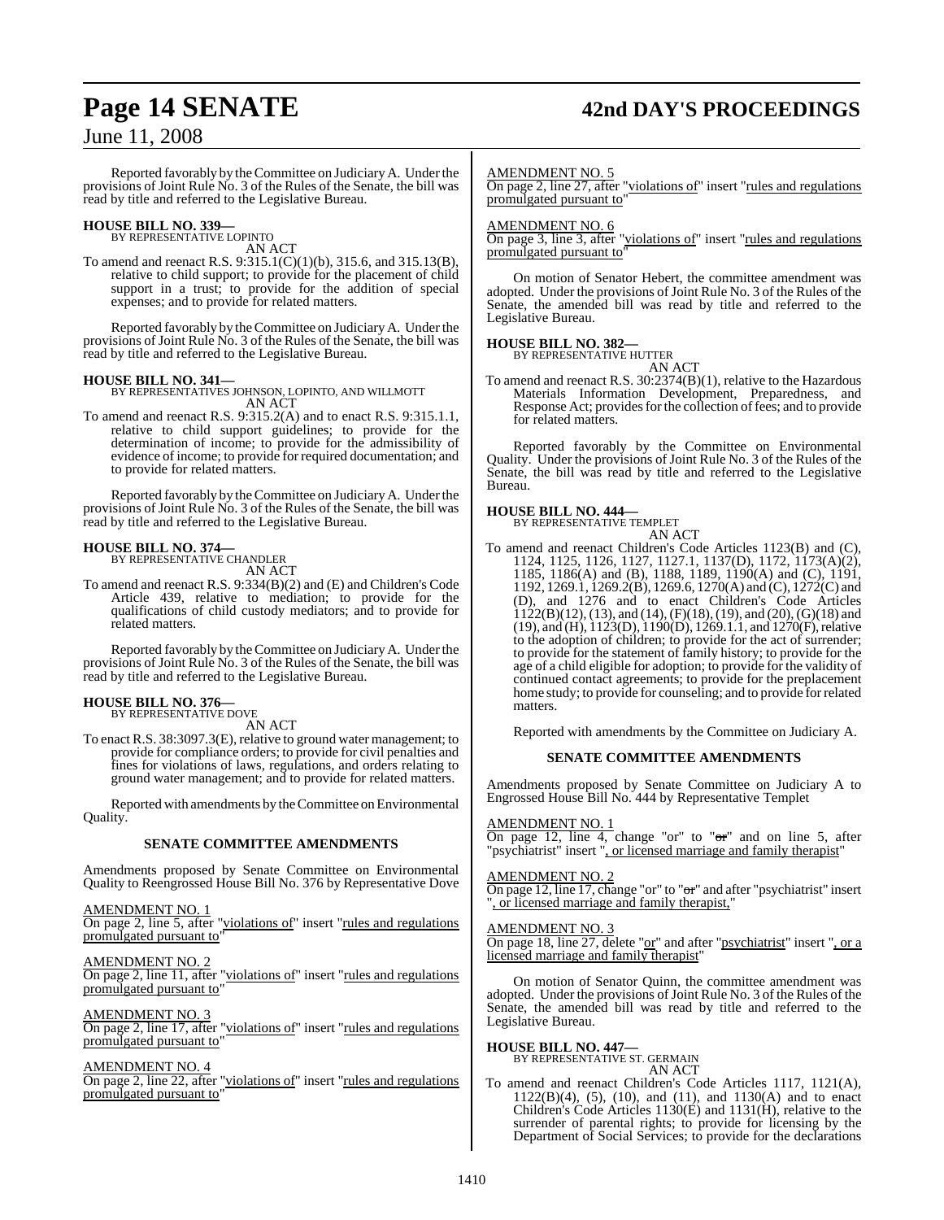Reported favorably by the Committee on Judiciary A. Under the provisions of Joint Rule No. 3 of the Rules of the Senate, the bill was read by title and referred to the Legislative Bureau.

**HOUSE BILL NO. 339—**
BY REPRESENTATIVE LOPINTO
AN ACT

To amend and reenact R.S. 9:315.1(C)(1)(b), 315.6, and 315.13(B), relative to child support; to provide for the placement of child support in a trust; to provide for the addition of special expenses; and to provide for related matters.

Reported favorably by the Committee on Judiciary A. Under the provisions of Joint Rule No. 3 of the Rules of the Senate, the bill was read by title and referred to the Legislative Bureau.

**HOUSE BILL NO. 341—**
BY REPRESENTATIVES JOHNSON, LOPINTO, AND WILLMOTT
AN ACT

To amend and reenact R.S. 9:315.2(A) and to enact R.S. 9:315.1.1, relative to child support guidelines; to provide for the determination of income; to provide for the admissibility of evidence of income; to provide for required documentation; and to provide for related matters.

Reported favorably by the Committee on Judiciary A. Under the provisions of Joint Rule No. 3 of the Rules of the Senate, the bill was read by title and referred to the Legislative Bureau.

**HOUSE BILL NO. 374—**
BY REPRESENTATIVE CHANDLER
AN ACT

To amend and reenact R.S. 9:334(B)(2) and (E) and Children's Code Article 439, relative to mediation; to provide for the qualifications of child custody mediators; and to provide for related matters.

Reported favorably by the Committee on Judiciary A. Under the provisions of Joint Rule No. 3 of the Rules of the Senate, the bill was read by title and referred to the Legislative Bureau.

**HOUSE BILL NO. 376—**
BY REPRESENTATIVE DOVE
AN ACT

To enact R.S. 38:3097.3(E), relative to ground water management; to provide for compliance orders; to provide for civil penalties and fines for violations of laws, regulations, and orders relating to ground water management; and to provide for related matters.

Reported with amendments by the Committee on Environmental Quality.

**SENATE COMMITTEE AMENDMENTS**

Amendments proposed by Senate Committee on Environmental Quality to Reengrossed House Bill No. 376 by Representative Dove

AMENDMENT NO. 1
On page 2, line 5, after "violations of" insert "rules and regulations promulgated pursuant to"

AMENDMENT NO. 2
On page 2, line 11, after "violations of" insert "rules and regulations promulgated pursuant to"

AMENDMENT NO. 3
On page 2, line 17, after "violations of" insert "rules and regulations promulgated pursuant to"

AMENDMENT NO. 4
On page 2, line 22, after "violations of" insert "rules and regulations promulgated pursuant to"

AMENDMENT NO. 5
On page 2, line 27, after "violations of" insert "rules and regulations promulgated pursuant to"

AMENDMENT NO. 6
On page 3, line 3, after "violations of" insert "rules and regulations promulgated pursuant to"

On motion of Senator Hebert, the committee amendment was adopted. Under the provisions of Joint Rule No. 3 of the Rules of the Senate, the amended bill was read by title and referred to the Legislative Bureau.

**HOUSE BILL NO. 382—**
BY REPRESENTATIVE HUTTER
AN ACT

To amend and reenact R.S. 30:2374(B)(1), relative to the Hazardous Materials Information Development, Preparedness, and Response Act; provides for the collection of fees; and to provide for related matters.

Reported favorably by the Committee on Environmental Quality. Under the provisions of Joint Rule No. 3 of the Rules of the Senate, the bill was read by title and referred to the Legislative Bureau.

**HOUSE BILL NO. 444—**
BY REPRESENTATIVE TEMPLET
AN ACT

To amend and reenact Children's Code Articles 1123(B) and (C), 1124, 1125, 1126, 1127, 1127.1, 1137(D), 1172, 1173(A)(2), 1185, 1186(A) and (B), 1188, 1189, 1190(A) and (C), 1191, 1192, 1269.1, 1269.2(B), 1269.6, 1270(A) and (C), 1272(C) and (D), and 1276 and to enact Children's Code Articles 1122(B)(12), (13), and (14), (F)(18), (19), and (20), (G)(18) and (19), and (H), 1123(D), 1190(D), 1269.1.1, and 1270(F), relative to the adoption of children; to provide for the act of surrender; to provide for the statement of family history; to provide for the age of a child eligible for adoption; to provide for the validity of continued contact agreements; to provide for the preplacement home study; to provide for counseling; and to provide for related matters.

Reported with amendments by the Committee on Judiciary A.

**SENATE COMMITTEE AMENDMENTS**

Amendments proposed by Senate Committee on Judiciary A to Engrossed House Bill No. 444 by Representative Templet

AMENDMENT NO. 1
On page 12, line 4, change "or" to "~~or~~" and on line 5, after "psychiatrist" insert ", or licensed marriage and family therapist"

AMENDMENT NO. 2
On page 12, line 17, change "or" to "~~or~~" and after "psychiatrist" insert ", or licensed marriage and family therapist,"

AMENDMENT NO. 3
On page 18, line 27, delete "or" and after "psychiatrist" insert ", or a licensed marriage and family therapist"

On motion of Senator Quinn, the committee amendment was adopted. Under the provisions of Joint Rule No. 3 of the Rules of the Senate, the amended bill was read by title and referred to the Legislative Bureau.

**HOUSE BILL NO. 447—**
BY REPRESENTATIVE ST. GERMAIN
AN ACT

To amend and reenact Children's Code Articles 1117, 1121(A), 1122(B)(4), (5), (10), and (11), and 1130(A) and to enact Children's Code Articles 1130(E) and 1131(H), relative to the surrender of parental rights; to provide for licensing by the Department of Social Services; to provide for the declarations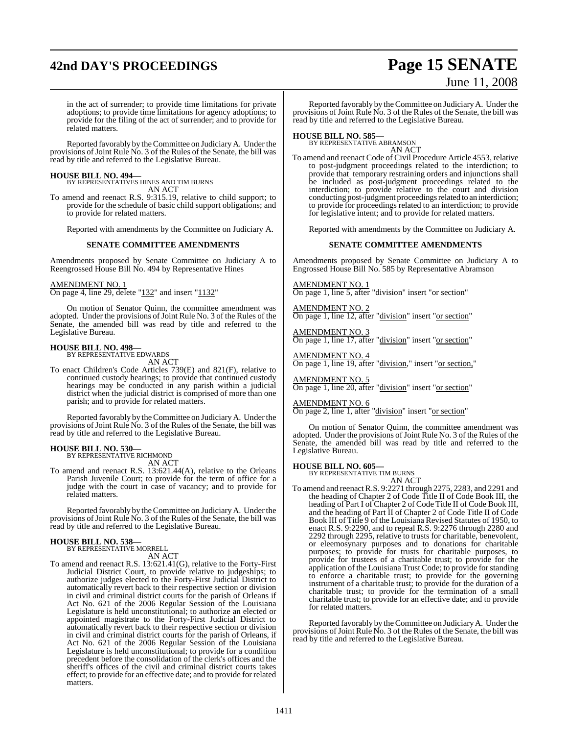in the act of surrender; to provide time limitations for private adoptions; to provide time limitations for agency adoptions; to provide for the filing of the act of surrender; and to provide for related matters.

Reported favorably by the Committee on Judiciary A. Under the provisions of Joint Rule No. 3 of the Rules of the Senate, the bill was read by title and referred to the Legislative Bureau.

**HOUSE BILL NO. 494—**
BY REPRESENTATIVES HINES AND TIM BURNS
AN ACT

To amend and reenact R.S. 9:315.19, relative to child support; to provide for the schedule of basic child support obligations; and to provide for related matters.

Reported with amendments by the Committee on Judiciary A.

**SENATE COMMITTEE AMENDMENTS**

Amendments proposed by Senate Committee on Judiciary A to Reengrossed House Bill No. 494 by Representative Hines

AMENDMENT NO. 1
On page 4, line 29, delete "132" and insert "1132"

On motion of Senator Quinn, the committee amendment was adopted. Under the provisions of Joint Rule No. 3 of the Rules of the Senate, the amended bill was read by title and referred to the Legislative Bureau.

**HOUSE BILL NO. 498—**
BY REPRESENTATIVE EDWARDS
AN ACT

To enact Children's Code Articles 739(E) and 821(F), relative to continued custody hearings; to provide that continued custody hearings may be conducted in any parish within a judicial district when the judicial district is comprised of more than one parish; and to provide for related matters.

Reported favorably by the Committee on Judiciary A. Under the provisions of Joint Rule No. 3 of the Rules of the Senate, the bill was read by title and referred to the Legislative Bureau.

**HOUSE BILL NO. 530—**
BY REPRESENTATIVE RICHMOND
AN ACT

To amend and reenact R.S. 13:621.44(A), relative to the Orleans Parish Juvenile Court; to provide for the term of office for a judge with the court in case of vacancy; and to provide for related matters.

Reported favorably by the Committee on Judiciary A. Under the provisions of Joint Rule No. 3 of the Rules of the Senate, the bill was read by title and referred to the Legislative Bureau.

**HOUSE BILL NO. 538—**
BY REPRESENTATIVE MORRELL
AN ACT

To amend and reenact R.S. 13:621.41(G), relative to the Forty-First Judicial District Court, to provide relative to judgeships; to authorize judges elected to the Forty-First Judicial District to automatically revert back to their respective section or division in civil and criminal district courts for the parish of Orleans if Act No. 621 of the 2006 Regular Session of the Louisiana Legislature is held unconstitutional; to authorize an elected or appointed magistrate to the Forty-First Judicial District to automatically revert back to their respective section or division in civil and criminal district courts for the parish of Orleans, if Act No. 621 of the 2006 Regular Session of the Louisiana Legislature is held unconstitutional; to provide for a condition precedent before the consolidation of the clerk's offices and the sheriff's offices of the civil and criminal district courts takes effect; to provide for an effective date; and to provide for related matters.

Reported favorably by the Committee on Judiciary A. Under the provisions of Joint Rule No. 3 of the Rules of the Senate, the bill was read by title and referred to the Legislative Bureau.

**HOUSE BILL NO. 585—**
BY REPRESENTATIVE ABRAMSON
AN ACT

To amend and reenact Code of Civil Procedure Article 4553, relative to post-judgment proceedings related to the interdiction; to provide that temporary restraining orders and injunctions shall be included as post-judgment proceedings related to the interdiction; to provide relative to the court and division conducting post-judgment proceedings related to an interdiction; to provide for proceedings related to an interdiction; to provide for legislative intent; and to provide for related matters.

Reported with amendments by the Committee on Judiciary A.

**SENATE COMMITTEE AMENDMENTS**

Amendments proposed by Senate Committee on Judiciary A to Engrossed House Bill No. 585 by Representative Abramson

AMENDMENT NO. 1
On page 1, line 5, after "division" insert "or section"

AMENDMENT NO. 2
On page 1, line 12, after "division" insert "or section"

AMENDMENT NO. 3
On page 1, line 17, after "division" insert "or section"

AMENDMENT NO. 4
On page 1, line 19, after "division," insert "or section,"

AMENDMENT NO. 5
On page 1, line 20, after "division" insert "or section"

AMENDMENT NO. 6
On page 2, line 1, after "division" insert "or section"

On motion of Senator Quinn, the committee amendment was adopted. Under the provisions of Joint Rule No. 3 of the Rules of the Senate, the amended bill was read by title and referred to the Legislative Bureau.

**HOUSE BILL NO. 605—**
BY REPRESENTATIVE TIM BURNS
AN ACT

To amend and reenact R.S. 9:2271 through 2275, 2283, and 2291 and the heading of Chapter 2 of Code Title II of Code Book III, the heading of Part I of Chapter 2 of Code Title II of Code Book III, and the heading of Part II of Chapter 2 of Code Title II of Code Book III of Title 9 of the Louisiana Revised Statutes of 1950, to enact R.S. 9:2290, and to repeal R.S. 9:2276 through 2280 and 2292 through 2295, relative to trusts for charitable, benevolent, or eleemosynary purposes and to donations for charitable purposes; to provide for trusts for charitable purposes, to provide for trustees of a charitable trust; to provide for the application of the Louisiana Trust Code; to provide for standing to enforce a charitable trust; to provide for the governing instrument of a charitable trust; to provide for the duration of a charitable trust; to provide for the termination of a small charitable trust; to provide for an effective date; and to provide for related matters.

Reported favorably by the Committee on Judiciary A. Under the provisions of Joint Rule No. 3 of the Rules of the Senate, the bill was read by title and referred to the Legislative Bureau.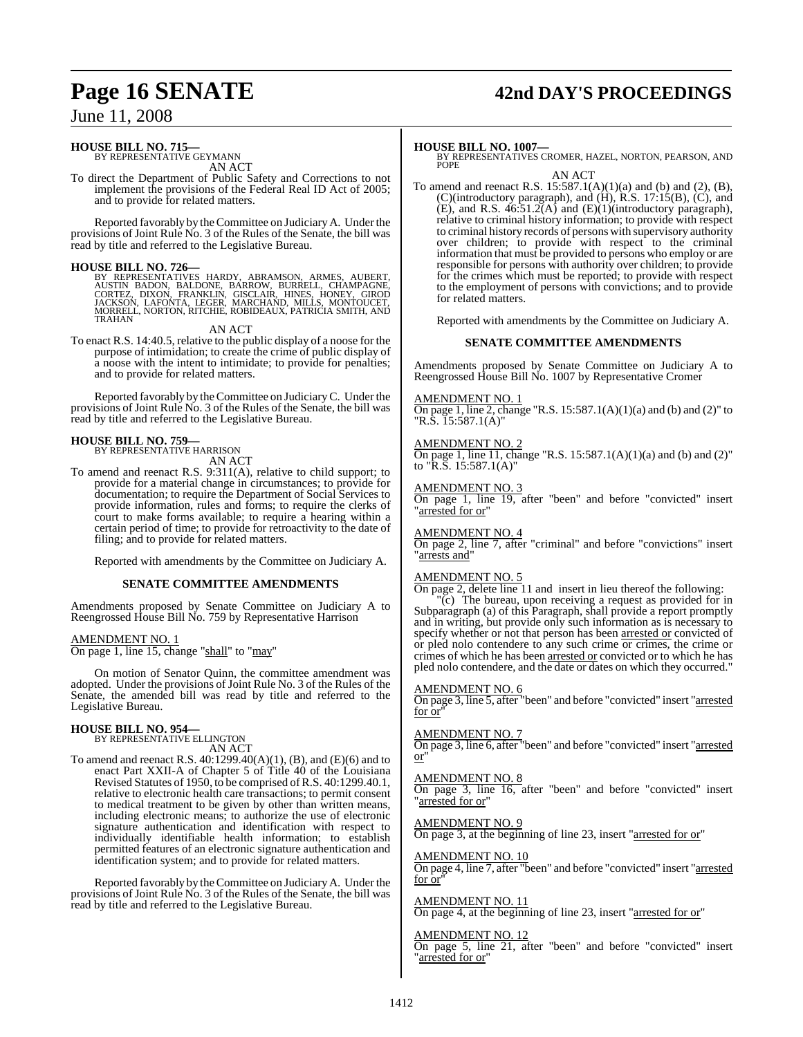**HOUSE BILL NO. 715—**
BY REPRESENTATIVE GEYMANN

AN ACT

To direct the Department of Public Safety and Corrections to not implement the provisions of the Federal Real ID Act of 2005; and to provide for related matters.

Reported favorably by the Committee on Judiciary A. Under the provisions of Joint Rule No. 3 of the Rules of the Senate, the bill was read by title and referred to the Legislative Bureau.

**HOUSE BILL NO. 726—**
BY REPRESENTATIVES HARDY, ABRAMSON, ARMES, AUBERT, AUSTIN BADON, BALDONE, BARROW, BURRELL, CHAMPAGNE, CORTEZ, DIXON, FRANKLIN, GISCLAIR, HINES, HONEY, GIROD JACKSON, LAFONTA, LEGER, MARCHAND, MILLS, MONTOUCET, MORRELL, NORTON, RITCHIE, ROBIDEAUX, PATRICIA SMITH, AND TRAHAN

AN ACT

To enact R.S. 14:40.5, relative to the public display of a noose for the purpose of intimidation; to create the crime of public display of a noose with the intent to intimidate; to provide for penalties; and to provide for related matters.

Reported favorably by the Committee on Judiciary C. Under the provisions of Joint Rule No. 3 of the Rules of the Senate, the bill was read by title and referred to the Legislative Bureau.

**HOUSE BILL NO. 759—**
BY REPRESENTATIVE HARRISON

AN ACT

To amend and reenact R.S. 9:311(A), relative to child support; to provide for a material change in circumstances; to provide for documentation; to require the Department of Social Services to provide information, rules and forms; to require the clerks of court to make forms available; to require a hearing within a certain period of time; to provide for retroactivity to the date of filing; and to provide for related matters.

Reported with amendments by the Committee on Judiciary A.

**SENATE COMMITTEE AMENDMENTS**

Amendments proposed by Senate Committee on Judiciary A to Reengrossed House Bill No. 759 by Representative Harrison

AMENDMENT NO. 1
On page 1, line 15, change "shall" to "may"

On motion of Senator Quinn, the committee amendment was adopted. Under the provisions of Joint Rule No. 3 of the Rules of the Senate, the amended bill was read by title and referred to the Legislative Bureau.

**HOUSE BILL NO. 954—**
BY REPRESENTATIVE ELLINGTON

AN ACT

To amend and reenact R.S. 40:1299.40(A)(1), (B), and (E)(6) and to enact Part XXII-A of Chapter 5 of Title 40 of the Louisiana Revised Statutes of 1950, to be comprised of R.S. 40:1299.40.1, relative to electronic health care transactions; to permit consent to medical treatment to be given by other than written means, including electronic means; to authorize the use of electronic signature authentication and identification with respect to individually identifiable health information; to establish permitted features of an electronic signature authentication and identification system; and to provide for related matters.

Reported favorably by the Committee on Judiciary A. Under the provisions of Joint Rule No. 3 of the Rules of the Senate, the bill was read by title and referred to the Legislative Bureau.

**HOUSE BILL NO. 1007—**
BY REPRESENTATIVES CROMER, HAZEL, NORTON, PEARSON, AND POPE

AN ACT

To amend and reenact R.S. 15:587.1(A)(1)(a) and (b) and (2), (B), (C)(introductory paragraph), and (H), R.S. 17:15(B), (C), and (E), and R.S. 46:51.2(A) and (E)(1)(introductory paragraph), relative to criminal history information; to provide with respect to criminal history records of persons with supervisory authority over children; to provide with respect to the criminal information that must be provided to persons who employ or are responsible for persons with authority over children; to provide for the crimes which must be reported; to provide with respect to the employment of persons with convictions; and to provide for related matters.

Reported with amendments by the Committee on Judiciary A.

**SENATE COMMITTEE AMENDMENTS**

Amendments proposed by Senate Committee on Judiciary A to Reengrossed House Bill No. 1007 by Representative Cromer

AMENDMENT NO. 1
On page 1, line 2, change "R.S. 15:587.1(A)(1)(a) and (b) and (2)" to "R.S. 15:587.1(A)"

AMENDMENT NO. 2
On page 1, line 11, change "R.S. 15:587.1(A)(1)(a) and (b) and (2)" to "R.S. 15:587.1(A)"

AMENDMENT NO. 3
On page 1, line 19, after "been" and before "convicted" insert "arrested for or"

AMENDMENT NO. 4
On page 2, line 7, after "criminal" and before "convictions" insert "arrests and"

AMENDMENT NO. 5
On page 2, delete line 11 and insert in lieu thereof the following:

"(c) The bureau, upon receiving a request as provided for in Subparagraph (a) of this Paragraph, shall provide a report promptly and in writing, but provide only such information as is necessary to specify whether or not that person has been arrested or convicted of or pled nolo contendere to any such crime or crimes, the crime or crimes of which he has been arrested or convicted or to which he has pled nolo contendere, and the date or dates on which they occurred."

AMENDMENT NO. 6
On page 3, line 5, after "been" and before "convicted" insert "arrested for or"

AMENDMENT NO. 7
On page 3, line 6, after "been" and before "convicted" insert "arrested or"

AMENDMENT NO. 8
On page 3, line 16, after "been" and before "convicted" insert "arrested for or"

AMENDMENT NO. 9
On page 3, at the beginning of line 23, insert "arrested for or"

AMENDMENT NO. 10
On page 4, line 7, after "been" and before "convicted" insert "arrested for or"

AMENDMENT NO. 11
On page 4, at the beginning of line 23, insert "arrested for or"

AMENDMENT NO. 12
On page 5, line 21, after "been" and before "convicted" insert "arrested for or"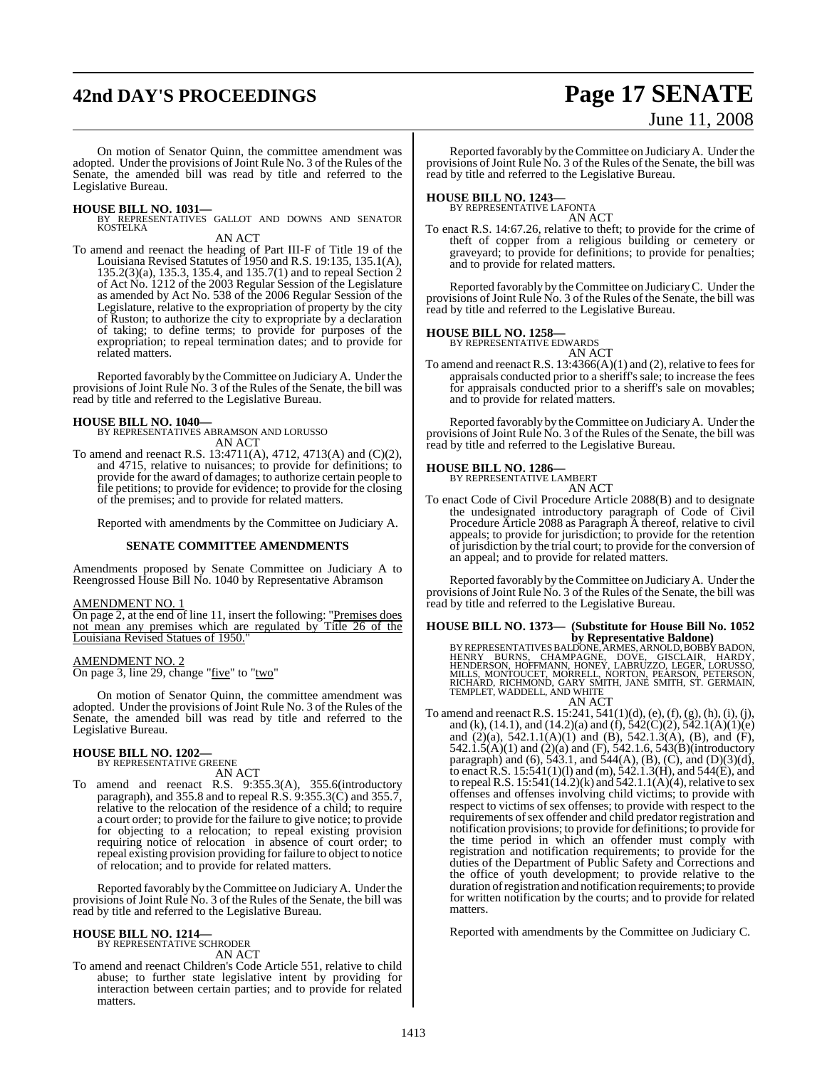On motion of Senator Quinn, the committee amendment was adopted. Under the provisions of Joint Rule No. 3 of the Rules of the Senate, the amended bill was read by title and referred to the Legislative Bureau.

**HOUSE BILL NO. 1031—**
BY REPRESENTATIVES GALLOT AND DOWNS AND SENATOR KOSTELKA

AN ACT

To amend and reenact the heading of Part III-F of Title 19 of the Louisiana Revised Statutes of 1950 and R.S. 19:135, 135.1(A), 135.2(3)(a), 135.3, 135.4, and 135.7(1) and to repeal Section 2 of Act No. 1212 of the 2003 Regular Session of the Legislature as amended by Act No. 538 of the 2006 Regular Session of the Legislature, relative to the expropriation of property by the city of Ruston; to authorize the city to expropriate by a declaration of taking; to define terms; to provide for purposes of the expropriation; to repeal termination dates; and to provide for related matters.

Reported favorably by the Committee on Judiciary A. Under the provisions of Joint Rule No. 3 of the Rules of the Senate, the bill was read by title and referred to the Legislative Bureau.

**HOUSE BILL NO. 1040—**
BY REPRESENTATIVES ABRAMSON AND LORUSSO

AN ACT

To amend and reenact R.S. 13:4711(A), 4712, 4713(A) and (C)(2), and 4715, relative to nuisances; to provide for definitions; to provide for the award of damages; to authorize certain people to file petitions; to provide for evidence; to provide for the closing of the premises; and to provide for related matters.

Reported with amendments by the Committee on Judiciary A.

**SENATE COMMITTEE AMENDMENTS**

Amendments proposed by Senate Committee on Judiciary A to Reengrossed House Bill No. 1040 by Representative Abramson

AMENDMENT NO. 1
On page 2, at the end of line 11, insert the following: "Premises does not mean any premises which are regulated by Title 26 of the Louisiana Revised Statues of 1950."

AMENDMENT NO. 2
On page 3, line 29, change "five" to "two"

On motion of Senator Quinn, the committee amendment was adopted. Under the provisions of Joint Rule No. 3 of the Rules of the Senate, the amended bill was read by title and referred to the Legislative Bureau.

**HOUSE BILL NO. 1202—**
BY REPRESENTATIVE GREENE

AN ACT

To amend and reenact R.S. 9:355.3(A), 355.6(introductory paragraph), and 355.8 and to repeal R.S. 9:355.3(C) and 355.7, relative to the relocation of the residence of a child; to require a court order; to provide for the failure to give notice; to provide for objecting to a relocation; to repeal existing provision requiring notice of relocation in absence of court order; to repeal existing provision providing for failure to object to notice of relocation; and to provide for related matters.

Reported favorably by the Committee on Judiciary A. Under the provisions of Joint Rule No. 3 of the Rules of the Senate, the bill was read by title and referred to the Legislative Bureau.

**HOUSE BILL NO. 1214—**
BY REPRESENTATIVE SCHRODER

AN ACT

To amend and reenact Children's Code Article 551, relative to child abuse; to further state legislative intent by providing for interaction between certain parties; and to provide for related matters.

Reported favorably by the Committee on Judiciary A. Under the provisions of Joint Rule No. 3 of the Rules of the Senate, the bill was read by title and referred to the Legislative Bureau.

**HOUSE BILL NO. 1243—**
BY REPRESENTATIVE LAFONTA

AN ACT

To enact R.S. 14:67.26, relative to theft; to provide for the crime of theft of copper from a religious building or cemetery or graveyard; to provide for definitions; to provide for penalties; and to provide for related matters.

Reported favorably by the Committee on Judiciary C. Under the provisions of Joint Rule No. 3 of the Rules of the Senate, the bill was read by title and referred to the Legislative Bureau.

**HOUSE BILL NO. 1258—**
BY REPRESENTATIVE EDWARDS

AN ACT

To amend and reenact R.S. 13:4366(A)(1) and (2), relative to fees for appraisals conducted prior to a sheriff's sale; to increase the fees for appraisals conducted prior to a sheriff's sale on movables; and to provide for related matters.

Reported favorably by the Committee on Judiciary A. Under the provisions of Joint Rule No. 3 of the Rules of the Senate, the bill was read by title and referred to the Legislative Bureau.

**HOUSE BILL NO. 1286—**
BY REPRESENTATIVE LAMBERT

AN ACT

To enact Code of Civil Procedure Article 2088(B) and to designate the undesignated introductory paragraph of Code of Civil Procedure Article 2088 as Paragraph A thereof, relative to civil appeals; to provide for jurisdiction; to provide for the retention of jurisdiction by the trial court; to provide for the conversion of an appeal; and to provide for related matters.

Reported favorably by the Committee on Judiciary A. Under the provisions of Joint Rule No. 3 of the Rules of the Senate, the bill was read by title and referred to the Legislative Bureau.

**HOUSE BILL NO. 1373— (Substitute for House Bill No. 1052 by Representative Baldone)**
BY REPRESENTATIVES BALDONE, ARMES, ARNOLD, BOBBY BADON, HENRY BURNS, CHAMPAGNE, DOVE, GISCLAIR, HARDY, HENDERSON, HOFFMANN, HONEY, LABRUZZO, LEGER, LORUSSO, MILLS, MONTOUCET, MORRELL, NORTON, PEARSON, PETERSON, RICHARD, RICHMOND, GARY SMITH, JANE SMITH, ST. GERMAIN, TEMPLET, WADDELL, AND WHITE

AN ACT

To amend and reenact R.S. 15:241, 541(1)(d), (e), (f), (g), (h), (i), (j), and (k), (14.1), and (14.2)(a) and (f), 542(C)(2), 542.1(A)(1)(e) and (2)(a), 542.1.1(A)(1) and (B), 542.1.3(A), (B), and (F), 542.1.5(A)(1) and (2)(a) and (F), 542.1.6, 543(B)(introductory paragraph) and (6), 543.1, and 544(A), (B), (C), and (D)(3)(d), to enact R.S. 15:541(1)(l) and (m), 542.1.3(H), and 544(E), and to repeal R.S. 15:541(14.2)(k) and 542.1.1(A)(4), relative to sex offenses and offenses involving child victims; to provide with respect to victims of sex offenses; to provide with respect to the requirements of sex offender and child predator registration and notification provisions; to provide for definitions; to provide for the time period in which an offender must comply with registration and notification requirements; to provide for the duties of the Department of Public Safety and Corrections and the office of youth development; to provide relative to the duration of registration and notification requirements; to provide for written notification by the courts; and to provide for related matters.

Reported with amendments by the Committee on Judiciary C.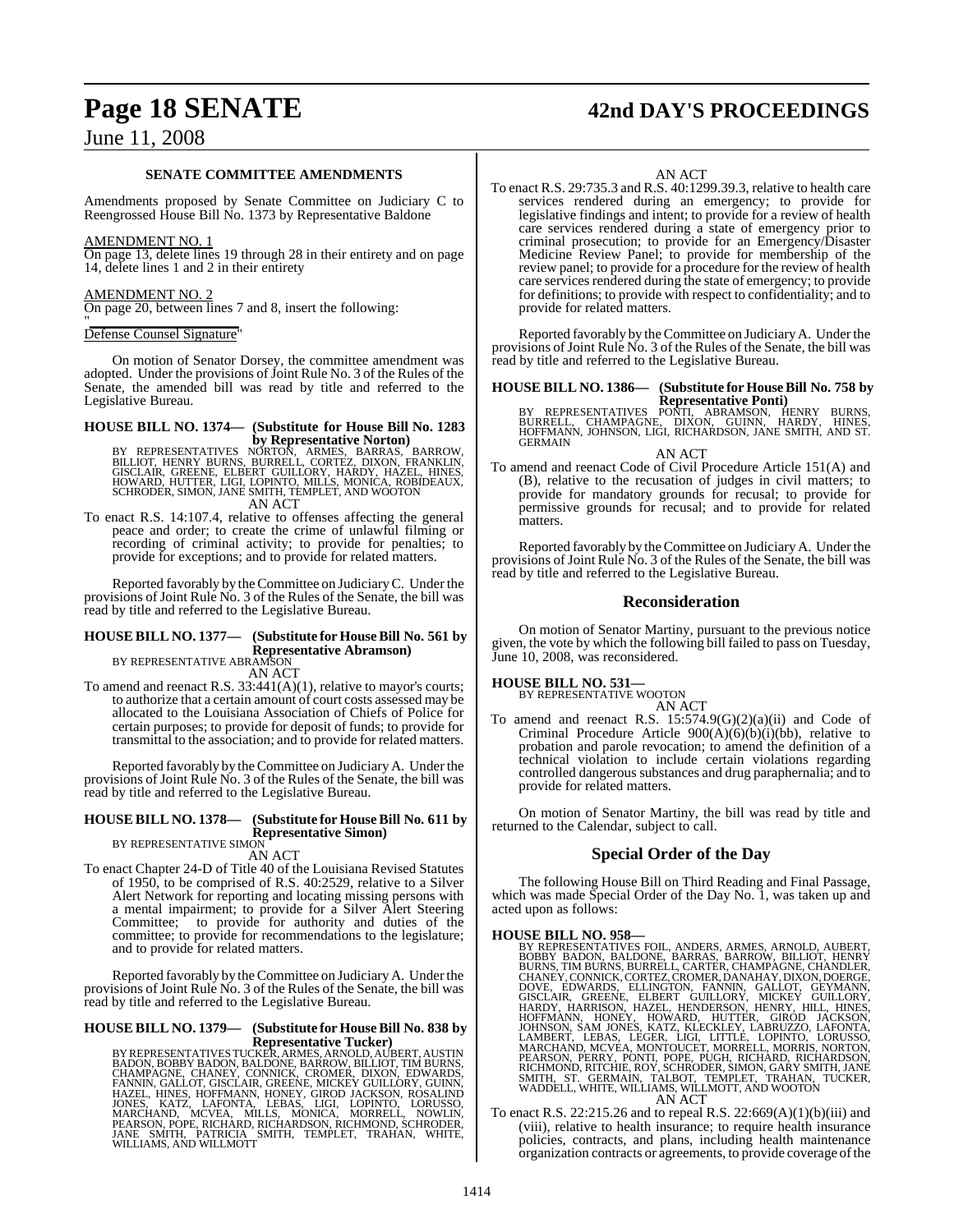## SENATE COMMITTEE AMENDMENTS

Amendments proposed by Senate Committee on Judiciary C to Reengrossed House Bill No. 1373 by Representative Baldone

AMENDMENT NO. 1

On page 13, delete lines 19 through 28 in their entirety and on page 14, delete lines 1 and 2 in their entirety

AMENDMENT NO. 2

On page 20, between lines 7 and 8, insert the following:

"

Defense Counsel Signature"

On motion of Senator Dorsey, the committee amendment was adopted. Under the provisions of Joint Rule No. 3 of the Rules of the Senate, the amended bill was read by title and referred to the Legislative Bureau.

**HOUSE BILL NO. 1374— (Substitute for House Bill No. 1283 by Representative Norton)**

BY REPRESENTATIVES NORTON, ARMES, BARRAS, BARROW, BILLIOT, HENRY BURNS, BURRELL, CORTEZ, DIXON, FRANKLIN, GISCLAIR, GREENE, ELBERT GUILLORY, HARDY, HAZEL, HINES, HOWARD, HUTTER, LIGI, LOPINTO, MILLS, MONICA, ROBIDEAUX, SCHRODER, SIMON, JANE SMITH, TEMPLET, AND WOOTON

AN ACT

To enact R.S. 14:107.4, relative to offenses affecting the general peace and order; to create the crime of unlawful filming or recording of criminal activity; to provide for penalties; to provide for exceptions; and to provide for related matters.

Reported favorably by the Committee on Judiciary C. Under the provisions of Joint Rule No. 3 of the Rules of the Senate, the bill was read by title and referred to the Legislative Bureau.

**HOUSE BILL NO. 1377— (Substitute for House Bill No. 561 by Representative Abramson)**

BY REPRESENTATIVE ABRAMSON

AN ACT

To amend and reenact R.S. 33:441(A)(1), relative to mayor's courts; to authorize that a certain amount of court costs assessed may be allocated to the Louisiana Association of Chiefs of Police for certain purposes; to provide for deposit of funds; to provide for transmittal to the association; and to provide for related matters.

Reported favorably by the Committee on Judiciary A. Under the provisions of Joint Rule No. 3 of the Rules of the Senate, the bill was read by title and referred to the Legislative Bureau.

**HOUSE BILL NO. 1378— (Substitute for House Bill No. 611 by Representative Simon)**

BY REPRESENTATIVE SIMON

AN ACT

To enact Chapter 24-D of Title 40 of the Louisiana Revised Statutes of 1950, to be comprised of R.S. 40:2529, relative to a Silver Alert Network for reporting and locating missing persons with a mental impairment; to provide for a Silver Alert Steering Committee; to provide for authority and duties of the committee; to provide for recommendations to the legislature; and to provide for related matters.

Reported favorably by the Committee on Judiciary A. Under the provisions of Joint Rule No. 3 of the Rules of the Senate, the bill was read by title and referred to the Legislative Bureau.

**HOUSE BILL NO. 1379— (Substitute for House Bill No. 838 by Representative Tucker)**

BY REPRESENTATIVES TUCKER, ARMES, ARNOLD, AUBERT, AUSTIN BADON, BOBBY BADON, BALDONE, BARROW, BILLIOT, TIM BURNS, CHAMPAGNE, CHANEY, CONNICK, CROMER, DIXON, EDWARDS, FANNIN, GALLOT, GISCLAIR, GREENE, MICKEY GUILLORY, GUINN, HAZEL, HINES, HOFFMANN, HONEY, GIROD JACKSON, ROSALIND JONES, KATZ, LAFONTA, LEBAS, LIGI, LOPINTO, LORUSSO, MARCHAND, MCVEA, MILLS, MONICA, MORRELL, NOWLIN, PEARSON, POPE, RICHARD, RICHARDSON, RICHMOND, SCHRODER, JANE SMITH, PATRICIA SMITH, TEMPLET, TRAHAN, WHITE, WILLIAMS, AND WILLMOTT

AN ACT

To enact R.S. 29:735.3 and R.S. 40:1299.39.3, relative to health care services rendered during an emergency; to provide for legislative findings and intent; to provide for a review of health care services rendered during a state of emergency prior to criminal prosecution; to provide for an Emergency/Disaster Medicine Review Panel; to provide for membership of the review panel; to provide for a procedure for the review of health care services rendered during the state of emergency; to provide for definitions; to provide with respect to confidentiality; and to provide for related matters.

Reported favorably by the Committee on Judiciary A. Under the provisions of Joint Rule No. 3 of the Rules of the Senate, the bill was read by title and referred to the Legislative Bureau.

**HOUSE BILL NO. 1386— (Substitute for House Bill No. 758 by Representative Ponti)**

BY REPRESENTATIVES PONTI, ABRAMSON, HENRY BURNS, BURRELL, CHAMPAGNE, DIXON, GUINN, HARDY, HINES, HOFFMANN, JOHNSON, LIGI, RICHARDSON, JANE SMITH, AND ST. GERMAIN

AN ACT

To amend and reenact Code of Civil Procedure Article 151(A) and (B), relative to the recusation of judges in civil matters; to provide for mandatory grounds for recusal; to provide for permissive grounds for recusal; and to provide for related matters.

Reported favorably by the Committee on Judiciary A. Under the provisions of Joint Rule No. 3 of the Rules of the Senate, the bill was read by title and referred to the Legislative Bureau.

## Reconsideration

On motion of Senator Martiny, pursuant to the previous notice given, the vote by which the following bill failed to pass on Tuesday, June 10, 2008, was reconsidered.

**HOUSE BILL NO. 531—**

BY REPRESENTATIVE WOOTON

AN ACT

To amend and reenact R.S. 15:574.9(G)(2)(a)(ii) and Code of Criminal Procedure Article 900(A)(6)(b)(i)(bb), relative to probation and parole revocation; to amend the definition of a technical violation to include certain violations regarding controlled dangerous substances and drug paraphernalia; and to provide for related matters.

On motion of Senator Martiny, the bill was read by title and returned to the Calendar, subject to call.

## Special Order of the Day

The following House Bill on Third Reading and Final Passage, which was made Special Order of the Day No. 1, was taken up and acted upon as follows:

**HOUSE BILL NO. 958—**

BY REPRESENTATIVES FOIL, ANDERS, ARMES, ARNOLD, AUBERT, BOBBY BADON, BALDONE, BARRAS, BARROW, BILLIOT, HENRY BURNS, TIM BURNS, BURRELL, CARTER, CHAMPAGNE, CHANDLER, CHANEY, CONNICK, CORTEZ, CROMER, DANAHAY, DIXON, DOERGE, DOVE, EDWARDS, ELLINGTON, FANNIN, GALLOT, GEYMANN, GISCLAIR, GREENE, ELBERT GUILLORY, MICKEY GUILLORY, HARDY, HARRISON, HAZEL, HENDERSON, HENRY, HILL, HINES, HOFFMANN, HONEY, HOWARD, HUTTER, GIROD JACKSON, JOHNSON, SAM JONES, KATZ, KLECKLEY, LABRUZZO, LAFONTA, LAMBERT, LEBAS, LEGER, LIGI, LITTLE, LOPINTO, LORUSSO, MARCHAND, MCVEA, MONTOUCET, MORRELL, MORRIS, NORTON, PEARSON, PERRY, PONTI, POPE, PUGH, RICHARD, RICHARDSON, RICHMOND, RITCHIE, ROY, SCHRODER, SIMON, GARY SMITH, JANE SMITH, ST. GERMAIN, TALBOT, TEMPLET, TRAHAN, TUCKER, WADDELL, WHITE, WILLIAMS, WILLMOTT, AND WOOTON

AN ACT

To enact R.S. 22:215.26 and to repeal R.S. 22:669(A)(1)(b)(iii) and (viii), relative to health insurance; to require health insurance policies, contracts, and plans, including health maintenance organization contracts or agreements, to provide coverage of the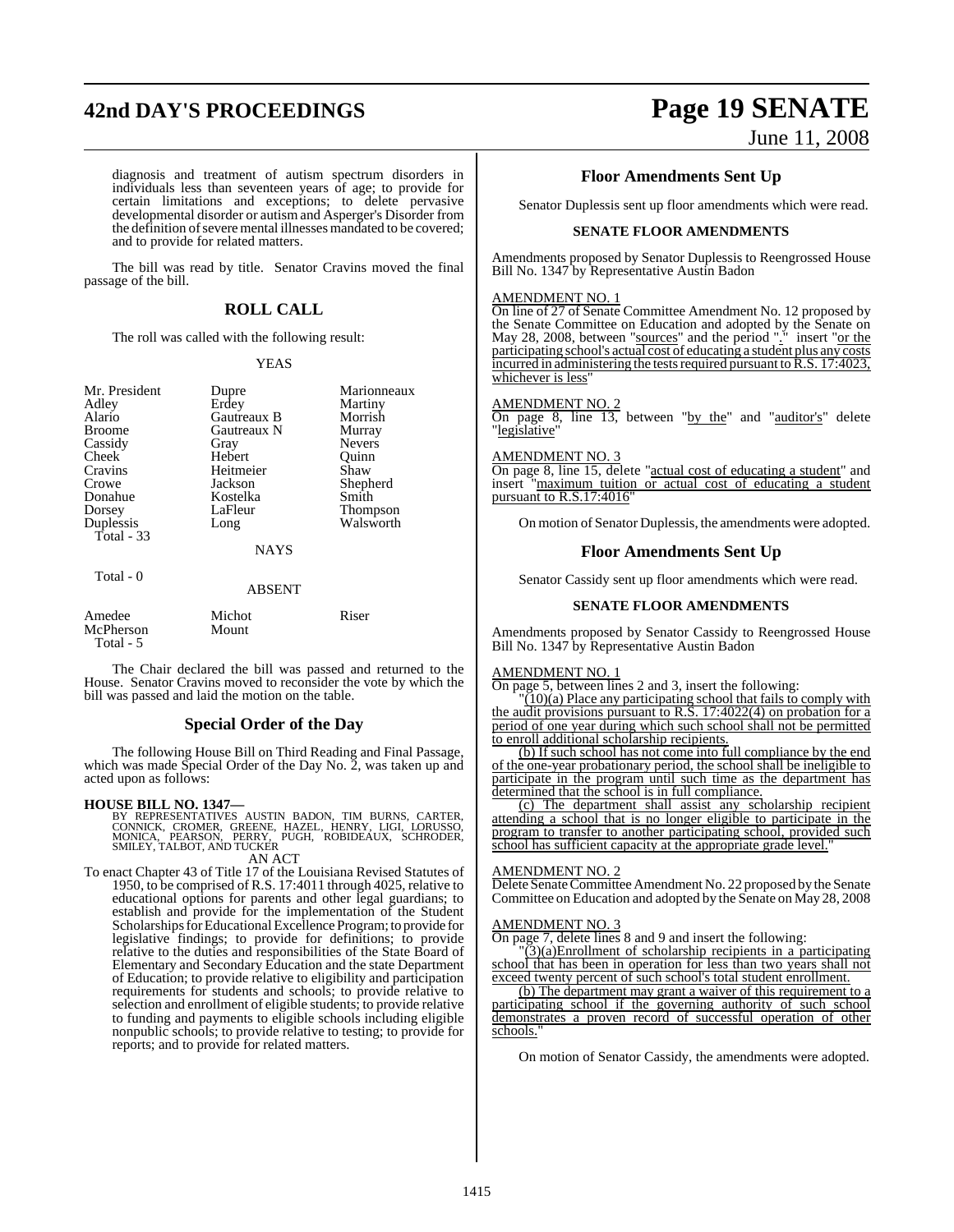diagnosis and treatment of autism spectrum disorders in individuals less than seventeen years of age; to provide for certain limitations and exceptions; to delete pervasive developmental disorder or autism and Asperger's Disorder from the definition of severe mental illnesses mandated to be covered; and to provide for related matters.

The bill was read by title. Senator Cravins moved the final passage of the bill.

## ROLL CALL

The roll was called with the following result:

YEAS

| | | |
|---|---|---|
| Mr. President | Dupre | Marionneaux |
| Adley | Erdey | Martiny |
| Alario | Gautreaux B | Morrish |
| Broome | Gautreaux N | Murray |
| Cassidy | Gray | Nevers |
| Cheek | Hebert | Quinn |
| Cravins | Heitmeier | Shaw |
| Crowe | Jackson | Shepherd |
| Donahue | Kostelka | Smith |
| Dorsey | LaFleur | Thompson |
| Duplessis | Long | Walsworth |

Total - 33

NAYS

Total - 0

ABSENT

| | | |
|---|---|---|
| Amedee | Michot | Riser |
| McPherson | Mount | |

Total - 5

The Chair declared the bill was passed and returned to the House. Senator Cravins moved to reconsider the vote by which the bill was passed and laid the motion on the table.

## Special Order of the Day

The following House Bill on Third Reading and Final Passage, which was made Special Order of the Day No. 2, was taken up and acted upon as follows:

**HOUSE BILL NO. 1347—**
BY REPRESENTATIVES AUSTIN BADON, TIM BURNS, CARTER, CONNICK, CROMER, GREENE, HAZEL, HENRY, LIGI, LORUSSO, MONICA, PEARSON, PERRY, PUGH, ROBIDEAUX, SCHRODER, SMILEY, TALBOT, AND TUCKER

AN ACT

To enact Chapter 43 of Title 17 of the Louisiana Revised Statutes of 1950, to be comprised of R.S. 17:4011 through 4025, relative to educational options for parents and other legal guardians; to establish and provide for the implementation of the Student Scholarships for Educational Excellence Program; to provide for legislative findings; to provide for definitions; to provide relative to the duties and responsibilities of the State Board of Elementary and Secondary Education and the state Department of Education; to provide relative to eligibility and participation requirements for students and schools; to provide relative to selection and enrollment of eligible students; to provide relative to funding and payments to eligible schools including eligible nonpublic schools; to provide relative to testing; to provide for reports; and to provide for related matters.

## Floor Amendments Sent Up

Senator Duplessis sent up floor amendments which were read.

### SENATE FLOOR AMENDMENTS

Amendments proposed by Senator Duplessis to Reengrossed House Bill No. 1347 by Representative Austin Badon

AMENDMENT NO. 1
On line of 27 of Senate Committee Amendment No. 12 proposed by the Senate Committee on Education and adopted by the Senate on May 28, 2008, between "sources" and the period "." insert "or the participating school's actual cost of educating a student plus any costs incurred in administering the tests required pursuant to R.S. 17:4023, whichever is less"

AMENDMENT NO. 2
On page 8, line 13, between "by the" and "auditor's" delete "legislative"

AMENDMENT NO. 3
On page 8, line 15, delete "actual cost of educating a student" and insert "maximum tuition or actual cost of educating a student pursuant to R.S.17:4016"

On motion of Senator Duplessis, the amendments were adopted.

## Floor Amendments Sent Up

Senator Cassidy sent up floor amendments which were read.

### SENATE FLOOR AMENDMENTS

Amendments proposed by Senator Cassidy to Reengrossed House Bill No. 1347 by Representative Austin Badon

AMENDMENT NO. 1
On page 5, between lines 2 and 3, insert the following:

"(10)(a) Place any participating school that fails to comply with the audit provisions pursuant to R.S. 17:4022(4) on probation for a period of one year during which such school shall not be permitted to enroll additional scholarship recipients.

(b) If such school has not come into full compliance by the end of the one-year probationary period, the school shall be ineligible to participate in the program until such time as the department has determined that the school is in full compliance.

(c) The department shall assist any scholarship recipient attending a school that is no longer eligible to participate in the program to transfer to another participating school, provided such school has sufficient capacity at the appropriate grade level."

AMENDMENT NO. 2
Delete Senate Committee Amendment No. 22 proposed by the Senate Committee on Education and adopted by the Senate on May 28, 2008

AMENDMENT NO. 3
On page 7, delete lines 8 and 9 and insert the following:

"(3)(a)Enrollment of scholarship recipients in a participating school that has been in operation for less than two years shall not exceed twenty percent of such school's total student enrollment.

(b) The department may grant a waiver of this requirement to a participating school if the governing authority of such school demonstrates a proven record of successful operation of other schools."

On motion of Senator Cassidy, the amendments were adopted.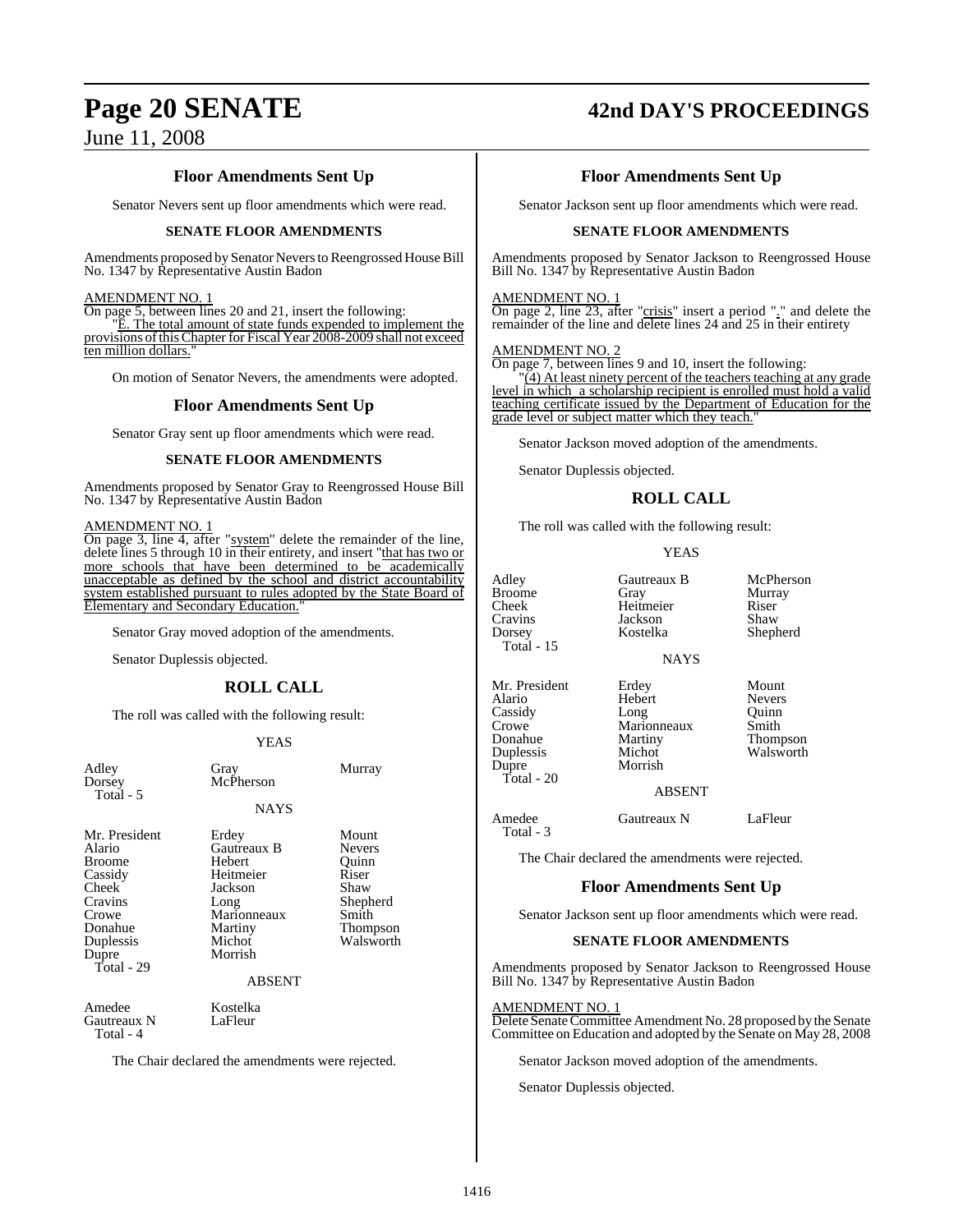### Floor Amendments Sent Up

Senator Nevers sent up floor amendments which were read.

**SENATE FLOOR AMENDMENTS**

Amendments proposed by Senator Nevers to Reengrossed House Bill No. 1347 by Representative Austin Badon

AMENDMENT NO. 1

On page 5, between lines 20 and 21, insert the following:

"E. The total amount of state funds expended to implement the provisions of this Chapter for Fiscal Year 2008-2009 shall not exceed ten million dollars."

On motion of Senator Nevers, the amendments were adopted.

### Floor Amendments Sent Up

Senator Gray sent up floor amendments which were read.

**SENATE FLOOR AMENDMENTS**

Amendments proposed by Senator Gray to Reengrossed House Bill No. 1347 by Representative Austin Badon

AMENDMENT NO. 1

On page 3, line 4, after "system" delete the remainder of the line, delete lines 5 through 10 in their entirety, and insert "that has two or more schools that have been determined to be academically unacceptable as defined by the school and district accountability system established pursuant to rules adopted by the State Board of Elementary and Secondary Education."

Senator Gray moved adoption of the amendments.

Senator Duplessis objected.

### ROLL CALL

The roll was called with the following result:

YEAS

| | | |
|---|---|---|
| Adley | Gray | Murray |
| Dorsey | McPherson | |
| Total - 5 | | |

NAYS

| | | |
|---|---|---|
| Mr. President | Erdey | Mount |
| Alario | Gautreaux B | Nevers |
| Broome | Hebert | Quinn |
| Cassidy | Heitmeier | Riser |
| Cheek | Jackson | Shaw |
| Cravins | Long | Shepherd |
| Crowe | Marionneaux | Smith |
| Donahue | Martiny | Thompson |
| Duplessis | Michot | Walsworth |
| Dupre | Morrish | |
| Total - 29 | | |

ABSENT

| | |
|---|---|
| Amedee | Kostelka |
| Gautreaux N | LaFleur |
| Total - 4 | |

The Chair declared the amendments were rejected.

### Floor Amendments Sent Up

Senator Jackson sent up floor amendments which were read.

**SENATE FLOOR AMENDMENTS**

Amendments proposed by Senator Jackson to Reengrossed House Bill No. 1347 by Representative Austin Badon

AMENDMENT NO. 1

On page 2, line 23, after "crisis" insert a period "." and delete the remainder of the line and delete lines 24 and 25 in their entirety

AMENDMENT NO. 2

On page 7, between lines 9 and 10, insert the following:

"(4) At least ninety percent of the teachers teaching at any grade level in which a scholarship recipient is enrolled must hold a valid teaching certificate issued by the Department of Education for the grade level or subject matter which they teach."

Senator Jackson moved adoption of the amendments.

Senator Duplessis objected.

### ROLL CALL

The roll was called with the following result:

YEAS

| | | |
|---|---|---|
| Adley | Gautreaux B | McPherson |
| Broome | Gray | Murray |
| Cheek | Heitmeier | Riser |
| Cravins | Jackson | Shaw |
| Dorsey | Kostelka | Shepherd |
| Total - 15 | | |

NAYS

| | | |
|---|---|---|
| Mr. President | Erdey | Mount |
| Alario | Hebert | Nevers |
| Cassidy | Long | Quinn |
| Crowe | Marionneaux | Smith |
| Donahue | Martiny | Thompson |
| Duplessis | Michot | Walsworth |
| Dupre | Morrish | |
| Total - 20 | | |

ABSENT

| | | |
|---|---|---|
| Amedee | Gautreaux N | LaFleur |
| Total - 3 | | |

The Chair declared the amendments were rejected.

### Floor Amendments Sent Up

Senator Jackson sent up floor amendments which were read.

**SENATE FLOOR AMENDMENTS**

Amendments proposed by Senator Jackson to Reengrossed House Bill No. 1347 by Representative Austin Badon

AMENDMENT NO. 1

Delete Senate Committee Amendment No. 28 proposed by the Senate Committee on Education and adopted by the Senate on May 28, 2008

Senator Jackson moved adoption of the amendments.

Senator Duplessis objected.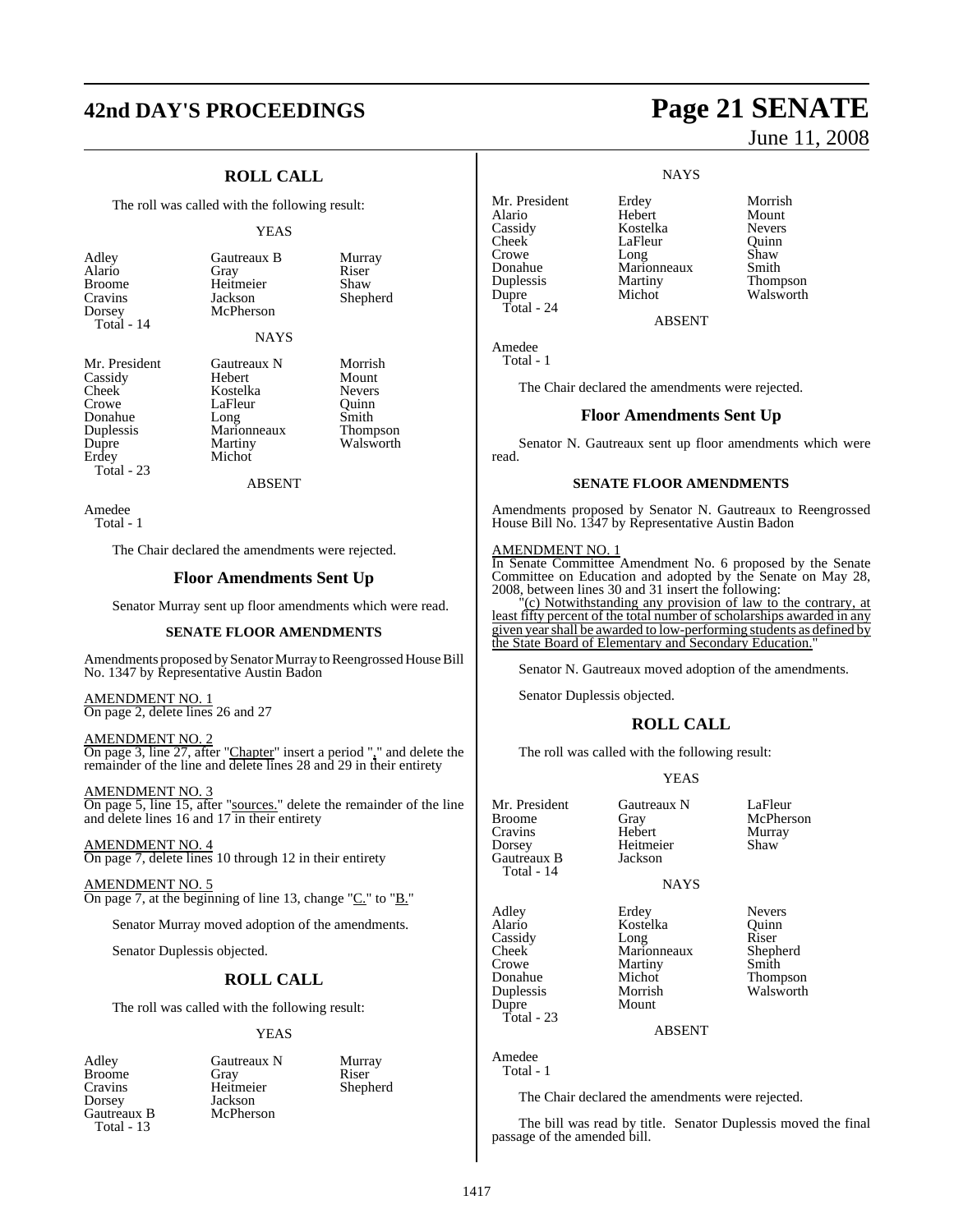## ROLL CALL

The roll was called with the following result:

YEAS

| | | |
|---|---|---|
| Adley | Gautreaux B | Murray |
| Alario | Gray | Riser |
| Broome | Heitmeier | Shaw |
| Cravins | Jackson | Shepherd |
| Dorsey | McPherson | |
| Total - 14 | | |

NAYS

| | | |
|---|---|---|
| Mr. President | Gautreaux N | Morrish |
| Cassidy | Hebert | Mount |
| Cheek | Kostelka | Nevers |
| Crowe | LaFleur | Quinn |
| Donahue | Long | Smith |
| Duplessis | Marionneaux | Thompson |
| Dupre | Martiny | Walsworth |
| Erdey | Michot | |
| Total - 23 | | |

ABSENT

Amedee
Total - 1

The Chair declared the amendments were rejected.

## Floor Amendments Sent Up

Senator Murray sent up floor amendments which were read.

### SENATE FLOOR AMENDMENTS

Amendments proposed by Senator Murray to Reengrossed House Bill No. 1347 by Representative Austin Badon

AMENDMENT NO. 1
On page 2, delete lines 26 and 27

AMENDMENT NO. 2
On page 3, line 27, after "Chapter" insert a period "." and delete the remainder of the line and delete lines 28 and 29 in their entirety

AMENDMENT NO. 3
On page 5, line 15, after "sources." delete the remainder of the line and delete lines 16 and 17 in their entirety

AMENDMENT NO. 4
On page 7, delete lines 10 through 12 in their entirety

AMENDMENT NO. 5
On page 7, at the beginning of line 13, change "C." to "B."

Senator Murray moved adoption of the amendments.

Senator Duplessis objected.

## ROLL CALL

The roll was called with the following result:

YEAS

| | | |
|---|---|---|
| Adley | Gautreaux N | Murray |
| Broome | Gray | Riser |
| Cravins | Heitmeier | Shepherd |
| Dorsey | Jackson | |
| Gautreaux B | McPherson | |
| Total - 13 | | |

NAYS

| | | |
|---|---|---|
| Mr. President | Erdey | Morrish |
| Alario | Hebert | Mount |
| Cassidy | Kostelka | Nevers |
| Cheek | LaFleur | Quinn |
| Crowe | Long | Shaw |
| Donahue | Marionneaux | Smith |
| Duplessis | Martiny | Thompson |
| Dupre | Michot | Walsworth |
| Total - 24 | | |

ABSENT

Amedee
Total - 1

The Chair declared the amendments were rejected.

## Floor Amendments Sent Up

Senator N. Gautreaux sent up floor amendments which were read.

### SENATE FLOOR AMENDMENTS

Amendments proposed by Senator N. Gautreaux to Reengrossed House Bill No. 1347 by Representative Austin Badon

AMENDMENT NO. 1
In Senate Committee Amendment No. 6 proposed by the Senate Committee on Education and adopted by the Senate on May 28, 2008, between lines 30 and 31 insert the following:

"(c) Notwithstanding any provision of law to the contrary, at least fifty percent of the total number of scholarships awarded in any given year shall be awarded to low-performing students as defined by the State Board of Elementary and Secondary Education."

Senator N. Gautreaux moved adoption of the amendments.

Senator Duplessis objected.

## ROLL CALL

The roll was called with the following result:

YEAS

| | | |
|---|---|---|
| Mr. President | Gautreaux N | LaFleur |
| Broome | Gray | McPherson |
| Cravins | Hebert | Murray |
| Dorsey | Heitmeier | Shaw |
| Gautreaux B | Jackson | |
| Total - 14 | | |

NAYS

| | | |
|---|---|---|
| Adley | Erdey | Nevers |
| Alario | Kostelka | Quinn |
| Cassidy | Long | Riser |
| Cheek | Marionneaux | Shepherd |
| Crowe | Martiny | Smith |
| Donahue | Michot | Thompson |
| Duplessis | Morrish | Walsworth |
| Dupre | Mount | |
| Total - 23 | | |

ABSENT

Amedee
Total - 1

The Chair declared the amendments were rejected.

The bill was read by title. Senator Duplessis moved the final passage of the amended bill.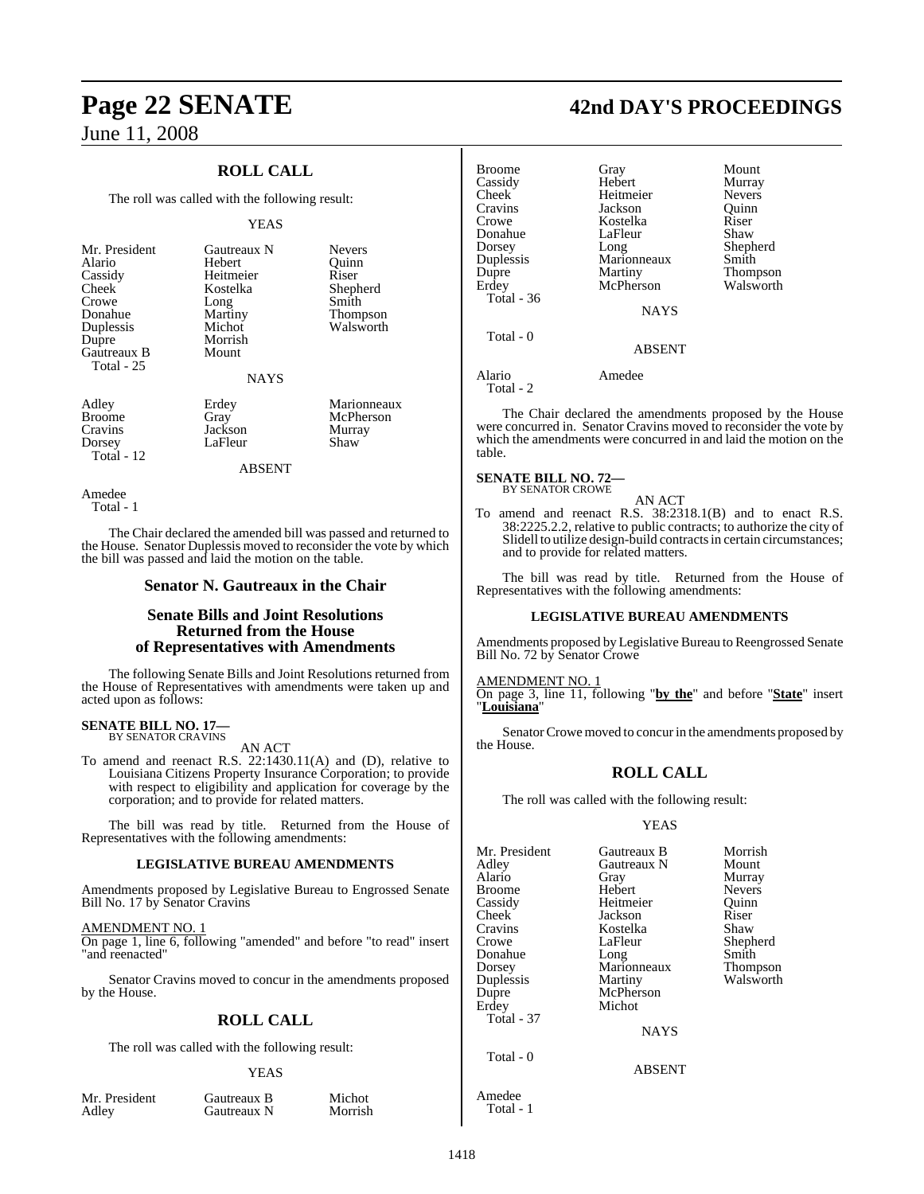## ROLL CALL

The roll was called with the following result:

YEAS

| | | |
|---|---|---|
| Mr. President | Gautreaux N | Nevers |
| Alario | Hebert | Quinn |
| Cassidy | Heitmeier | Riser |
| Cheek | Kostelka | Shepherd |
| Crowe | Long | Smith |
| Donahue | Martiny | Thompson |
| Duplessis | Michot | Walsworth |
| Dupre | Morrish | |
| Gautreaux B | Mount | |
| Total - 25 | | |

NAYS

| | | |
|---|---|---|
| Adley | Erdey | Marionneaux |
| Broome | Gray | McPherson |
| Cravins | Jackson | Murray |
| Dorsey | LaFleur | Shaw |
| Total - 12 | | |

ABSENT

Amedee
Total - 1

The Chair declared the amended bill was passed and returned to the House. Senator Duplessis moved to reconsider the vote by which the bill was passed and laid the motion on the table.

## Senator N. Gautreaux in the Chair

## Senate Bills and Joint Resolutions Returned from the House of Representatives with Amendments

The following Senate Bills and Joint Resolutions returned from the House of Representatives with amendments were taken up and acted upon as follows:

**SENATE BILL NO. 17—**
BY SENATOR CRAVINS

AN ACT

To amend and reenact R.S. 22:1430.11(A) and (D), relative to Louisiana Citizens Property Insurance Corporation; to provide with respect to eligibility and application for coverage by the corporation; and to provide for related matters.

The bill was read by title. Returned from the House of Representatives with the following amendments:

**LEGISLATIVE BUREAU AMENDMENTS**

Amendments proposed by Legislative Bureau to Engrossed Senate Bill No. 17 by Senator Cravins

AMENDMENT NO. 1
On page 1, line 6, following "amended" and before "to read" insert "and reenacted"

Senator Cravins moved to concur in the amendments proposed by the House.

## ROLL CALL

The roll was called with the following result:

YEAS

| | | |
|---|---|---|
| Mr. President | Gautreaux B | Michot |
| Adley | Gautreaux N | Morrish |
| Broome | Gray | Mount |
| Cassidy | Hebert | Murray |
| Cheek | Heitmeier | Nevers |
| Cravins | Jackson | Quinn |
| Crowe | Kostelka | Riser |
| Donahue | LaFleur | Shaw |
| Dorsey | Long | Shepherd |
| Duplessis | Marionneaux | Smith |
| Dupre | Martiny | Thompson |
| Erdey | McPherson | Walsworth |
| Total - 36 | | |

NAYS

Total - 0

ABSENT

Alario Amedee
Total - 2

The Chair declared the amendments proposed by the House were concurred in. Senator Cravins moved to reconsider the vote by which the amendments were concurred in and laid the motion on the table.

**SENATE BILL NO. 72—**
BY SENATOR CROWE

AN ACT

To amend and reenact R.S. 38:2318.1(B) and to enact R.S. 38:2225.2.2, relative to public contracts; to authorize the city of Slidell to utilize design-build contracts in certain circumstances; and to provide for related matters.

The bill was read by title. Returned from the House of Representatives with the following amendments:

**LEGISLATIVE BUREAU AMENDMENTS**

Amendments proposed by Legislative Bureau to Reengrossed Senate Bill No. 72 by Senator Crowe

AMENDMENT NO. 1
On page 3, line 11, following "**by the**" and before "**State**" insert "**Louisiana**"

Senator Crowe moved to concur in the amendments proposed by the House.

## ROLL CALL

The roll was called with the following result:

YEAS

| | | |
|---|---|---|
| Mr. President | Gautreaux B | Morrish |
| Adley | Gautreaux N | Mount |
| Alario | Gray | Murray |
| Broome | Hebert | Nevers |
| Cassidy | Heitmeier | Quinn |
| Cheek | Jackson | Riser |
| Cravins | Kostelka | Shaw |
| Crowe | LaFleur | Shepherd |
| Donahue | Long | Smith |
| Dorsey | Marionneaux | Thompson |
| Duplessis | Martiny | Walsworth |
| Dupre | McPherson | |
| Erdey | Michot | |
| Total - 37 | | |

NAYS

Total - 0

ABSENT

Amedee
Total - 1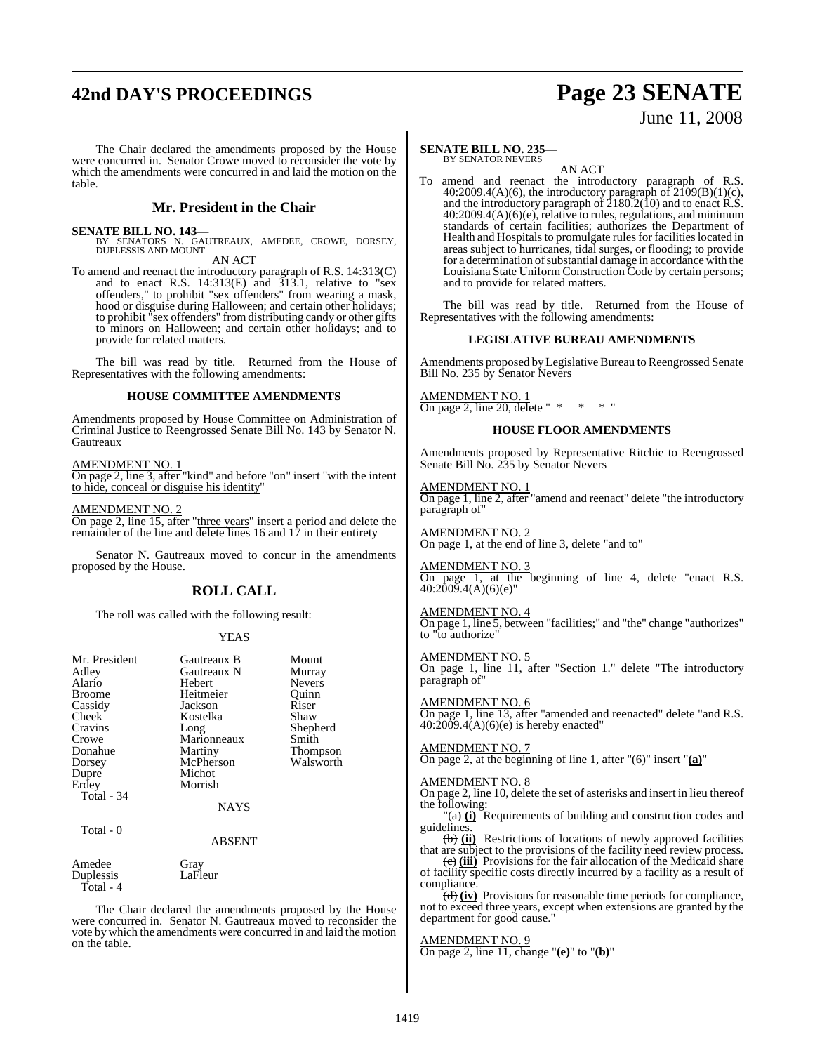The Chair declared the amendments proposed by the House were concurred in. Senator Crowe moved to reconsider the vote by which the amendments were concurred in and laid the motion on the table.

## Mr. President in the Chair

**SENATE BILL NO. 143—**
BY SENATORS N. GAUTREAUX, AMEDEE, CROWE, DORSEY, DUPLESSIS AND MOUNT

AN ACT

To amend and reenact the introductory paragraph of R.S. 14:313(C) and to enact R.S. 14:313(E) and 313.1, relative to "sex offenders," to prohibit "sex offenders" from wearing a mask, hood or disguise during Halloween; and certain other holidays; to prohibit "sex offenders" from distributing candy or other gifts to minors on Halloween; and certain other holidays; and to provide for related matters.

The bill was read by title. Returned from the House of Representatives with the following amendments:

### HOUSE COMMITTEE AMENDMENTS

Amendments proposed by House Committee on Administration of Criminal Justice to Reengrossed Senate Bill No. 143 by Senator N. Gautreaux

AMENDMENT NO. 1
On page 2, line 3, after "kind" and before "on" insert "with the intent to hide, conceal or disguise his identity"

AMENDMENT NO. 2
On page 2, line 15, after "three years" insert a period and delete the remainder of the line and delete lines 16 and 17 in their entirety

Senator N. Gautreaux moved to concur in the amendments proposed by the House.

## ROLL CALL

The roll was called with the following result:

YEAS

| | | |
|---|---|---|
| Mr. President | Gautreaux B | Mount |
| Adley | Gautreaux N | Murray |
| Alario | Hebert | Nevers |
| Broome | Heitmeier | Quinn |
| Cassidy | Jackson | Riser |
| Cheek | Kostelka | Shaw |
| Cravins | Long | Shepherd |
| Crowe | Marionneaux | Smith |
| Donahue | Martiny | Thompson |
| Dorsey | McPherson | Walsworth |
| Dupre | Michot | |
| Erdey | Morrish | |

Total - 34

NAYS

Total - 0

ABSENT

| | |
|---|---|
| Amedee | Gray |
| Duplessis | LaFleur |

Total - 4

The Chair declared the amendments proposed by the House were concurred in. Senator N. Gautreaux moved to reconsider the vote by which the amendments were concurred in and laid the motion on the table.

**SENATE BILL NO. 235—**
BY SENATOR NEVERS

AN ACT

To amend and reenact the introductory paragraph of R.S. 40:2009.4(A)(6), the introductory paragraph of 2109(B)(1)(c), and the introductory paragraph of 2180.2(10) and to enact R.S. 40:2009.4(A)(6)(e), relative to rules, regulations, and minimum standards of certain facilities; authorizes the Department of Health and Hospitals to promulgate rules for facilities located in areas subject to hurricanes, tidal surges, or flooding; to provide for a determination of substantial damage in accordance with the Louisiana State Uniform Construction Code by certain persons; and to provide for related matters.

The bill was read by title. Returned from the House of Representatives with the following amendments:

### LEGISLATIVE BUREAU AMENDMENTS

Amendments proposed by Legislative Bureau to Reengrossed Senate Bill No. 235 by Senator Nevers

AMENDMENT NO. 1
On page 2, line 20, delete " * * * "

### HOUSE FLOOR AMENDMENTS

Amendments proposed by Representative Ritchie to Reengrossed Senate Bill No. 235 by Senator Nevers

AMENDMENT NO. 1
On page 1, line 2, after "amend and reenact" delete "the introductory paragraph of"

AMENDMENT NO. 2
On page 1, at the end of line 3, delete "and to"

AMENDMENT NO. 3
On page 1, at the beginning of line 4, delete "enact R.S. 40:2009.4(A)(6)(e)"

AMENDMENT NO. 4
On page 1, line 5, between "facilities;" and "the" change "authorizes" to "to authorize"

AMENDMENT NO. 5
On page 1, line 11, after "Section 1." delete "The introductory paragraph of"

AMENDMENT NO. 6
On page 1, line 13, after "amended and reenacted" delete "and R.S. 40:2009.4(A)(6)(e) is hereby enacted"

AMENDMENT NO. 7
On page 2, at the beginning of line 1, after "(6)" insert "**(a)**"

AMENDMENT NO. 8
On page 2, line 10, delete the set of asterisks and insert in lieu thereof the following:

"~~(a)~~ **(i)** Requirements of building and construction codes and guidelines.

~~(b)~~ **(ii)** Restrictions of locations of newly approved facilities that are subject to the provisions of the facility need review process.

~~(c)~~ **(iii)** Provisions for the fair allocation of the Medicaid share of facility specific costs directly incurred by a facility as a result of compliance.

~~(d)~~ **(iv)** Provisions for reasonable time periods for compliance, not to exceed three years, except when extensions are granted by the department for good cause."

AMENDMENT NO. 9
On page 2, line 11, change "**(e)**" to "**(b)**"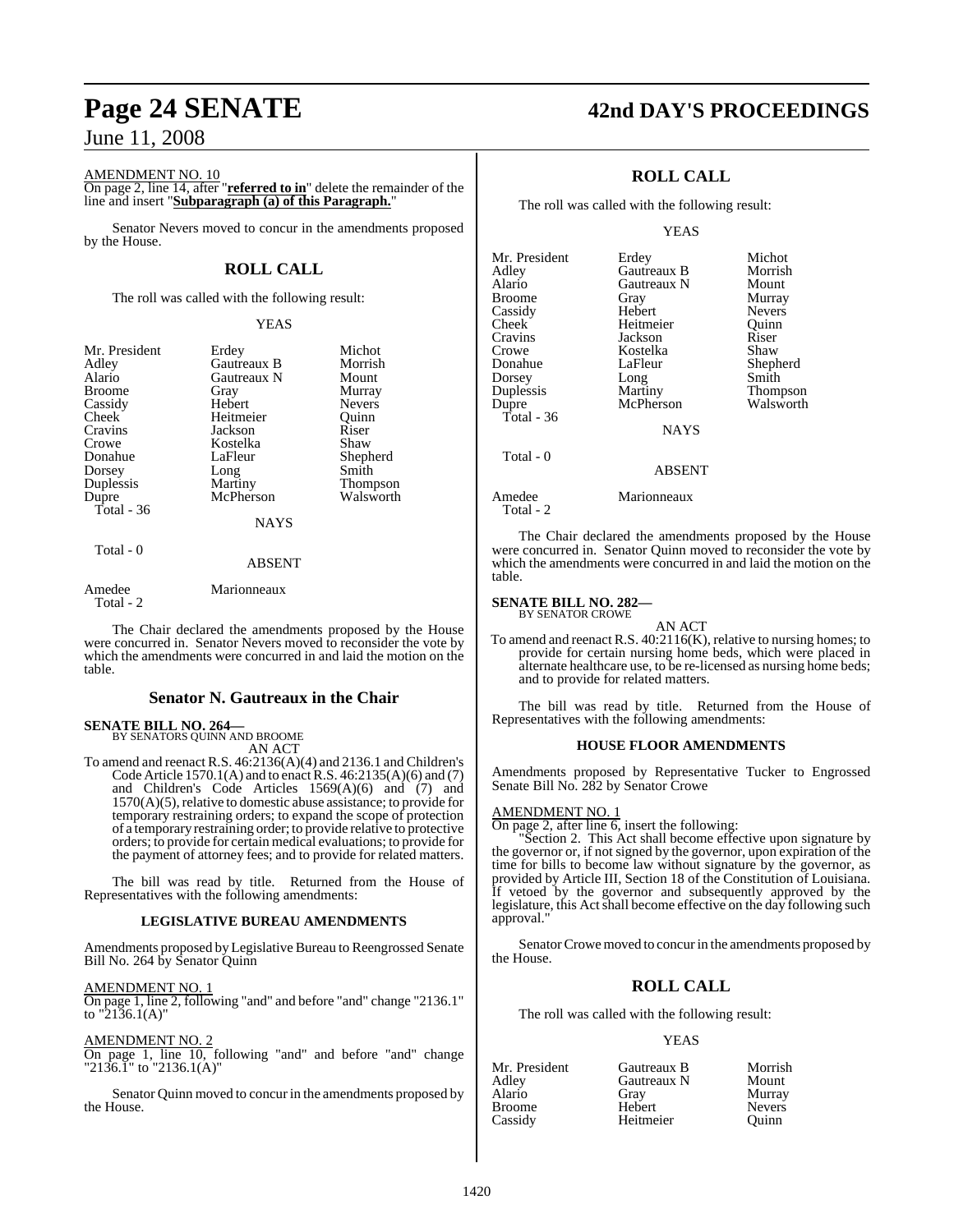AMENDMENT NO. 10

On page 2, line 14, after "**referred to in**" delete the remainder of the line and insert "**Subparagraph (a) of this Paragraph.**"

Senator Nevers moved to concur in the amendments proposed by the House.

## ROLL CALL

The roll was called with the following result:

YEAS

| | | |
|---|---|---|
| Mr. President | Erdey | Michot |
| Adley | Gautreaux B | Morrish |
| Alario | Gautreaux N | Mount |
| Broome | Gray | Murray |
| Cassidy | Hebert | Nevers |
| Cheek | Heitmeier | Quinn |
| Cravins | Jackson | Riser |
| Crowe | Kostelka | Shaw |
| Donahue | LaFleur | Shepherd |
| Dorsey | Long | Smith |
| Duplessis | Martiny | Thompson |
| Dupre | McPherson | Walsworth |
| Total - 36 | | |

NAYS

Total - 0

ABSENT

| | |
|---|---|
| Amedee | Marionneaux |
| Total - 2 | |

The Chair declared the amendments proposed by the House were concurred in. Senator Nevers moved to reconsider the vote by which the amendments were concurred in and laid the motion on the table.

## Senator N. Gautreaux in the Chair

**SENATE BILL NO. 264—**
BY SENATORS QUINN AND BROOME

AN ACT

To amend and reenact R.S. 46:2136(A)(4) and 2136.1 and Children's Code Article 1570.1(A) and to enact R.S. 46:2135(A)(6) and (7) and Children's Code Articles 1569(A)(6) and (7) and 1570(A)(5), relative to domestic abuse assistance; to provide for temporary restraining orders; to expand the scope of protection of a temporary restraining order; to provide relative to protective orders; to provide for certain medical evaluations; to provide for the payment of attorney fees; and to provide for related matters.

The bill was read by title. Returned from the House of Representatives with the following amendments:

### LEGISLATIVE BUREAU AMENDMENTS

Amendments proposed by Legislative Bureau to Reengrossed Senate Bill No. 264 by Senator Quinn

AMENDMENT NO. 1

On page 1, line 2, following "and" and before "and" change "2136.1" to "2136.1(A)"

AMENDMENT NO. 2

On page 1, line 10, following "and" and before "and" change "2136.1" to "2136.1(A)"

Senator Quinn moved to concur in the amendments proposed by the House.

## ROLL CALL

The roll was called with the following result:

YEAS

| | | |
|---|---|---|
| Mr. President | Erdey | Michot |
| Adley | Gautreaux B | Morrish |
| Alario | Gautreaux N | Mount |
| Broome | Gray | Murray |
| Cassidy | Hebert | Nevers |
| Cheek | Heitmeier | Quinn |
| Cravins | Jackson | Riser |
| Crowe | Kostelka | Shaw |
| Donahue | LaFleur | Shepherd |
| Dorsey | Long | Smith |
| Duplessis | Martiny | Thompson |
| Dupre | McPherson | Walsworth |
| Total - 36 | | |

NAYS

Total - 0

ABSENT

| | |
|---|---|
| Amedee | Marionneaux |
| Total - 2 | |

The Chair declared the amendments proposed by the House were concurred in. Senator Quinn moved to reconsider the vote by which the amendments were concurred in and laid the motion on the table.

**SENATE BILL NO. 282—**
BY SENATOR CROWE

AN ACT

To amend and reenact R.S. 40:2116(K), relative to nursing homes; to provide for certain nursing home beds, which were placed in alternate healthcare use, to be re-licensed as nursing home beds; and to provide for related matters.

The bill was read by title. Returned from the House of Representatives with the following amendments:

### HOUSE FLOOR AMENDMENTS

Amendments proposed by Representative Tucker to Engrossed Senate Bill No. 282 by Senator Crowe

AMENDMENT NO. 1

On page 2, after line 6, insert the following:

"Section 2. This Act shall become effective upon signature by the governor or, if not signed by the governor, upon expiration of the time for bills to become law without signature by the governor, as provided by Article III, Section 18 of the Constitution of Louisiana. If vetoed by the governor and subsequently approved by the legislature, this Act shall become effective on the day following such approval."

Senator Crowe moved to concur in the amendments proposed by the House.

## ROLL CALL

The roll was called with the following result:

YEAS

| | | |
|---|---|---|
| Mr. President | Gautreaux B | Morrish |
| Adley | Gautreaux N | Mount |
| Alario | Gray | Murray |
| Broome | Hebert | Nevers |
| Cassidy | Heitmeier | Quinn |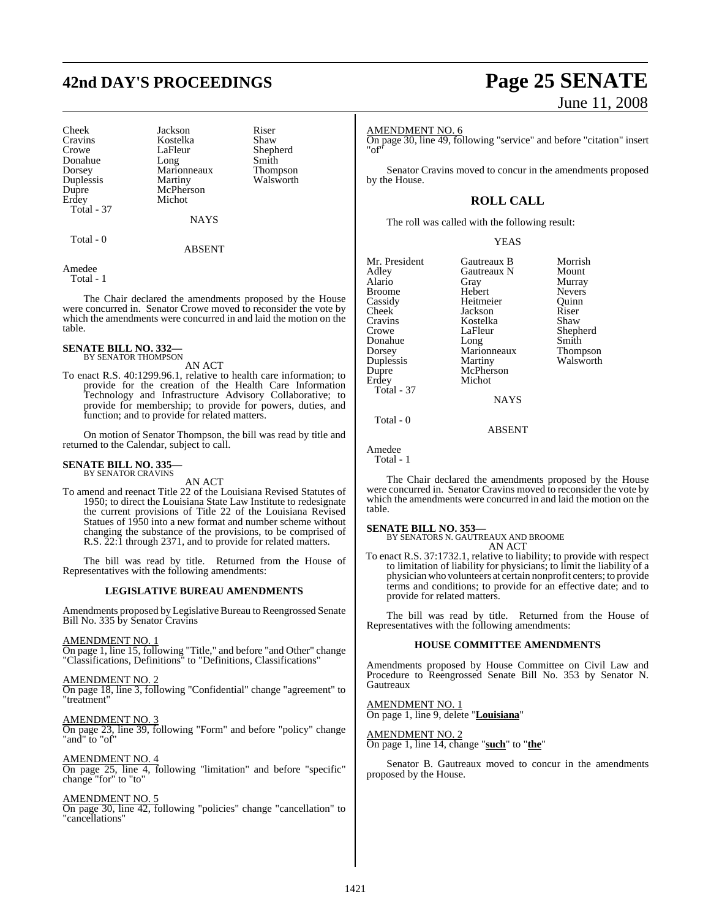| | | |
|---|---|---|
| Cheek | Jackson | Riser |
| Cravins | Kostelka | Shaw |
| Crowe | LaFleur | Shepherd |
| Donahue | Long | Smith |
| Dorsey | Marionneaux | Thompson |
| Duplessis | Martiny | Walsworth |
| Dupre | McPherson | |
| Erdey | Michot | |
| Total - 37 | | |

NAYS

Total - 0

ABSENT

Amedee
Total - 1

The Chair declared the amendments proposed by the House were concurred in. Senator Crowe moved to reconsider the vote by which the amendments were concurred in and laid the motion on the table.

**SENATE BILL NO. 332—**
BY SENATOR THOMPSON

AN ACT

To enact R.S. 40:1299.96.1, relative to health care information; to provide for the creation of the Health Care Information Technology and Infrastructure Advisory Collaborative; to provide for membership; to provide for powers, duties, and function; and to provide for related matters.

On motion of Senator Thompson, the bill was read by title and returned to the Calendar, subject to call.

**SENATE BILL NO. 335—**
BY SENATOR CRAVINS

AN ACT

To amend and reenact Title 22 of the Louisiana Revised Statutes of 1950; to direct the Louisiana State Law Institute to redesignate the current provisions of Title 22 of the Louisiana Revised Statues of 1950 into a new format and number scheme without changing the substance of the provisions, to be comprised of R.S. 22:1 through 2371, and to provide for related matters.

The bill was read by title. Returned from the House of Representatives with the following amendments:

## LEGISLATIVE BUREAU AMENDMENTS

Amendments proposed by Legislative Bureau to Reengrossed Senate Bill No. 335 by Senator Cravins

AMENDMENT NO. 1
On page 1, line 15, following "Title," and before "and Other" change "Classifications, Definitions" to "Definitions, Classifications"

AMENDMENT NO. 2
On page 18, line 3, following "Confidential" change "agreement" to "treatment"

AMENDMENT NO. 3
On page 23, line 39, following "Form" and before "policy" change "and" to "of"

AMENDMENT NO. 4
On page 25, line 4, following "limitation" and before "specific" change "for" to "to"

AMENDMENT NO. 5
On page 30, line 42, following "policies" change "cancellation" to "cancellations"

AMENDMENT NO. 6
On page 30, line 49, following "service" and before "citation" insert "of"

Senator Cravins moved to concur in the amendments proposed by the House.

## ROLL CALL

The roll was called with the following result:

YEAS

| | | |
|---|---|---|
| Mr. President | Gautreaux B | Morrish |
| Adley | Gautreaux N | Mount |
| Alario | Gray | Murray |
| Broome | Hebert | Nevers |
| Cassidy | Heitmeier | Quinn |
| Cheek | Jackson | Riser |
| Cravins | Kostelka | Shaw |
| Crowe | LaFleur | Shepherd |
| Donahue | Long | Smith |
| Dorsey | Marionneaux | Thompson |
| Duplessis | Martiny | Walsworth |
| Dupre | McPherson | |
| Erdey | Michot | |
| Total - 37 | | |

NAYS

Total - 0

ABSENT

Amedee
Total - 1

The Chair declared the amendments proposed by the House were concurred in. Senator Cravins moved to reconsider the vote by which the amendments were concurred in and laid the motion on the table.

**SENATE BILL NO. 353—**
BY SENATORS N. GAUTREAUX AND BROOME

AN ACT

To enact R.S. 37:1732.1, relative to liability; to provide with respect to limitation of liability for physicians; to limit the liability of a physician who volunteers at certain nonprofit centers; to provide terms and conditions; to provide for an effective date; and to provide for related matters.

The bill was read by title. Returned from the House of Representatives with the following amendments:

## HOUSE COMMITTEE AMENDMENTS

Amendments proposed by House Committee on Civil Law and Procedure to Reengrossed Senate Bill No. 353 by Senator N. Gautreaux

AMENDMENT NO. 1
On page 1, line 9, delete "**Louisiana**"

AMENDMENT NO. 2
On page 1, line 14, change "**such**" to "**the**"

Senator B. Gautreaux moved to concur in the amendments proposed by the House.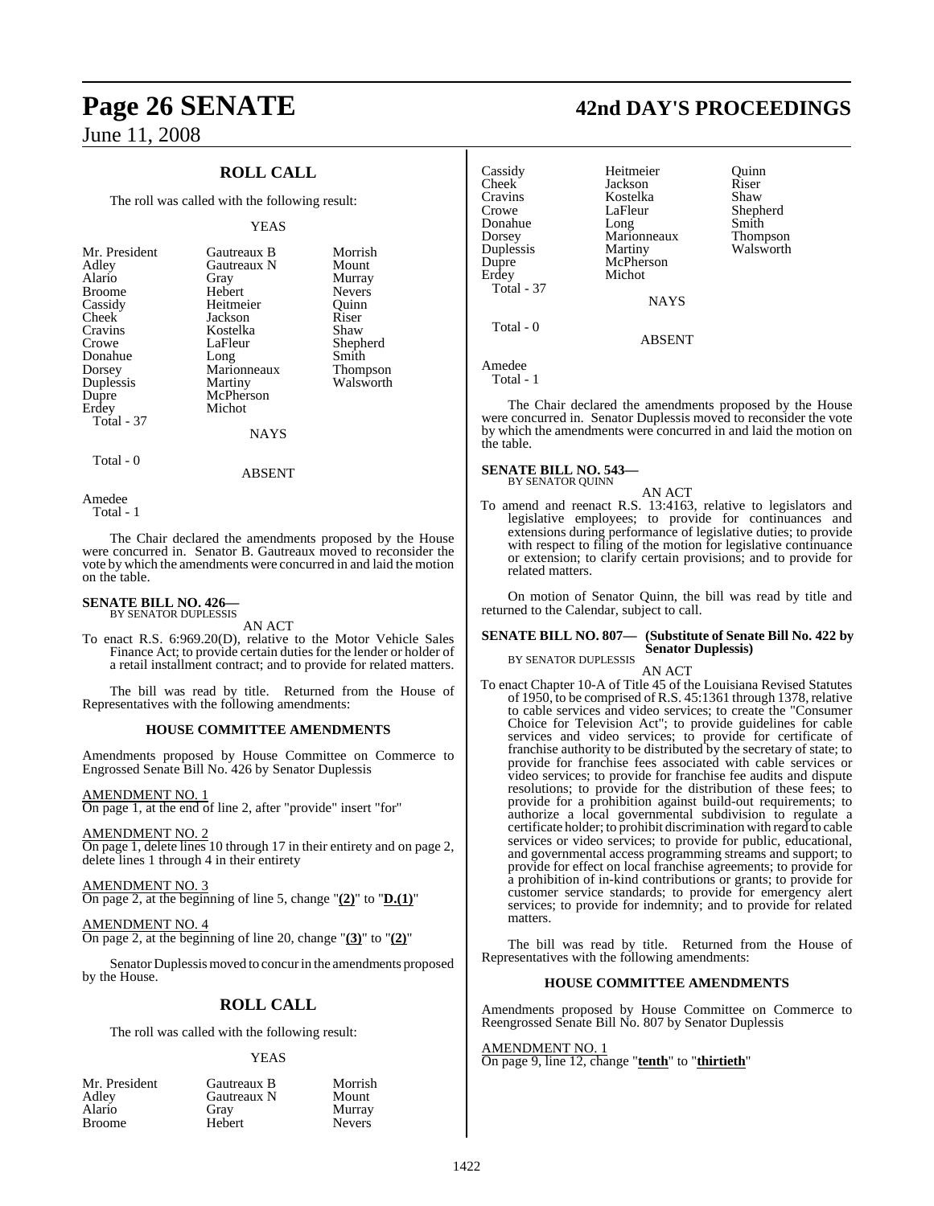## ROLL CALL

The roll was called with the following result:

YEAS

| | | |
|---|---|---|
| Mr. President | Gautreaux B | Morrish |
| Adley | Gautreaux N | Mount |
| Alario | Gray | Murray |
| Broome | Hebert | Nevers |
| Cassidy | Heitmeier | Quinn |
| Cheek | Jackson | Riser |
| Cravins | Kostelka | Shaw |
| Crowe | LaFleur | Shepherd |
| Donahue | Long | Smith |
| Dorsey | Marionneaux | Thompson |
| Duplessis | Martiny | Walsworth |
| Dupre | McPherson | |
| Erdey | Michot | |
| Total - 37 | | |

NAYS

Total - 0

ABSENT

Amedee
Total - 1

The Chair declared the amendments proposed by the House were concurred in. Senator B. Gautreaux moved to reconsider the vote by which the amendments were concurred in and laid the motion on the table.

**SENATE BILL NO. 426—**
BY SENATOR DUPLESSIS

AN ACT

To enact R.S. 6:969.20(D), relative to the Motor Vehicle Sales Finance Act; to provide certain duties for the lender or holder of a retail installment contract; and to provide for related matters.

The bill was read by title. Returned from the House of Representatives with the following amendments:

### HOUSE COMMITTEE AMENDMENTS

Amendments proposed by House Committee on Commerce to Engrossed Senate Bill No. 426 by Senator Duplessis

AMENDMENT NO. 1
On page 1, at the end of line 2, after "provide" insert "for"

AMENDMENT NO. 2
On page 1, delete lines 10 through 17 in their entirety and on page 2, delete lines 1 through 4 in their entirety

AMENDMENT NO. 3
On page 2, at the beginning of line 5, change "**(2)**" to "**D.(1)**"

AMENDMENT NO. 4
On page 2, at the beginning of line 20, change "**(3)**" to "**(2)**"

Senator Duplessis moved to concur in the amendments proposed by the House.

## ROLL CALL

The roll was called with the following result:

YEAS

| | | |
|---|---|---|
| Mr. President | Gautreaux B | Morrish |
| Adley | Gautreaux N | Mount |
| Alario | Gray | Murray |
| Broome | Hebert | Nevers |
| Cassidy | Heitmeier | Quinn |
| Cheek | Jackson | Riser |
| Cravins | Kostelka | Shaw |
| Crowe | LaFleur | Shepherd |
| Donahue | Long | Smith |
| Dorsey | Marionneaux | Thompson |
| Duplessis | Martiny | Walsworth |
| Dupre | McPherson | |
| Erdey | Michot | |
| Total - 37 | | |

NAYS

Total - 0

ABSENT

Amedee
Total - 1

The Chair declared the amendments proposed by the House were concurred in. Senator Duplessis moved to reconsider the vote by which the amendments were concurred in and laid the motion on the table.

**SENATE BILL NO. 543—**
BY SENATOR QUINN

AN ACT

To amend and reenact R.S. 13:4163, relative to legislators and legislative employees; to provide for continuances and extensions during performance of legislative duties; to provide with respect to filing of the motion for legislative continuance or extension; to clarify certain provisions; and to provide for related matters.

On motion of Senator Quinn, the bill was read by title and returned to the Calendar, subject to call.

**SENATE BILL NO. 807— (Substitute of Senate Bill No. 422 by Senator Duplessis)**
BY SENATOR DUPLESSIS

AN ACT

To enact Chapter 10-A of Title 45 of the Louisiana Revised Statutes of 1950, to be comprised of R.S. 45:1361 through 1378, relative to cable services and video services; to create the "Consumer Choice for Television Act"; to provide guidelines for cable services and video services; to provide for certificate of franchise authority to be distributed by the secretary of state; to provide for franchise fees associated with cable services or video services; to provide for franchise fee audits and dispute resolutions; to provide for the distribution of these fees; to provide for a prohibition against build-out requirements; to authorize a local governmental subdivision to regulate a certificate holder; to prohibit discrimination with regard to cable services or video services; to provide for public, educational, and governmental access programming streams and support; to provide for effect on local franchise agreements; to provide for a prohibition of in-kind contributions or grants; to provide for customer service standards; to provide for emergency alert services; to provide for indemnity; and to provide for related matters.

The bill was read by title. Returned from the House of Representatives with the following amendments:

### HOUSE COMMITTEE AMENDMENTS

Amendments proposed by House Committee on Commerce to Reengrossed Senate Bill No. 807 by Senator Duplessis

AMENDMENT NO. 1
On page 9, line 12, change "**tenth**" to "**thirtieth**"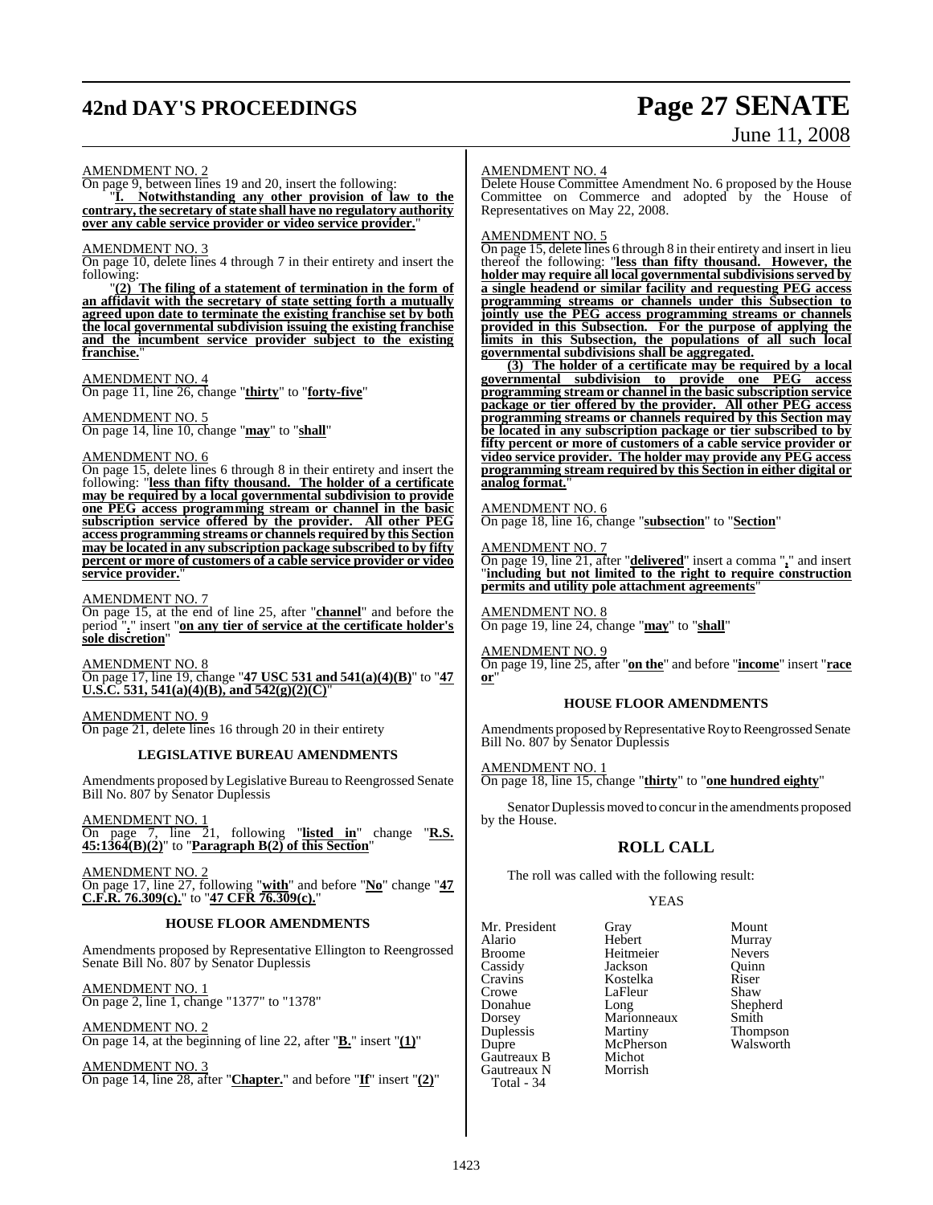AMENDMENT NO. 2

On page 9, between lines 19 and 20, insert the following:

"**I. Notwithstanding any other provision of law to the contrary, the secretary of state shall have no regulatory authority over any cable service provider or video service provider.**"

AMENDMENT NO. 3

On page 10, delete lines 4 through 7 in their entirety and insert the following:

"**(2) The filing of a statement of termination in the form of an affidavit with the secretary of state setting forth a mutually agreed upon date to terminate the existing franchise set by both the local governmental subdivision issuing the existing franchise and the incumbent service provider subject to the existing franchise.**"

AMENDMENT NO. 4

On page 11, line 26, change "**thirty**" to "**forty-five**"

AMENDMENT NO. 5

On page 14, line 10, change "**may**" to "**shall**"

AMENDMENT NO. 6

On page 15, delete lines 6 through 8 in their entirety and insert the following: "**less than fifty thousand. The holder of a certificate may be required by a local governmental subdivision to provide one PEG access programming stream or channel in the basic subscription service offered by the provider. All other PEG access programming streams or channels required by this Section may be located in any subscription package subscribed to by fifty percent or more of customers of a cable service provider or video service provider.**"

AMENDMENT NO. 7

On page 15, at the end of line 25, after "**channel**" and before the period "**.**" insert "**on any tier of service at the certificate holder's sole discretion**"

AMENDMENT NO. 8

On page 17, line 19, change "**47 USC 531 and 541(a)(4)(B)**" to "**47 U.S.C. 531, 541(a)(4)(B), and 542(g)(2)(C)**"

AMENDMENT NO. 9

On page 21, delete lines 16 through 20 in their entirety

### LEGISLATIVE BUREAU AMENDMENTS

Amendments proposed by Legislative Bureau to Reengrossed Senate Bill No. 807 by Senator Duplessis

AMENDMENT NO. 1

On page 7, line 21, following "**listed in**" change "**R.S. 45:1364(B)(2)**" to "**Paragraph B(2) of this Section**"

AMENDMENT NO. 2

On page 17, line 27, following "**with**" and before "**No**" change "**47 C.F.R. 76.309(c).**" to "**47 CFR 76.309(c).**"

### HOUSE FLOOR AMENDMENTS

Amendments proposed by Representative Ellington to Reengrossed Senate Bill No. 807 by Senator Duplessis

AMENDMENT NO. 1

On page 2, line 1, change "1377" to "1378"

AMENDMENT NO. 2

On page 14, at the beginning of line 22, after "**B.**" insert "**(1)**"

AMENDMENT NO. 3

On page 14, line 28, after "**Chapter.**" and before "**If**" insert "**(2)**"

AMENDMENT NO. 4

Delete House Committee Amendment No. 6 proposed by the House Committee on Commerce and adopted by the House of Representatives on May 22, 2008.

AMENDMENT NO. 5

On page 15, delete lines 6 through 8 in their entirety and insert in lieu thereof the following: "**less than fifty thousand. However, the holder may require all local governmental subdivisions served by a single headend or similar facility and requesting PEG access programming streams or channels under this Subsection to jointly use the PEG access programming streams or channels provided in this Subsection. For the purpose of applying the limits in this Subsection, the populations of all such local governmental subdivisions shall be aggregated.**

**(3) The holder of a certificate may be required by a local governmental subdivision to provide one PEG access programming stream or channel in the basic subscription service package or tier offered by the provider. All other PEG access programming streams or channels required by this Section may be located in any subscription package or tier subscribed to by fifty percent or more of customers of a cable service provider or video service provider. The holder may provide any PEG access programming stream required by this Section in either digital or analog format.**"

AMENDMENT NO. 6

On page 18, line 16, change "**subsection**" to "**Section**"

AMENDMENT NO. 7

On page 19, line 21, after "**delivered**" insert a comma "**,**" and insert "**including but not limited to the right to require construction permits and utility pole attachment agreements**"

AMENDMENT NO. 8

On page 19, line 24, change "**may**" to "**shall**"

AMENDMENT NO. 9

On page 19, line 25, after "**on the**" and before "**income**" insert "**race or**"

### HOUSE FLOOR AMENDMENTS

Amendments proposed by Representative Roy to Reengrossed Senate Bill No. 807 by Senator Duplessis

AMENDMENT NO. 1

On page 18, line 15, change "**thirty**" to "**one hundred eighty**"

Senator Duplessis moved to concur in the amendments proposed by the House.

## ROLL CALL

The roll was called with the following result:

YEAS

| | | |
|---|---|---|
| Mr. President | Gray | Mount |
| Alario | Hebert | Murray |
| Broome | Heitmeier | Nevers |
| Cassidy | Jackson | Quinn |
| Cravins | Kostelka | Riser |
| Crowe | LaFleur | Shaw |
| Donahue | Long | Shepherd |
| Dorsey | Marionneaux | Smith |
| Duplessis | Martiny | Thompson |
| Dupre | McPherson | Walsworth |
| Gautreaux B | Michot | |
| Gautreaux N | Morrish | |

Total - 34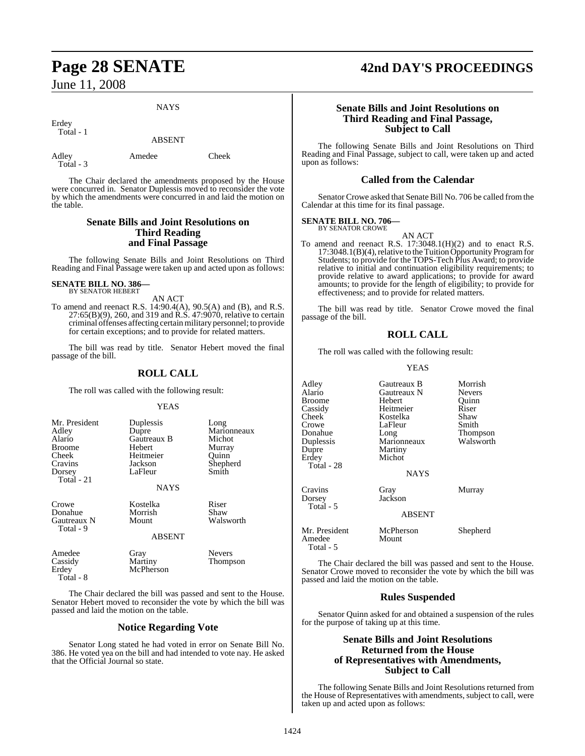NAYS

Erdey
Total - 1

ABSENT

| | | |
|---|---|---|
| Adley | Amedee | Cheek |

Total - 3

The Chair declared the amendments proposed by the House were concurred in. Senator Duplessis moved to reconsider the vote by which the amendments were concurred in and laid the motion on the table.

## Senate Bills and Joint Resolutions on Third Reading and Final Passage

The following Senate Bills and Joint Resolutions on Third Reading and Final Passage were taken up and acted upon as follows:

**SENATE BILL NO. 386—**
BY SENATOR HEBERT

AN ACT

To amend and reenact R.S. 14:90.4(A), 90.5(A) and (B), and R.S. 27:65(B)(9), 260, and 319 and R.S. 47:9070, relative to certain criminal offenses affecting certain military personnel; to provide for certain exceptions; and to provide for related matters.

The bill was read by title. Senator Hebert moved the final passage of the bill.

## ROLL CALL

The roll was called with the following result:

YEAS

| | | |
|---|---|---|
| Mr. President | Duplessis | Long |
| Adley | Dupre | Marionneaux |
| Alario | Gautreaux B | Michot |
| Broome | Hebert | Murray |
| Cheek | Heitmeier | Quinn |
| Cravins | Jackson | Shepherd |
| Dorsey | LaFleur | Smith |

Total - 21

NAYS

| | | |
|---|---|---|
| Crowe | Kostelka | Riser |
| Donahue | Morrish | Shaw |
| Gautreaux N | Mount | Walsworth |

Total - 9

ABSENT

| | | |
|---|---|---|
| Amedee | Gray | Nevers |
| Cassidy | Martiny | Thompson |
| Erdey | McPherson | |

Total - 8

The Chair declared the bill was passed and sent to the House. Senator Hebert moved to reconsider the vote by which the bill was passed and laid the motion on the table.

## Notice Regarding Vote

Senator Long stated he had voted in error on Senate Bill No. 386. He voted yea on the bill and had intended to vote nay. He asked that the Official Journal so state.

## Senate Bills and Joint Resolutions on Third Reading and Final Passage, Subject to Call

The following Senate Bills and Joint Resolutions on Third Reading and Final Passage, subject to call, were taken up and acted upon as follows:

## Called from the Calendar

Senator Crowe asked that Senate Bill No. 706 be called from the Calendar at this time for its final passage.

**SENATE BILL NO. 706—**
BY SENATOR CROWE

AN ACT

To amend and reenact R.S. 17:3048.1(H)(2) and to enact R.S. 17:3048.1(B)(4), relative to the Tuition Opportunity Program for Students; to provide for the TOPS-Tech Plus Award; to provide relative to initial and continuation eligibility requirements; to provide relative to award applications; to provide for award amounts; to provide for the length of eligibility; to provide for effectiveness; and to provide for related matters.

The bill was read by title. Senator Crowe moved the final passage of the bill.

## ROLL CALL

The roll was called with the following result:

YEAS

| | | |
|---|---|---|
| Adley | Gautreaux B | Morrish |
| Alario | Gautreaux N | Nevers |
| Broome | Hebert | Quinn |
| Cassidy | Heitmeier | Riser |
| Cheek | Kostelka | Shaw |
| Crowe | LaFleur | Smith |
| Donahue | Long | Thompson |
| Duplessis | Marionneaux | Walsworth |
| Dupre | Martiny | |
| Erdey | Michot | |

Total - 28

NAYS

| | | |
|---|---|---|
| Cravins | Gray | Murray |
| Dorsey | Jackson | |

Total - 5

ABSENT

| | | |
|---|---|---|
| Mr. President | McPherson | Shepherd |
| Amedee | Mount | |

Total - 5

The Chair declared the bill was passed and sent to the House. Senator Crowe moved to reconsider the vote by which the bill was passed and laid the motion on the table.

## Rules Suspended

Senator Quinn asked for and obtained a suspension of the rules for the purpose of taking up at this time.

## Senate Bills and Joint Resolutions Returned from the House of Representatives with Amendments, Subject to Call

The following Senate Bills and Joint Resolutions returned from the House of Representatives with amendments, subject to call, were taken up and acted upon as follows: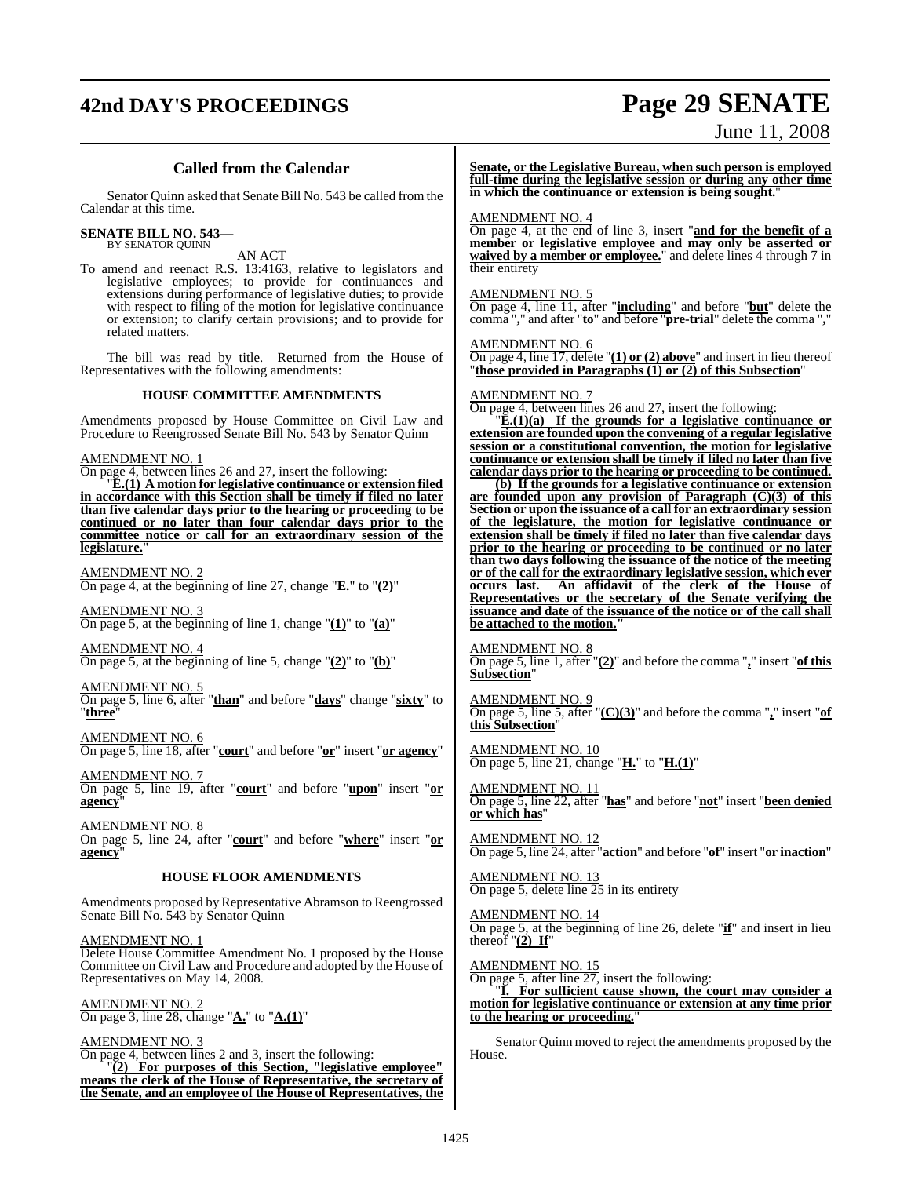## Called from the Calendar

Senator Quinn asked that Senate Bill No. 543 be called from the Calendar at this time.

**SENATE BILL NO. 543—**
BY SENATOR QUINN

AN ACT

To amend and reenact R.S. 13:4163, relative to legislators and legislative employees; to provide for continuances and extensions during performance of legislative duties; to provide with respect to filing of the motion for legislative continuance or extension; to clarify certain provisions; and to provide for related matters.

The bill was read by title. Returned from the House of Representatives with the following amendments:

### HOUSE COMMITTEE AMENDMENTS

Amendments proposed by House Committee on Civil Law and Procedure to Reengrossed Senate Bill No. 543 by Senator Quinn

AMENDMENT NO. 1

On page 4, between lines 26 and 27, insert the following:

"**E.(1) A motion for legislative continuance or extension filed in accordance with this Section shall be timely if filed no later than five calendar days prior to the hearing or proceeding to be continued or no later than four calendar days prior to the committee notice or call for an extraordinary session of the legislature.**"

AMENDMENT NO. 2

On page 4, at the beginning of line 27, change "**E.**" to "**(2)**"

AMENDMENT NO. 3

On page 5, at the beginning of line 1, change "**(1)**" to "**(a)**"

AMENDMENT NO. 4

On page 5, at the beginning of line 5, change "**(2)**" to "**(b)**"

AMENDMENT NO. 5

On page 5, line 6, after "**than**" and before "**days**" change "**sixty**" to "**three**"

AMENDMENT NO. 6

On page 5, line 18, after "**court**" and before "**or**" insert "**or agency**"

AMENDMENT NO. 7

On page 5, line 19, after "**court**" and before "**upon**" insert "**or agency**"

AMENDMENT NO. 8

On page 5, line 24, after "**court**" and before "**where**" insert "**or agency**"

### HOUSE FLOOR AMENDMENTS

Amendments proposed by Representative Abramson to Reengrossed Senate Bill No. 543 by Senator Quinn

AMENDMENT NO. 1

Delete House Committee Amendment No. 1 proposed by the House Committee on Civil Law and Procedure and adopted by the House of Representatives on May 14, 2008.

AMENDMENT NO. 2

On page 3, line 28, change "**A.**" to "**A.(1)**"

AMENDMENT NO. 3

On page 4, between lines 2 and 3, insert the following:

"**(2) For purposes of this Section, "legislative employee" means the clerk of the House of Representative, the secretary of the Senate, and an employee of the House of Representatives, the Senate, or the Legislative Bureau, when such person is employed full-time during the legislative session or during any other time in which the continuance or extension is being sought.**"

AMENDMENT NO. 4

On page 4, at the end of line 3, insert "**and for the benefit of a member or legislative employee and may only be asserted or waived by a member or employee.**" and delete lines 4 through 7 in their entirety

AMENDMENT NO. 5

On page 4, line 11, after "**including**" and before "**but**" delete the comma "**,**" and after "**to**" and before "**pre-trial**" delete the comma "**,**"

AMENDMENT NO. 6

On page 4, line 17, delete "**(1) or (2) above**" and insert in lieu thereof "**those provided in Paragraphs (1) or (2) of this Subsection**"

AMENDMENT NO. 7

On page 4, between lines 26 and 27, insert the following:

"**E.(1)(a) If the grounds for a legislative continuance or extension are founded upon the convening of a regular legislative session or a constitutional convention, the motion for legislative continuance or extension shall be timely if filed no later than five calendar days prior to the hearing or proceeding to be continued.**

**(b) If the grounds for a legislative continuance or extension are founded upon any provision of Paragraph (C)(3) of this Section or upon the issuance of a call for an extraordinary session of the legislature, the motion for legislative continuance or extension shall be timely if filed no later than five calendar days prior to the hearing or proceeding to be continued or no later than two days following the issuance of the notice of the meeting or of the call for the extraordinary legislative session, which ever occurs last. An affidavit of the clerk of the House of Representatives or the secretary of the Senate verifying the issuance and date of the issuance of the notice or of the call shall be attached to the motion.**"

AMENDMENT NO. 8

On page 5, line 1, after "**(2)**" and before the comma "**,**" insert "**of this Subsection**"

AMENDMENT NO. 9

On page 5, line 5, after "**(C)(3)**" and before the comma "**,**" insert "**of this Subsection**"

AMENDMENT NO. 10

On page 5, line 21, change "**H.**" to "**H.(1)**"

AMENDMENT NO. 11

On page 5, line 22, after "**has**" and before "**not**" insert "**been denied or which has**"

AMENDMENT NO. 12

On page 5, line 24, after "**action**" and before "**of**" insert "**or inaction**"

AMENDMENT NO. 13

On page 5, delete line 25 in its entirety

AMENDMENT NO. 14

On page 5, at the beginning of line 26, delete "**if**" and insert in lieu thereof "**(2) If**"

AMENDMENT NO. 15

On page 5, after line 27, insert the following:

"**I. For sufficient cause shown, the court may consider a motion for legislative continuance or extension at any time prior to the hearing or proceeding.**"

Senator Quinn moved to reject the amendments proposed by the House.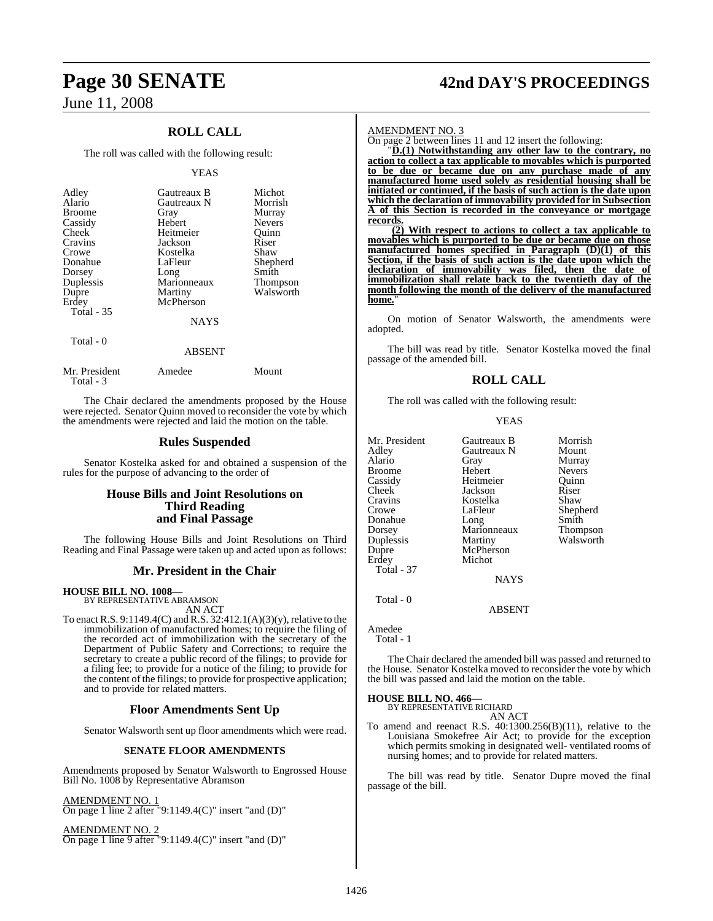## ROLL CALL

The roll was called with the following result:

YEAS

| | | |
|---|---|---|
| Adley | Gautreaux B | Michot |
| Alario | Gautreaux N | Morrish |
| Broome | Gray | Murray |
| Cassidy | Hebert | Nevers |
| Cheek | Heitmeier | Quinn |
| Cravins | Jackson | Riser |
| Crowe | Kostelka | Shaw |
| Donahue | LaFleur | Shepherd |
| Dorsey | Long | Smith |
| Duplessis | Marionneaux | Thompson |
| Dupre | Martiny | Walsworth |
| Erdey | McPherson | |

Total - 35

NAYS

Total - 0

ABSENT

| | | |
|---|---|---|
| Mr. President | Amedee | Mount |

Total - 3

The Chair declared the amendments proposed by the House were rejected. Senator Quinn moved to reconsider the vote by which the amendments were rejected and laid the motion on the table.

## Rules Suspended

Senator Kostelka asked for and obtained a suspension of the rules for the purpose of advancing to the order of

## House Bills and Joint Resolutions on Third Reading and Final Passage

The following House Bills and Joint Resolutions on Third Reading and Final Passage were taken up and acted upon as follows:

## Mr. President in the Chair

**HOUSE BILL NO. 1008—**
BY REPRESENTATIVE ABRAMSON
AN ACT

To enact R.S. 9:1149.4(C) and R.S. 32:412.1(A)(3)(y), relative to the immobilization of manufactured homes; to require the filing of the recorded act of immobilization with the secretary of the Department of Public Safety and Corrections; to require the secretary to create a public record of the filings; to provide for a filing fee; to provide for a notice of the filing; to provide for the content of the filings; to provide for prospective application; and to provide for related matters.

## Floor Amendments Sent Up

Senator Walsworth sent up floor amendments which were read.

### SENATE FLOOR AMENDMENTS

Amendments proposed by Senator Walsworth to Engrossed House Bill No. 1008 by Representative Abramson

AMENDMENT NO. 1
On page 1 line 2 after "9:1149.4(C)" insert "and (D)"

AMENDMENT NO. 2
On page 1 line 9 after "9:1149.4(C)" insert "and (D)"

AMENDMENT NO. 3
On page 2 between lines 11 and 12 insert the following:

"**D.(1) Notwithstanding any other law to the contrary, no action to collect a tax applicable to movables which is purported to be due or became due on any purchase made of any manufactured home used solely as residential housing shall be initiated or continued, if the basis of such action is the date upon which the declaration of immovability provided for in Subsection A of this Section is recorded in the conveyance or mortgage records.**

**(2) With respect to actions to collect a tax applicable to movables which is purported to be due or became due on those manufactured homes specified in Paragraph (D)(1) of this Section, if the basis of such action is the date upon which the declaration of immovability was filed, then the date of immobilization shall relate back to the twentieth day of the month following the month of the delivery of the manufactured home.**"

On motion of Senator Walsworth, the amendments were adopted.

The bill was read by title. Senator Kostelka moved the final passage of the amended bill.

## ROLL CALL

The roll was called with the following result:

YEAS

| | | |
|---|---|---|
| Mr. President | Gautreaux B | Morrish |
| Adley | Gautreaux N | Mount |
| Alario | Gray | Murray |
| Broome | Hebert | Nevers |
| Cassidy | Heitmeier | Quinn |
| Cheek | Jackson | Riser |
| Cravins | Kostelka | Shaw |
| Crowe | LaFleur | Shepherd |
| Donahue | Long | Smith |
| Dorsey | Marionneaux | Thompson |
| Duplessis | Martiny | Walsworth |
| Dupre | McPherson | |
| Erdey | Michot | |

Total - 37

NAYS

Total - 0

ABSENT

Amedee

Total - 1

The Chair declared the amended bill was passed and returned to the House. Senator Kostelka moved to reconsider the vote by which the bill was passed and laid the motion on the table.

**HOUSE BILL NO. 466—**
BY REPRESENTATIVE RICHARD
AN ACT

To amend and reenact R.S. 40:1300.256(B)(11), relative to the Louisiana Smokefree Air Act; to provide for the exception which permits smoking in designated well- ventilated rooms of nursing homes; and to provide for related matters.

The bill was read by title. Senator Dupre moved the final passage of the bill.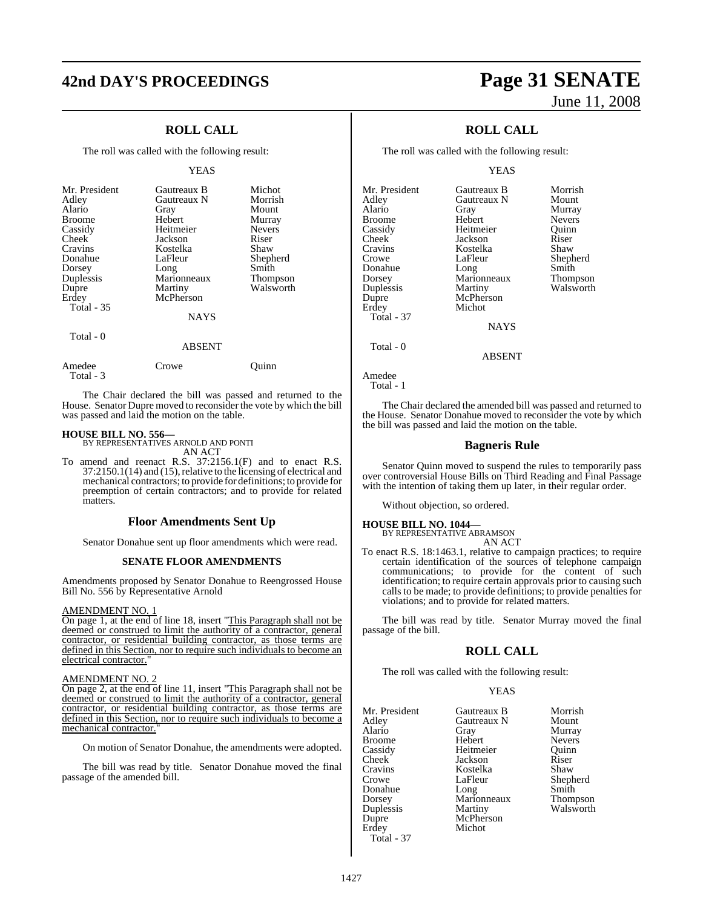## ROLL CALL

The roll was called with the following result:

YEAS

| | | |
|---|---|---|
| Mr. President | Gautreaux B | Michot |
| Adley | Gautreaux N | Morrish |
| Alario | Gray | Mount |
| Broome | Hebert | Murray |
| Cassidy | Heitmeier | Nevers |
| Cheek | Jackson | Riser |
| Cravins | Kostelka | Shaw |
| Donahue | LaFleur | Shepherd |
| Dorsey | Long | Smith |
| Duplessis | Marionneaux | Thompson |
| Dupre | Martiny | Walsworth |
| Erdey | McPherson | |

Total - 35

NAYS

Total - 0

ABSENT

| | | |
|---|---|---|
| Amedee | Crowe | Quinn |

Total - 3

The Chair declared the bill was passed and returned to the House. Senator Dupre moved to reconsider the vote by which the bill was passed and laid the motion on the table.

**HOUSE BILL NO. 556—**
BY REPRESENTATIVES ARNOLD AND PONTI
AN ACT

To amend and reenact R.S. 37:2156.1(F) and to enact R.S. 37:2150.1(14) and (15), relative to the licensing of electrical and mechanical contractors; to provide for definitions; to provide for preemption of certain contractors; and to provide for related matters.

### Floor Amendments Sent Up

Senator Donahue sent up floor amendments which were read.

#### SENATE FLOOR AMENDMENTS

Amendments proposed by Senator Donahue to Reengrossed House Bill No. 556 by Representative Arnold

AMENDMENT NO. 1

On page 1, at the end of line 18, insert "This Paragraph shall not be deemed or construed to limit the authority of a contractor, general contractor, or residential building contractor, as those terms are defined in this Section, nor to require such individuals to become an electrical contractor."

AMENDMENT NO. 2

On page 2, at the end of line 11, insert "This Paragraph shall not be deemed or construed to limit the authority of a contractor, general contractor, or residential building contractor, as those terms are defined in this Section, nor to require such individuals to become a mechanical contractor."

On motion of Senator Donahue, the amendments were adopted.

The bill was read by title. Senator Donahue moved the final passage of the amended bill.

## ROLL CALL

The roll was called with the following result:

YEAS

| | | |
|---|---|---|
| Mr. President | Gautreaux B | Morrish |
| Adley | Gautreaux N | Mount |
| Alario | Gray | Murray |
| Broome | Hebert | Nevers |
| Cassidy | Heitmeier | Quinn |
| Cheek | Jackson | Riser |
| Cravins | Kostelka | Shaw |
| Crowe | LaFleur | Shepherd |
| Donahue | Long | Smith |
| Dorsey | Marionneaux | Thompson |
| Duplessis | Martiny | Walsworth |
| Dupre | McPherson | |
| Erdey | Michot | |

Total - 37

NAYS

Total - 0

ABSENT

Amedee

Total - 1

The Chair declared the amended bill was passed and returned to the House. Senator Donahue moved to reconsider the vote by which the bill was passed and laid the motion on the table.

### Bagneris Rule

Senator Quinn moved to suspend the rules to temporarily pass over controversial House Bills on Third Reading and Final Passage with the intention of taking them up later, in their regular order.

Without objection, so ordered.

**HOUSE BILL NO. 1044—**
BY REPRESENTATIVE ABRAMSON
AN ACT

To enact R.S. 18:1463.1, relative to campaign practices; to require certain identification of the sources of telephone campaign communications; to provide for the content of such identification; to require certain approvals prior to causing such calls to be made; to provide definitions; to provide penalties for violations; and to provide for related matters.

The bill was read by title. Senator Murray moved the final passage of the bill.

## ROLL CALL

The roll was called with the following result:

YEAS

| | | |
|---|---|---|
| Mr. President | Gautreaux B | Morrish |
| Adley | Gautreaux N | Mount |
| Alario | Gray | Murray |
| Broome | Hebert | Nevers |
| Cassidy | Heitmeier | Quinn |
| Cheek | Jackson | Riser |
| Cravins | Kostelka | Shaw |
| Crowe | LaFleur | Shepherd |
| Donahue | Long | Smith |
| Dorsey | Marionneaux | Thompson |
| Duplessis | Martiny | Walsworth |
| Dupre | McPherson | |
| Erdey | Michot | |

Total - 37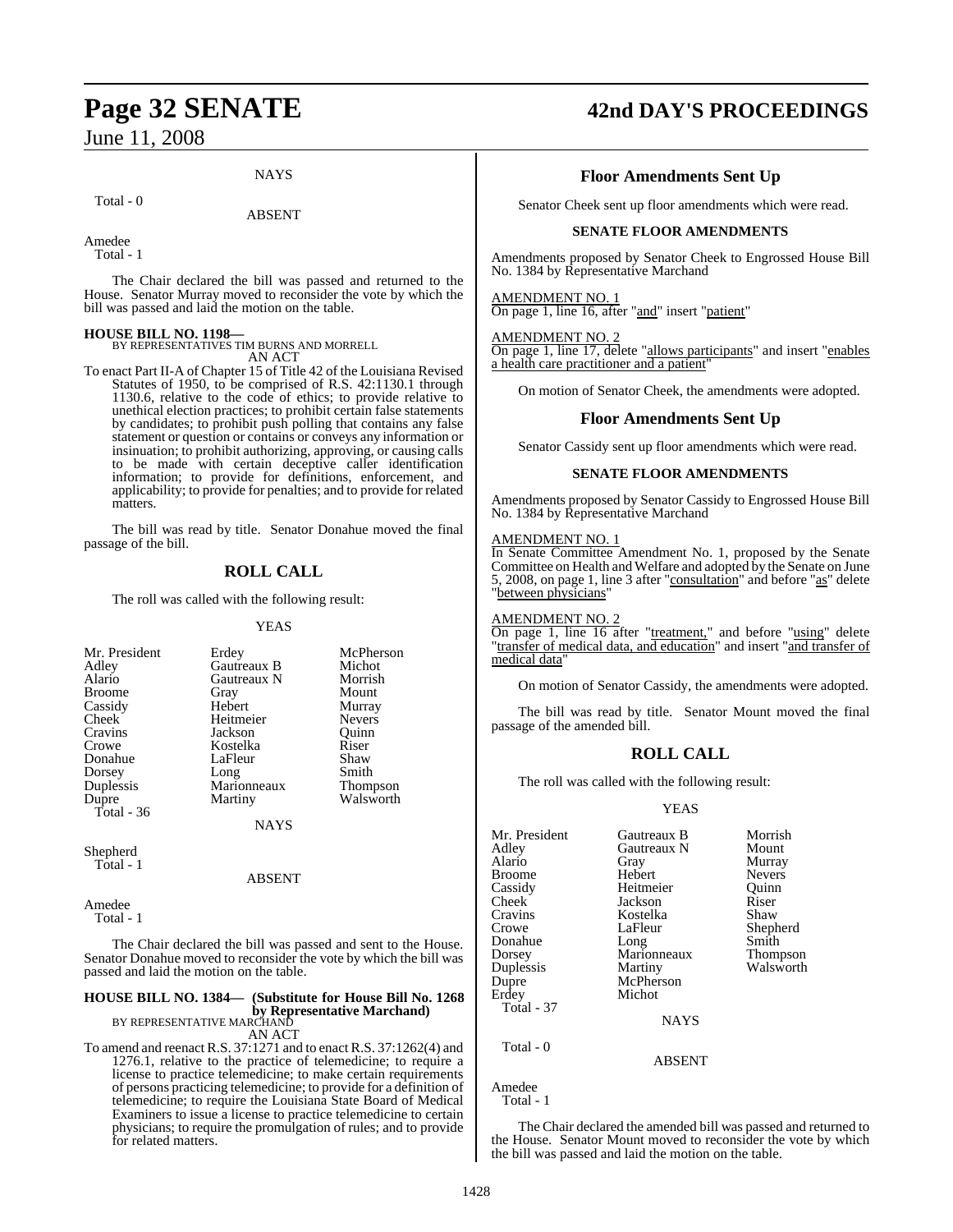NAYS

Total - 0

ABSENT

Amedee
Total - 1

The Chair declared the bill was passed and returned to the House. Senator Murray moved to reconsider the vote by which the bill was passed and laid the motion on the table.

**HOUSE BILL NO. 1198—**
BY REPRESENTATIVES TIM BURNS AND MORRELL
AN ACT

To enact Part II-A of Chapter 15 of Title 42 of the Louisiana Revised Statutes of 1950, to be comprised of R.S. 42:1130.1 through 1130.6, relative to the code of ethics; to provide relative to unethical election practices; to prohibit certain false statements by candidates; to prohibit push polling that contains any false statement or question or contains or conveys any information or insinuation; to prohibit authorizing, approving, or causing calls to be made with certain deceptive caller identification information; to provide for definitions, enforcement, and applicability; to provide for penalties; and to provide for related matters.

The bill was read by title. Senator Donahue moved the final passage of the bill.

## ROLL CALL

The roll was called with the following result:

YEAS

| | | |
|---|---|---|
| Mr. President | Erdey | McPherson |
| Adley | Gautreaux B | Michot |
| Alario | Gautreaux N | Morrish |
| Broome | Gray | Mount |
| Cassidy | Hebert | Murray |
| Cheek | Heitmeier | Nevers |
| Cravins | Jackson | Quinn |
| Crowe | Kostelka | Riser |
| Donahue | LaFleur | Shaw |
| Dorsey | Long | Smith |
| Duplessis | Marionneaux | Thompson |
| Dupre | Martiny | Walsworth |
| Total - 36 | | |

NAYS

Shepherd
Total - 1

ABSENT

Amedee
Total - 1

The Chair declared the bill was passed and sent to the House. Senator Donahue moved to reconsider the vote by which the bill was passed and laid the motion on the table.

**HOUSE BILL NO. 1384— (Substitute for House Bill No. 1268 by Representative Marchand)**
BY REPRESENTATIVE MARCHAND
AN ACT

To amend and reenact R.S. 37:1271 and to enact R.S. 37:1262(4) and 1276.1, relative to the practice of telemedicine; to require a license to practice telemedicine; to make certain requirements of persons practicing telemedicine; to provide for a definition of telemedicine; to require the Louisiana State Board of Medical Examiners to issue a license to practice telemedicine to certain physicians; to require the promulgation of rules; and to provide for related matters.

### Floor Amendments Sent Up

Senator Cheek sent up floor amendments which were read.

#### SENATE FLOOR AMENDMENTS

Amendments proposed by Senator Cheek to Engrossed House Bill No. 1384 by Representative Marchand

AMENDMENT NO. 1
On page 1, line 16, after "and" insert "patient"

AMENDMENT NO. 2
On page 1, line 17, delete "allows participants" and insert "enables a health care practitioner and a patient"

On motion of Senator Cheek, the amendments were adopted.

### Floor Amendments Sent Up

Senator Cassidy sent up floor amendments which were read.

#### SENATE FLOOR AMENDMENTS

Amendments proposed by Senator Cassidy to Engrossed House Bill No. 1384 by Representative Marchand

AMENDMENT NO. 1
In Senate Committee Amendment No. 1, proposed by the Senate Committee on Health and Welfare and adopted by the Senate on June 5, 2008, on page 1, line 3 after "consultation" and before "as" delete "between physicians"

AMENDMENT NO. 2
On page 1, line 16 after "treatment," and before "using" delete "transfer of medical data, and education" and insert "and transfer of medical data"

On motion of Senator Cassidy, the amendments were adopted.

The bill was read by title. Senator Mount moved the final passage of the amended bill.

## ROLL CALL

The roll was called with the following result:

YEAS

| | | |
|---|---|---|
| Mr. President | Gautreaux B | Morrish |
| Adley | Gautreaux N | Mount |
| Alario | Gray | Murray |
| Broome | Hebert | Nevers |
| Cassidy | Heitmeier | Quinn |
| Cheek | Jackson | Riser |
| Cravins | Kostelka | Shaw |
| Crowe | LaFleur | Shepherd |
| Donahue | Long | Smith |
| Dorsey | Marionneaux | Thompson |
| Duplessis | Martiny | Walsworth |
| Dupre | McPherson | |
| Erdey | Michot | |
| Total - 37 | | |

NAYS

Total - 0

ABSENT

Amedee
Total - 1

The Chair declared the amended bill was passed and returned to the House. Senator Mount moved to reconsider the vote by which the bill was passed and laid the motion on the table.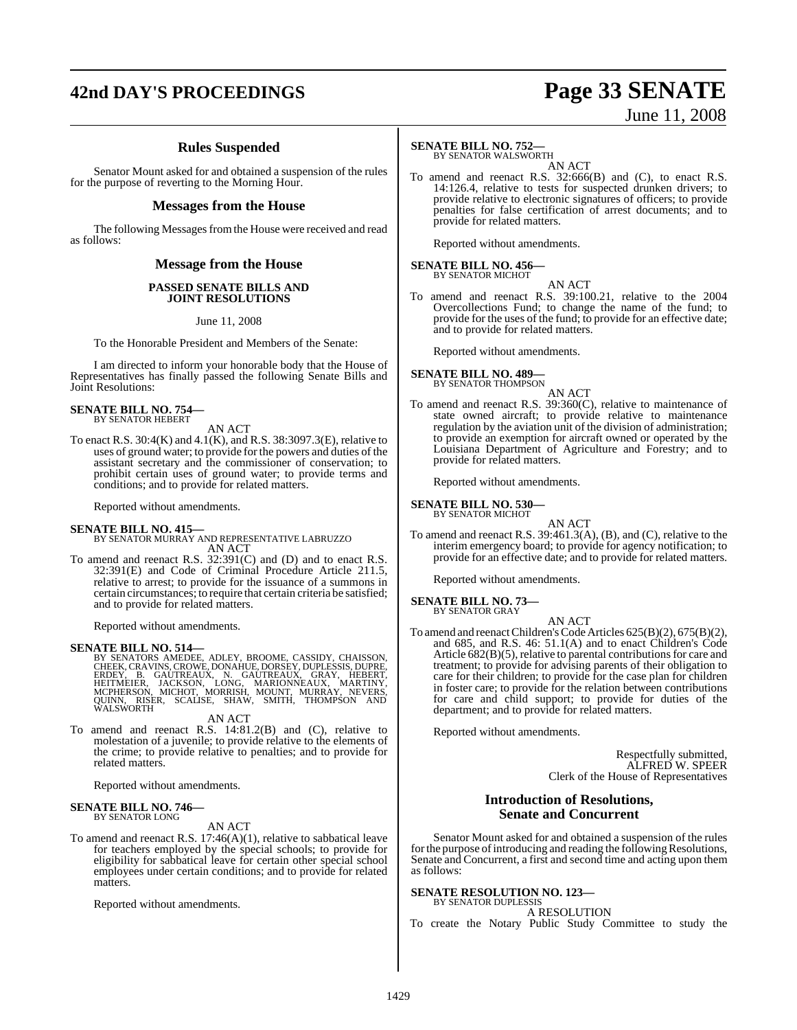## Rules Suspended

Senator Mount asked for and obtained a suspension of the rules for the purpose of reverting to the Morning Hour.

## Messages from the House

The following Messages from the House were received and read as follows:

### Message from the House

**PASSED SENATE BILLS AND JOINT RESOLUTIONS**

June 11, 2008

To the Honorable President and Members of the Senate:

I am directed to inform your honorable body that the House of Representatives has finally passed the following Senate Bills and Joint Resolutions:

**SENATE BILL NO. 754—**
BY SENATOR HEBERT

AN ACT

To enact R.S. 30:4(K) and 4.1(K), and R.S. 38:3097.3(E), relative to uses of ground water; to provide for the powers and duties of the assistant secretary and the commissioner of conservation; to prohibit certain uses of ground water; to provide terms and conditions; and to provide for related matters.

Reported without amendments.

**SENATE BILL NO. 415—**
BY SENATOR MURRAY AND REPRESENTATIVE LABRUZZO

AN ACT

To amend and reenact R.S. 32:391(C) and (D) and to enact R.S. 32:391(E) and Code of Criminal Procedure Article 211.5, relative to arrest; to provide for the issuance of a summons in certain circumstances; to require that certain criteria be satisfied; and to provide for related matters.

Reported without amendments.

**SENATE BILL NO. 514—**
BY SENATORS AMEDEE, ADLEY, BROOME, CASSIDY, CHAISSON, CHEEK, CRAVINS, CROWE, DONAHUE, DORSEY, DUPLESSIS, DUPRE, ERDEY, B. GAUTREAUX, N. GAUTREAUX, GRAY, HEBERT, HEITMEIER, JACKSON, LONG, MARIONNEAUX, MARTINY, MCPHERSON, MICHOT, MORRISH, MOUNT, MURRAY, NEVERS, QUINN, RISER, SCALISE, SHAW, SMITH, THOMPSON AND WALSWORTH

AN ACT

To amend and reenact R.S. 14:81.2(B) and (C), relative to molestation of a juvenile; to provide relative to the elements of the crime; to provide relative to penalties; and to provide for related matters.

Reported without amendments.

**SENATE BILL NO. 746—**
BY SENATOR LONG

AN ACT

To amend and reenact R.S. 17:46(A)(1), relative to sabbatical leave for teachers employed by the special schools; to provide for eligibility for sabbatical leave for certain other special school employees under certain conditions; and to provide for related matters.

Reported without amendments.

**SENATE BILL NO. 752—**
BY SENATOR WALSWORTH

AN ACT

To amend and reenact R.S. 32:666(B) and (C), to enact R.S. 14:126.4, relative to tests for suspected drunken drivers; to provide relative to electronic signatures of officers; to provide penalties for false certification of arrest documents; and to provide for related matters.

Reported without amendments.

**SENATE BILL NO. 456—**
BY SENATOR MICHOT

AN ACT

To amend and reenact R.S. 39:100.21, relative to the 2004 Overcollections Fund; to change the name of the fund; to provide for the uses of the fund; to provide for an effective date; and to provide for related matters.

Reported without amendments.

**SENATE BILL NO. 489—**
BY SENATOR THOMPSON

AN ACT

To amend and reenact R.S. 39:360(C), relative to maintenance of state owned aircraft; to provide relative to maintenance regulation by the aviation unit of the division of administration; to provide an exemption for aircraft owned or operated by the Louisiana Department of Agriculture and Forestry; and to provide for related matters.

Reported without amendments.

**SENATE BILL NO. 530—**
BY SENATOR MICHOT

AN ACT

To amend and reenact R.S. 39:461.3(A), (B), and (C), relative to the interim emergency board; to provide for agency notification; to provide for an effective date; and to provide for related matters.

Reported without amendments.

**SENATE BILL NO. 73—**
BY SENATOR GRAY

AN ACT

To amend and reenact Children's Code Articles 625(B)(2), 675(B)(2), and 685, and R.S. 46: 51.1(A) and to enact Children's Code Article 682(B)(5), relative to parental contributions for care and treatment; to provide for advising parents of their obligation to care for their children; to provide for the case plan for children in foster care; to provide for the relation between contributions for care and child support; to provide for duties of the department; and to provide for related matters.

Reported without amendments.

Respectfully submitted,
ALFRED W. SPEER
Clerk of the House of Representatives

## Introduction of Resolutions, Senate and Concurrent

Senator Mount asked for and obtained a suspension of the rules for the purpose of introducing and reading the following Resolutions, Senate and Concurrent, a first and second time and acting upon them as follows:

**SENATE RESOLUTION NO. 123—**
BY SENATOR DUPLESSIS

A RESOLUTION

To create the Notary Public Study Committee to study the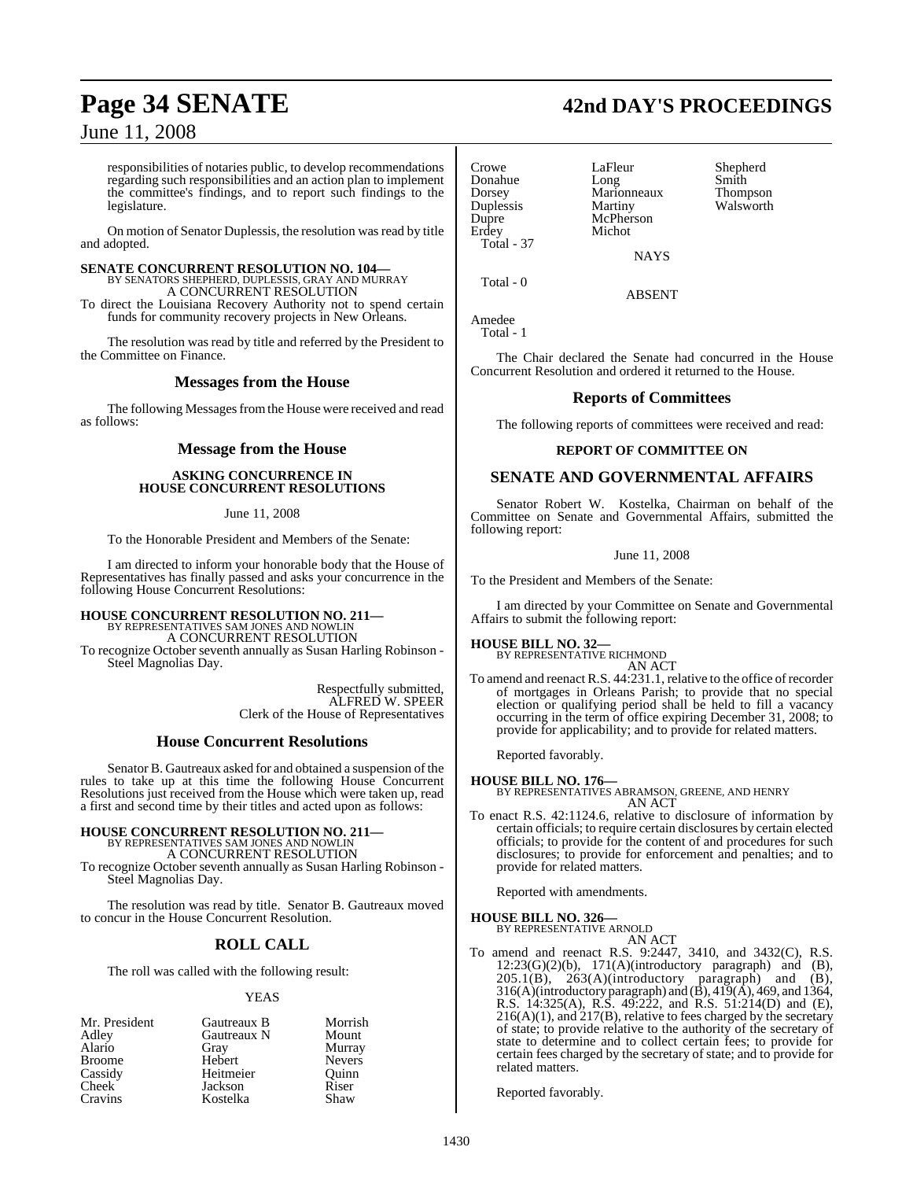responsibilities of notaries public, to develop recommendations regarding such responsibilities and an action plan to implement the committee's findings, and to report such findings to the legislature.

On motion of Senator Duplessis, the resolution was read by title and adopted.

**SENATE CONCURRENT RESOLUTION NO. 104—**
BY SENATORS SHEPHERD, DUPLESSIS, GRAY AND MURRAY
A CONCURRENT RESOLUTION
To direct the Louisiana Recovery Authority not to spend certain funds for community recovery projects in New Orleans.

The resolution was read by title and referred by the President to the Committee on Finance.

## Messages from the House

The following Messages from the House were received and read as follows:

### Message from the House

**ASKING CONCURRENCE IN HOUSE CONCURRENT RESOLUTIONS**

June 11, 2008

To the Honorable President and Members of the Senate:

I am directed to inform your honorable body that the House of Representatives has finally passed and asks your concurrence in the following House Concurrent Resolutions:

**HOUSE CONCURRENT RESOLUTION NO. 211—**
BY REPRESENTATIVES SAM JONES AND NOWLIN
A CONCURRENT RESOLUTION
To recognize October seventh annually as Susan Harling Robinson - Steel Magnolias Day.

Respectfully submitted,
ALFRED W. SPEER
Clerk of the House of Representatives

## House Concurrent Resolutions

Senator B. Gautreaux asked for and obtained a suspension of the rules to take up at this time the following House Concurrent Resolutions just received from the House which were taken up, read a first and second time by their titles and acted upon as follows:

**HOUSE CONCURRENT RESOLUTION NO. 211—**
BY REPRESENTATIVES SAM JONES AND NOWLIN
A CONCURRENT RESOLUTION
To recognize October seventh annually as Susan Harling Robinson - Steel Magnolias Day.

The resolution was read by title. Senator B. Gautreaux moved to concur in the House Concurrent Resolution.

## ROLL CALL

The roll was called with the following result:

YEAS

| | | |
|---|---|---|
| Mr. President | Gautreaux B | Morrish |
| Adley | Gautreaux N | Mount |
| Alario | Gray | Murray |
| Broome | Hebert | Nevers |
| Cassidy | Heitmeier | Quinn |
| Cheek | Jackson | Riser |
| Cravins | Kostelka | Shaw |
| Crowe | LaFleur | Shepherd |
| Donahue | Long | Smith |
| Dorsey | Marionneaux | Thompson |
| Duplessis | Martiny | Walsworth |
| Dupre | McPherson | |
| Erdey | Michot | |

Total - 37

NAYS

Total - 0

ABSENT

Amedee
Total - 1

The Chair declared the Senate had concurred in the House Concurrent Resolution and ordered it returned to the House.

## Reports of Committees

The following reports of committees were received and read:

**REPORT OF COMMITTEE ON**

## SENATE AND GOVERNMENTAL AFFAIRS

Senator Robert W. Kostelka, Chairman on behalf of the Committee on Senate and Governmental Affairs, submitted the following report:

June 11, 2008

To the President and Members of the Senate:

I am directed by your Committee on Senate and Governmental Affairs to submit the following report:

**HOUSE BILL NO. 32—**
BY REPRESENTATIVE RICHMOND
AN ACT
To amend and reenact R.S. 44:231.1, relative to the office of recorder of mortgages in Orleans Parish; to provide that no special election or qualifying period shall be held to fill a vacancy occurring in the term of office expiring December 31, 2008; to provide for applicability; and to provide for related matters.

Reported favorably.

**HOUSE BILL NO. 176—**
BY REPRESENTATIVES ABRAMSON, GREENE, AND HENRY
AN ACT
To enact R.S. 42:1124.6, relative to disclosure of information by certain officials; to require certain disclosures by certain elected officials; to provide for the content of and procedures for such disclosures; to provide for enforcement and penalties; and to provide for related matters.

Reported with amendments.

**HOUSE BILL NO. 326—**
BY REPRESENTATIVE ARNOLD
AN ACT
To amend and reenact R.S. 9:2447, 3410, and 3432(C), R.S. 12:23(G)(2)(b), 171(A)(introductory paragraph) and (B), 205.1(B), 263(A)(introductory paragraph) and (B), 316(A)(introductory paragraph) and (B), 419(A), 469, and 1364, R.S. 14:325(A), R.S. 49:222, and R.S. 51:214(D) and (E), 216(A)(1), and 217(B), relative to fees charged by the secretary of state; to provide relative to the authority of the secretary of state to determine and to collect certain fees; to provide for certain fees charged by the secretary of state; and to provide for related matters.

Reported favorably.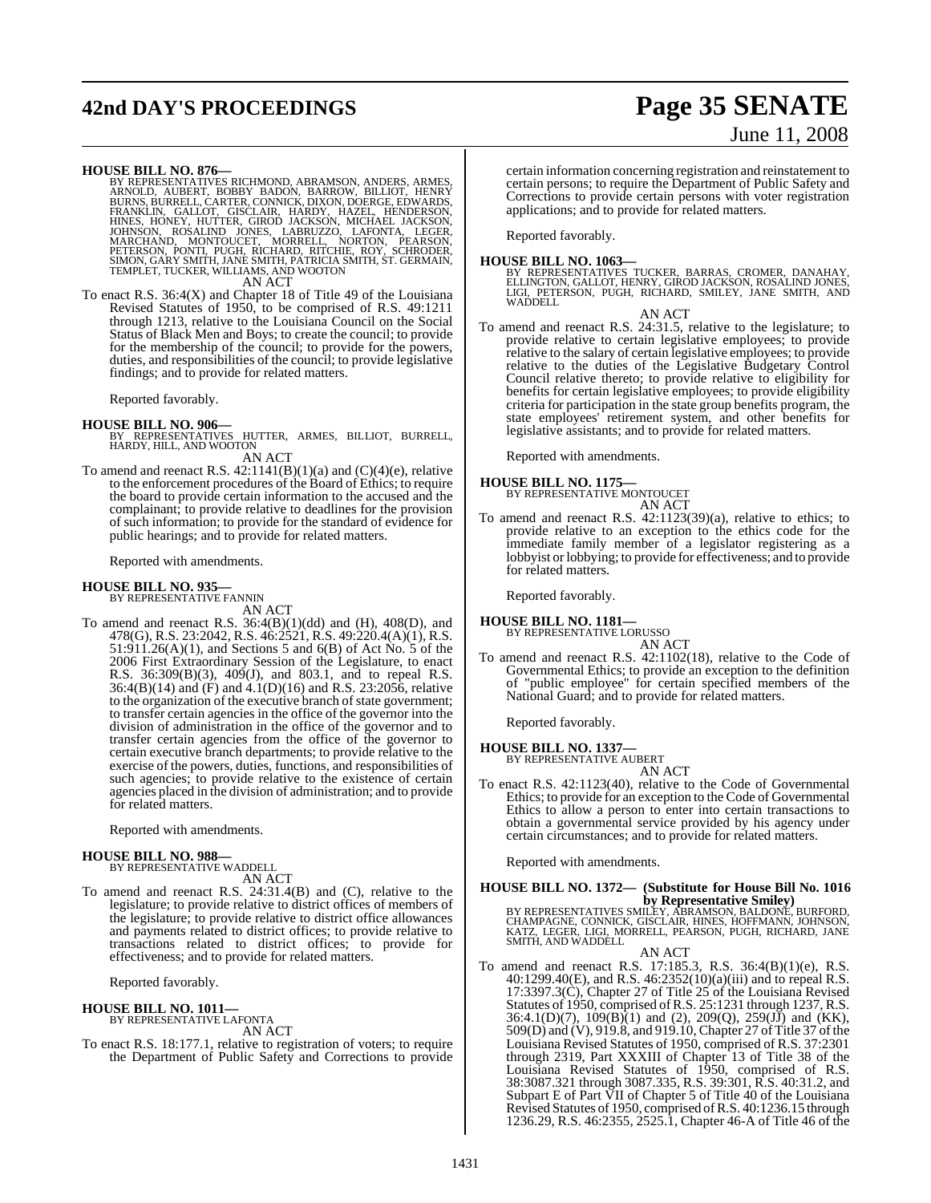**HOUSE BILL NO. 876—**

BY REPRESENTATIVES RICHMOND, ABRAMSON, ANDERS, ARMES, ARNOLD, AUBERT, BOBBY BADON, BARROW, BILLIOT, HENRY BURNS, BURRELL, CARTER, CONNICK, DIXON, DOERGE, EDWARDS, FRANKLIN, GALLOT, GISCLAIR, HARDY, HAZEL, HENDERSON, HINES, HONEY, HUTTER, GIROD JACKSON, MICHAEL JACKSON, JOHNSON, ROSALIND JONES, LABRUZZO, LAFONTA, LEGER, MARCHAND, MONTOUCET, MORRELL, NORTON, PEARSON, PETERSON, PONTI, PUGH, RICHARD, RITCHIE, ROY, SCHRODER, SIMON, GARY SMITH, JANE SMITH, PATRICIA SMITH, ST. GERMAIN, TEMPLET, TUCKER, WILLIAMS, AND WOOTON

AN ACT

To enact R.S. 36:4(X) and Chapter 18 of Title 49 of the Louisiana Revised Statutes of 1950, to be comprised of R.S. 49:1211 through 1213, relative to the Louisiana Council on the Social Status of Black Men and Boys; to create the council; to provide for the membership of the council; to provide for the powers, duties, and responsibilities of the council; to provide legislative findings; and to provide for related matters.

Reported favorably.

**HOUSE BILL NO. 906—**

BY REPRESENTATIVES HUTTER, ARMES, BILLIOT, BURRELL, HARDY, HILL, AND WOOTON

AN ACT

To amend and reenact R.S. 42:1141(B)(1)(a) and (C)(4)(e), relative to the enforcement procedures of the Board of Ethics; to require the board to provide certain information to the accused and the complainant; to provide relative to deadlines for the provision of such information; to provide for the standard of evidence for public hearings; and to provide for related matters.

Reported with amendments.

**HOUSE BILL NO. 935—**

BY REPRESENTATIVE FANNIN

AN ACT

To amend and reenact R.S. 36:4(B)(1)(dd) and (H), 408(D), and 478(G), R.S. 23:2042, R.S. 46:2521, R.S. 49:220.4(A)(1), R.S. 51:911.26(A)(1), and Sections 5 and 6(B) of Act No. 5 of the 2006 First Extraordinary Session of the Legislature, to enact R.S. 36:309(B)(3), 409(J), and 803.1, and to repeal R.S. 36:4(B)(14) and (F) and 4.1(D)(16) and R.S. 23:2056, relative to the organization of the executive branch of state government; to transfer certain agencies in the office of the governor into the division of administration in the office of the governor and to transfer certain agencies from the office of the governor to certain executive branch departments; to provide relative to the exercise of the powers, duties, functions, and responsibilities of such agencies; to provide relative to the existence of certain agencies placed in the division of administration; and to provide for related matters.

Reported with amendments.

**HOUSE BILL NO. 988—**

BY REPRESENTATIVE WADDELL

AN ACT

To amend and reenact R.S. 24:31.4(B) and (C), relative to the legislature; to provide relative to district offices of members of the legislature; to provide relative to district office allowances and payments related to district offices; to provide relative to transactions related to district offices; to provide for effectiveness; and to provide for related matters.

Reported favorably.

**HOUSE BILL NO. 1011—**

BY REPRESENTATIVE LAFONTA

AN ACT

To enact R.S. 18:177.1, relative to registration of voters; to require the Department of Public Safety and Corrections to provide certain information concerning registration and reinstatement to certain persons; to require the Department of Public Safety and Corrections to provide certain persons with voter registration applications; and to provide for related matters.

Reported favorably.

**HOUSE BILL NO. 1063—**

BY REPRESENTATIVES TUCKER, BARRAS, CROMER, DANAHAY, ELLINGTON, GALLOT, HENRY, GIROD JACKSON, ROSALIND JONES, LIGI, PETERSON, PUGH, RICHARD, SMILEY, JANE SMITH, AND WADDELL

AN ACT

To amend and reenact R.S. 24:31.5, relative to the legislature; to provide relative to certain legislative employees; to provide relative to the salary of certain legislative employees; to provide relative to the duties of the Legislative Budgetary Control Council relative thereto; to provide relative to eligibility for benefits for certain legislative employees; to provide eligibility criteria for participation in the state group benefits program, the state employees' retirement system, and other benefits for legislative assistants; and to provide for related matters.

Reported with amendments.

**HOUSE BILL NO. 1175—**

BY REPRESENTATIVE MONTOUCET

AN ACT

To amend and reenact R.S. 42:1123(39)(a), relative to ethics; to provide relative to an exception to the ethics code for the immediate family member of a legislator registering as a lobbyist or lobbying; to provide for effectiveness; and to provide for related matters.

Reported favorably.

**HOUSE BILL NO. 1181—**

BY REPRESENTATIVE LORUSSO

AN ACT

To amend and reenact R.S. 42:1102(18), relative to the Code of Governmental Ethics; to provide an exception to the definition of "public employee" for certain specified members of the National Guard; and to provide for related matters.

Reported favorably.

**HOUSE BILL NO. 1337—**

BY REPRESENTATIVE AUBERT

AN ACT

To enact R.S. 42:1123(40), relative to the Code of Governmental Ethics; to provide for an exception to the Code of Governmental Ethics to allow a person to enter into certain transactions to obtain a governmental service provided by his agency under certain circumstances; and to provide for related matters.

Reported with amendments.

**HOUSE BILL NO. 1372— (Substitute for House Bill No. 1016 by Representative Smiley)**

BY REPRESENTATIVES SMILEY, ABRAMSON, BALDONE, BURFORD, CHAMPAGNE, CONNICK, GISCLAIR, HINES, HOFFMANN, JOHNSON, KATZ, LEGER, LIGI, MORRELL, PEARSON, PUGH, RICHARD, JANE SMITH, AND WADDELL

AN ACT

To amend and reenact R.S. 17:185.3, R.S. 36:4(B)(1)(e), R.S. 40:1299.40(E), and R.S. 46:2352(10)(a)(iii) and to repeal R.S. 17:3397.3(C), Chapter 27 of Title 25 of the Louisiana Revised Statutes of 1950, comprised of R.S. 25:1231 through 1237, R.S. 36:4.1(D)(7), 109(B)(1) and (2), 209(Q), 259(JJ) and (KK), 509(D) and (V), 919.8, and 919.10, Chapter 27 of Title 37 of the Louisiana Revised Statutes of 1950, comprised of R.S. 37:2301 through 2319, Part XXXIII of Chapter 13 of Title 38 of the Louisiana Revised Statutes of 1950, comprised of R.S. 38:3087.321 through 3087.335, R.S. 39:301, R.S. 40:31.2, and Subpart E of Part VII of Chapter 5 of Title 40 of the Louisiana Revised Statutes of 1950, comprised of R.S. 40:1236.15 through 1236.29, R.S. 46:2355, 2525.1, Chapter 46-A of Title 46 of the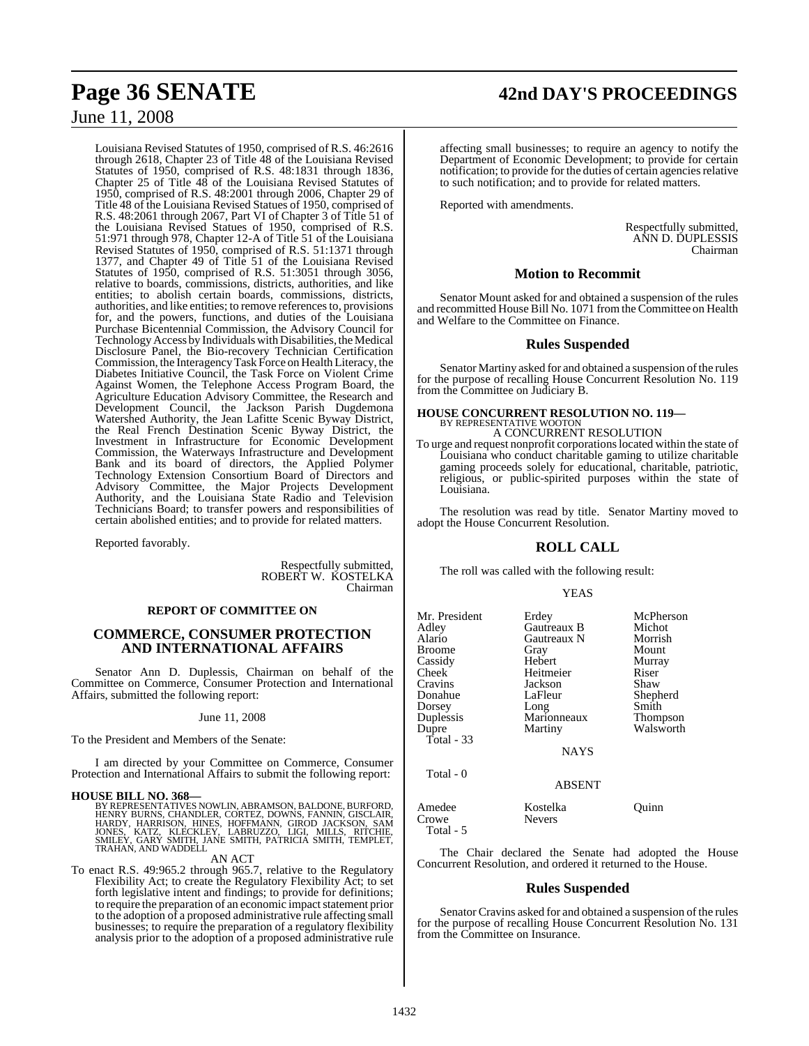Louisiana Revised Statutes of 1950, comprised of R.S. 46:2616 through 2618, Chapter 23 of Title 48 of the Louisiana Revised Statutes of 1950, comprised of R.S. 48:1831 through 1836, Chapter 25 of Title 48 of the Louisiana Revised Statutes of 1950, comprised of R.S. 48:2001 through 2006, Chapter 29 of Title 48 of the Louisiana Revised Statues of 1950, comprised of R.S. 48:2061 through 2067, Part VI of Chapter 3 of Title 51 of the Louisiana Revised Statues of 1950, comprised of R.S. 51:971 through 978, Chapter 12-A of Title 51 of the Louisiana Revised Statutes of 1950, comprised of R.S. 51:1371 through 1377, and Chapter 49 of Title 51 of the Louisiana Revised Statutes of 1950, comprised of R.S. 51:3051 through 3056, relative to boards, commissions, districts, authorities, and like entities; to abolish certain boards, commissions, districts, authorities, and like entities; to remove references to, provisions for, and the powers, functions, and duties of the Louisiana Purchase Bicentennial Commission, the Advisory Council for Technology Access by Individuals with Disabilities, the Medical Disclosure Panel, the Bio-recovery Technician Certification Commission, the Interagency Task Force on Health Literacy, the Diabetes Initiative Council, the Task Force on Violent Crime Against Women, the Telephone Access Program Board, the Agriculture Education Advisory Committee, the Research and Development Council, the Jackson Parish Dugdemona Watershed Authority, the Jean Lafitte Scenic Byway District, the Real French Destination Scenic Byway District, the Investment in Infrastructure for Economic Development Commission, the Waterways Infrastructure and Development Bank and its board of directors, the Applied Polymer Technology Extension Consortium Board of Directors and Advisory Committee, the Major Projects Development Authority, and the Louisiana State Radio and Television Technicians Board; to transfer powers and responsibilities of certain abolished entities; and to provide for related matters.

Reported favorably.

Respectfully submitted,
ROBERT W. KOSTELKA
Chairman

### REPORT OF COMMITTEE ON

## COMMERCE, CONSUMER PROTECTION AND INTERNATIONAL AFFAIRS

Senator Ann D. Duplessis, Chairman on behalf of the Committee on Commerce, Consumer Protection and International Affairs, submitted the following report:

June 11, 2008

To the President and Members of the Senate:

I am directed by your Committee on Commerce, Consumer Protection and International Affairs to submit the following report:

**HOUSE BILL NO. 368—**
BY REPRESENTATIVES NOWLIN, ABRAMSON, BALDONE, BURFORD, HENRY BURNS, CHANDLER, CORTEZ, DOWNS, FANNIN, GISCLAIR, HARDY, HARRISON, HINES, HOFFMANN, GIROD JACKSON, SAM JONES, KATZ, KLECKLEY, LABRUZZO, LIGI, MILLS, RITCHIE, SMILEY, GARY SMITH, JANE SMITH, PATRICIA SMITH, TEMPLET, TRAHAN, AND WADDELL

AN ACT

To enact R.S. 49:965.2 through 965.7, relative to the Regulatory Flexibility Act; to create the Regulatory Flexibility Act; to set forth legislative intent and findings; to provide for definitions; to require the preparation of an economic impact statement prior to the adoption of a proposed administrative rule affecting small businesses; to require the preparation of a regulatory flexibility analysis prior to the adoption of a proposed administrative rule affecting small businesses; to require an agency to notify the Department of Economic Development; to provide for certain notification; to provide for the duties of certain agencies relative to such notification; and to provide for related matters.

Reported with amendments.

Respectfully submitted,
ANN D. DUPLESSIS
Chairman

## Motion to Recommit

Senator Mount asked for and obtained a suspension of the rules and recommitted House Bill No. 1071 from the Committee on Health and Welfare to the Committee on Finance.

## Rules Suspended

Senator Martiny asked for and obtained a suspension of the rules for the purpose of recalling House Concurrent Resolution No. 119 from the Committee on Judiciary B.

**HOUSE CONCURRENT RESOLUTION NO. 119—**
BY REPRESENTATIVE WOOTON

A CONCURRENT RESOLUTION

To urge and request nonprofit corporations located within the state of Louisiana who conduct charitable gaming to utilize charitable gaming proceeds solely for educational, charitable, patriotic, religious, or public-spirited purposes within the state of Louisiana.

The resolution was read by title. Senator Martiny moved to adopt the House Concurrent Resolution.

## ROLL CALL

The roll was called with the following result:

YEAS

| | | |
|---|---|---|
| Mr. President | Erdey | McPherson |
| Adley | Gautreaux B | Michot |
| Alario | Gautreaux N | Morrish |
| Broome | Gray | Mount |
| Cassidy | Hebert | Murray |
| Cheek | Heitmeier | Riser |
| Cravins | Jackson | Shaw |
| Donahue | LaFleur | Shepherd |
| Dorsey | Long | Smith |
| Duplessis | Marionneaux | Thompson |
| Dupre | Martiny | Walsworth |
| Total - 33 | | |

NAYS

Total - 0

ABSENT

| | | |
|---|---|---|
| Amedee | Kostelka | Quinn |
| Crowe | Nevers | |
| Total - 5 | | |

The Chair declared the Senate had adopted the House Concurrent Resolution, and ordered it returned to the House.

## Rules Suspended

Senator Cravins asked for and obtained a suspension of the rules for the purpose of recalling House Concurrent Resolution No. 131 from the Committee on Insurance.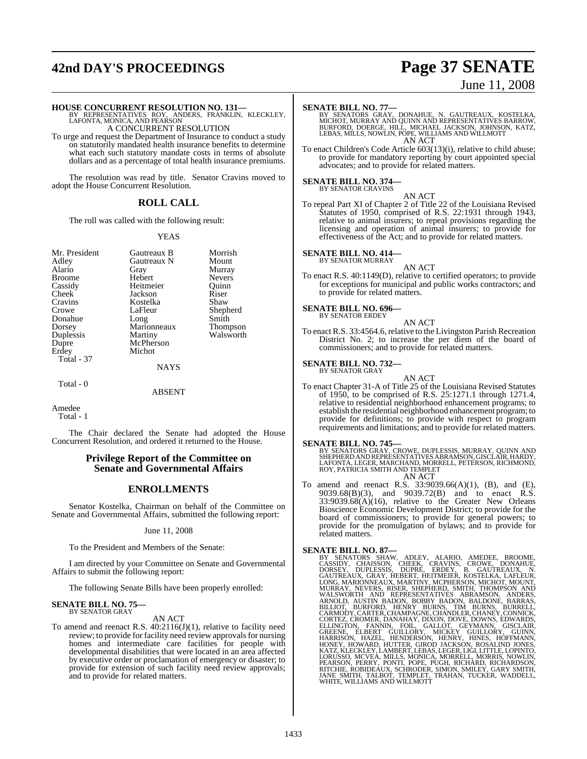**HOUSE CONCURRENT RESOLUTION NO. 131—**
BY REPRESENTATIVES ROY, ANDERS, FRANKLIN, KLECKLEY, LAFONTA, MONICA, AND PEARSON

A CONCURRENT RESOLUTION

To urge and request the Department of Insurance to conduct a study on statutorily mandated health insurance benefits to determine what each such statutory mandate costs in terms of absolute dollars and as a percentage of total health insurance premiums.

The resolution was read by title. Senator Cravins moved to adopt the House Concurrent Resolution.

## ROLL CALL

The roll was called with the following result:

YEAS

| | | |
|---|---|---|
| Mr. President | Gautreaux B | Morrish |
| Adley | Gautreaux N | Mount |
| Alario | Gray | Murray |
| Broome | Hebert | Nevers |
| Cassidy | Heitmeier | Quinn |
| Cheek | Jackson | Riser |
| Cravins | Kostelka | Shaw |
| Crowe | LaFleur | Shepherd |
| Donahue | Long | Smith |
| Dorsey | Marionneaux | Thompson |
| Duplessis | Martiny | Walsworth |
| Dupre | McPherson | |
| Erdey | Michot | |
| Total - 37 | | |

NAYS

Total - 0

ABSENT

Amedee
Total - 1

The Chair declared the Senate had adopted the House Concurrent Resolution, and ordered it returned to the House.

## Privilege Report of the Committee on Senate and Governmental Affairs

## ENROLLMENTS

Senator Kostelka, Chairman on behalf of the Committee on Senate and Governmental Affairs, submitted the following report:

June 11, 2008

To the President and Members of the Senate:

I am directed by your Committee on Senate and Governmental Affairs to submit the following report:

The following Senate Bills have been properly enrolled:

**SENATE BILL NO. 75—**
BY SENATOR GRAY

AN ACT

To amend and reenact R.S. 40:2116(J)(1), relative to facility need review; to provide for facility need review approvals for nursing homes and intermediate care facilities for people with developmental disabilities that were located in an area affected by executive order or proclamation of emergency or disaster; to provide for extension of such facility need review approvals; and to provide for related matters.

**SENATE BILL NO. 77—**
BY SENATORS GRAY, DONAHUE, N. GAUTREAUX, KOSTELKA, MICHOT, MURRAY AND QUINN AND REPRESENTATIVES BARROW, BURFORD, DOERGE, HILL, MICHAEL JACKSON, JOHNSON, KATZ, LEBAS, MILLS, NOWLIN, POPE, WILLIAMS AND WILLMOTT

AN ACT

To enact Children's Code Article 603(13)(i), relative to child abuse; to provide for mandatory reporting by court appointed special advocates; and to provide for related matters.

**SENATE BILL NO. 374—**
BY SENATOR CRAVINS

AN ACT

To repeal Part XI of Chapter 2 of Title 22 of the Louisiana Revised Statutes of 1950, comprised of R.S. 22:1931 through 1943, relative to animal insurers; to repeal provisions regarding the licensing and operation of animal insurers; to provide for effectiveness of the Act; and to provide for related matters.

**SENATE BILL NO. 414—**
BY SENATOR MURRAY

AN ACT

To enact R.S. 40:1149(D), relative to certified operators; to provide for exceptions for municipal and public works contractors; and to provide for related matters.

**SENATE BILL NO. 696—**
BY SENATOR ERDEY

AN ACT

To enact R.S. 33:4564.6, relative to the Livingston Parish Recreation District No. 2; to increase the per diem of the board of commissioners; and to provide for related matters.

**SENATE BILL NO. 732—**
BY SENATOR GRAY

AN ACT

To enact Chapter 31-A of Title 25 of the Louisiana Revised Statutes of 1950, to be comprised of R.S. 25:1271.1 through 1271.4, relative to residential neighborhood enhancement programs; to establish the residential neighborhood enhancement program; to provide for definitions; to provide with respect to program requirements and limitations; and to provide for related matters.

**SENATE BILL NO. 745—**
BY SENATORS GRAY, CROWE, DUPLESSIS, MURRAY, QUINN AND SHEPHERD AND REPRESENTATIVES ABRAMSON, GISCLAIR, HARDY, LAFONTA, LEGER, MARCHAND, MORRELL, PETERSON, RICHMOND, ROY, PATRICIA SMITH AND TEMPLET

AN ACT

To amend and reenact R.S. 33:9039.66(A)(1), (B), and (E), 9039.68(B)(3), and 9039.72(B) and to enact R.S. 33:9039.68(A)(16), relative to the Greater New Orleans Bioscience Economic Development District; to provide for the board of commissioners; to provide for general powers; to provide for the promulgation of bylaws; and to provide for related matters.

**SENATE BILL NO. 87—**
BY SENATORS SHAW, ADLEY, ALARIO, AMEDEE, BROOME, CASSIDY, CHAISSON, CHEEK, CRAVINS, CROWE, DONAHUE, DORSEY, DUPLESSIS, DUPRE, ERDEY, B. GAUTREAUX, N. GAUTREAUX, GRAY, HEBERT, HEITMEIER, KOSTELKA, LAFLEUR, LONG, MARIONNEAUX, MARTINY, MCPHERSON, MICHOT, MOUNT, MURRAY, NEVERS, RISER, SHEPHERD, SMITH, THOMPSON AND WALSWORTH AND REPRESENTATIVES ABRAMSON, ANDERS, ARNOLD, AUSTIN BADON, BOBBY BADON, BALDONE, BARRAS, BILLIOT, BURFORD, HENRY BURNS, TIM BURNS, BURRELL, CARMODY, CARTER, CHAMPAGNE, CHANDLER, CHANEY, CONNICK, CORTEZ, CROMER, DANAHAY, DIXON, DOVE, DOWNS, EDWARDS, ELLINGTON, FANNIN, FOIL, GALLOT, GEYMANN, GISCLAIR, GREENE, ELBERT GUILLORY, MICKEY GUILLORY, GUINN, HARRISON, HAZEL, HENDERSON, HENRY, HINES, HOFFMANN, HONEY, HOWARD, HUTTER, GIROD JACKSON, ROSALIND JONES, KATZ, KLECKLEY, LAMBERT, LEBAS, LEGER, LIGI, LITTLE, LOPINTO, LORUSSO, MCVEA, MILLS, MONICA, MORRELL, MORRIS, NOWLIN, PEARSON, PERRY, PONTI, POPE, PUGH, RICHARD, RICHARDSON, RITCHIE, ROBIDEAUX, SCHRODER, SIMON, SMILEY, GARY SMITH, JANE SMITH, TALBOT, TEMPLET, TRAHAN, TUCKER, WADDELL, WHITE, WILLIAMS AND WILLMOTT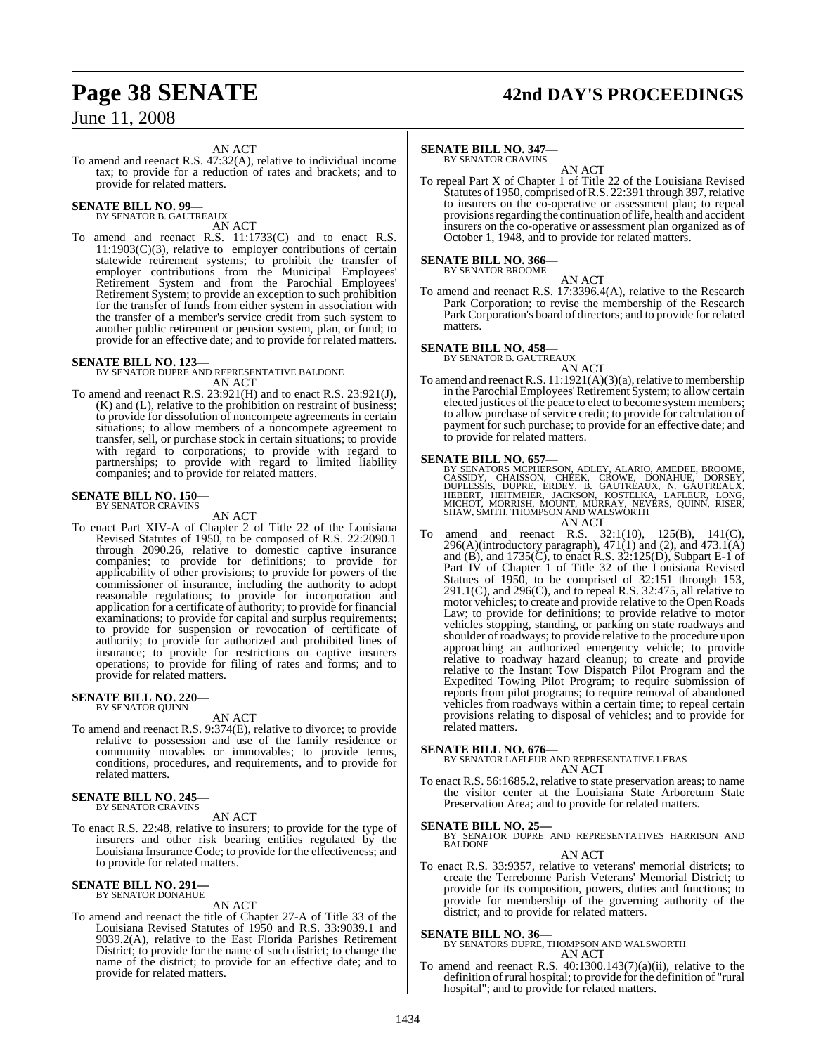AN ACT

To amend and reenact R.S. 47:32(A), relative to individual income tax; to provide for a reduction of rates and brackets; and to provide for related matters.

**SENATE BILL NO. 99—**
BY SENATOR B. GAUTREAUX

AN ACT

To amend and reenact R.S. 11:1733(C) and to enact R.S. 11:1903(C)(3), relative to employer contributions of certain statewide retirement systems; to prohibit the transfer of employer contributions from the Municipal Employees' Retirement System and from the Parochial Employees' Retirement System; to provide an exception to such prohibition for the transfer of funds from either system in association with the transfer of a member's service credit from such system to another public retirement or pension system, plan, or fund; to provide for an effective date; and to provide for related matters.

**SENATE BILL NO. 123—**
BY SENATOR DUPRE AND REPRESENTATIVE BALDONE

AN ACT

To amend and reenact R.S. 23:921(H) and to enact R.S. 23:921(J), (K) and (L), relative to the prohibition on restraint of business; to provide for dissolution of noncompete agreements in certain situations; to allow members of a noncompete agreement to transfer, sell, or purchase stock in certain situations; to provide with regard to corporations; to provide with regard to partnerships; to provide with regard to limited liability companies; and to provide for related matters.

**SENATE BILL NO. 150—**
BY SENATOR CRAVINS

AN ACT

To enact Part XIV-A of Chapter 2 of Title 22 of the Louisiana Revised Statutes of 1950, to be composed of R.S. 22:2090.1 through 2090.26, relative to domestic captive insurance companies; to provide for definitions; to provide for applicability of other provisions; to provide for powers of the commissioner of insurance, including the authority to adopt reasonable regulations; to provide for incorporation and application for a certificate of authority; to provide for financial examinations; to provide for capital and surplus requirements; to provide for suspension or revocation of certificate of authority; to provide for authorized and prohibited lines of insurance; to provide for restrictions on captive insurers operations; to provide for filing of rates and forms; and to provide for related matters.

**SENATE BILL NO. 220—**
BY SENATOR QUINN

AN ACT

To amend and reenact R.S. 9:374(E), relative to divorce; to provide relative to possession and use of the family residence or community movables or immovables; to provide terms, conditions, procedures, and requirements, and to provide for related matters.

**SENATE BILL NO. 245—**
BY SENATOR CRAVINS

AN ACT

To enact R.S. 22:48, relative to insurers; to provide for the type of insurers and other risk bearing entities regulated by the Louisiana Insurance Code; to provide for the effectiveness; and to provide for related matters.

**SENATE BILL NO. 291—**
BY SENATOR DONAHUE

AN ACT

To amend and reenact the title of Chapter 27-A of Title 33 of the Louisiana Revised Statutes of 1950 and R.S. 33:9039.1 and 9039.2(A), relative to the East Florida Parishes Retirement District; to provide for the name of such district; to change the name of the district; to provide for an effective date; and to provide for related matters.

**SENATE BILL NO. 347—**
BY SENATOR CRAVINS

AN ACT

To repeal Part X of Chapter 1 of Title 22 of the Louisiana Revised Statutes of 1950, comprised of R.S. 22:391 through 397, relative to insurers on the co-operative or assessment plan; to repeal provisions regarding the continuation of life, health and accident insurers on the co-operative or assessment plan organized as of October 1, 1948, and to provide for related matters.

**SENATE BILL NO. 366—**
BY SENATOR BROOME

AN ACT

To amend and reenact R.S. 17:3396.4(A), relative to the Research Park Corporation; to revise the membership of the Research Park Corporation's board of directors; and to provide for related matters.

**SENATE BILL NO. 458—**
BY SENATOR B. GAUTREAUX

AN ACT

To amend and reenact R.S. 11:1921(A)(3)(a), relative to membership in the Parochial Employees' Retirement System; to allow certain elected justices of the peace to elect to become system members; to allow purchase of service credit; to provide for calculation of payment for such purchase; to provide for an effective date; and to provide for related matters.

**SENATE BILL NO. 657—**
BY SENATORS MCPHERSON, ADLEY, ALARIO, AMEDEE, BROOME, CASSIDY, CHAISSON, CHEEK, CROWE, DONAHUE, DORSEY, DUPLESSIS, DUPRE, ERDEY, B. GAUTREAUX, N. GAUTREAUX, HEBERT, HEITMEIER, JACKSON, KOSTELKA, LAFLEUR, LONG, MICHOT, MORRISH, MOUNT, MURRAY, NEVERS, QUINN, RISER, SHAW, SMITH, THOMPSON AND WALSWORTH

AN ACT

To amend and reenact R.S. 32:1(10), 125(B), 141(C), 296(A)(introductory paragraph), 471(1) and (2), and 473.1(A) and (B), and 1735(C), to enact R.S. 32:125(D), Subpart E-1 of Part IV of Chapter 1 of Title 32 of the Louisiana Revised Statues of 1950, to be comprised of 32:151 through 153, 291.1(C), and 296(C), and to repeal R.S. 32:475, all relative to motor vehicles; to create and provide relative to the Open Roads Law; to provide for definitions; to provide relative to motor vehicles stopping, standing, or parking on state roadways and shoulder of roadways; to provide relative to the procedure upon approaching an authorized emergency vehicle; to provide relative to roadway hazard cleanup; to create and provide relative to the Instant Tow Dispatch Pilot Program and the Expedited Towing Pilot Program; to require submission of reports from pilot programs; to require removal of abandoned vehicles from roadways within a certain time; to repeal certain provisions relating to disposal of vehicles; and to provide for related matters.

**SENATE BILL NO. 676—**
BY SENATOR LAFLEUR AND REPRESENTATIVE LEBAS

AN ACT

To enact R.S. 56:1685.2, relative to state preservation areas; to name the visitor center at the Louisiana State Arboretum State Preservation Area; and to provide for related matters.

**SENATE BILL NO. 25—**
BY SENATOR DUPRE AND REPRESENTATIVES HARRISON AND BALDONE

AN ACT

To enact R.S. 33:9357, relative to veterans' memorial districts; to create the Terrebonne Parish Veterans' Memorial District; to provide for its composition, powers, duties and functions; to provide for membership of the governing authority of the district; and to provide for related matters.

**SENATE BILL NO. 36—**
BY SENATORS DUPRE, THOMPSON AND WALSWORTH

AN ACT

To amend and reenact R.S. 40:1300.143(7)(a)(ii), relative to the definition of rural hospital; to provide for the definition of "rural hospital"; and to provide for related matters.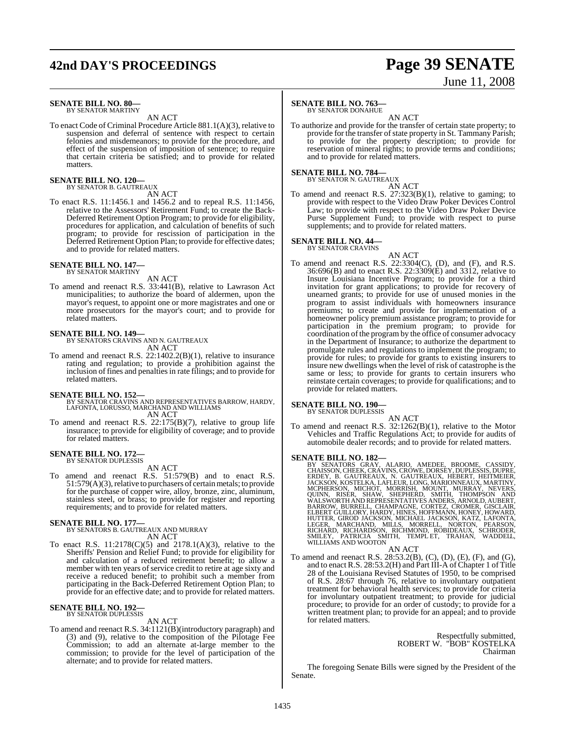**SENATE BILL NO. 80—**
BY SENATOR MARTINY

AN ACT

To enact Code of Criminal Procedure Article 881.1(A)(3), relative to suspension and deferral of sentence with respect to certain felonies and misdemeanors; to provide for the procedure, and effect of the suspension of imposition of sentence; to require that certain criteria be satisfied; and to provide for related matters.

**SENATE BILL NO. 120—**
BY SENATOR B. GAUTREAUX

AN ACT

To enact R.S. 11:1456.1 and 1456.2 and to repeal R.S. 11:1456, relative to the Assessors' Retirement Fund; to create the Back-Deferred Retirement Option Program; to provide for eligibility, procedures for application, and calculation of benefits of such program; to provide for rescission of participation in the Deferred Retirement Option Plan; to provide for effective dates; and to provide for related matters.

**SENATE BILL NO. 147—**
BY SENATOR MARTINY

AN ACT

To amend and reenact R.S. 33:441(B), relative to Lawrason Act municipalities; to authorize the board of aldermen, upon the mayor's request, to appoint one or more magistrates and one or more prosecutors for the mayor's court; and to provide for related matters.

**SENATE BILL NO. 149—**
BY SENATORS CRAVINS AND N. GAUTREAUX

AN ACT

To amend and reenact R.S. 22:1402.2(B)(1), relative to insurance rating and regulation; to provide a prohibition against the inclusion of fines and penalties in rate filings; and to provide for related matters.

**SENATE BILL NO. 152—**
BY SENATOR CRAVINS AND REPRESENTATIVES BARROW, HARDY, LAFONTA, LORUSSO, MARCHAND AND WILLIAMS

AN ACT

To amend and reenact R.S. 22:175(B)(7), relative to group life insurance; to provide for eligibility of coverage; and to provide for related matters.

**SENATE BILL NO. 172—**
BY SENATOR DUPLESSIS

AN ACT

To amend and reenact R.S. 51:579(B) and to enact R.S. 51:579(A)(3), relative to purchasers of certain metals; to provide for the purchase of copper wire, alloy, bronze, zinc, aluminum, stainless steel, or brass; to provide for register and reporting requirements; and to provide for related matters.

**SENATE BILL NO. 177—**
BY SENATORS B. GAUTREAUX AND MURRAY

AN ACT

To enact R.S. 11:2178(C)(5) and 2178.1(A)(3), relative to the Sheriffs' Pension and Relief Fund; to provide for eligibility for and calculation of a reduced retirement benefit; to allow a member with ten years of service credit to retire at age sixty and receive a reduced benefit; to prohibit such a member from participating in the Back-Deferred Retirement Option Plan; to provide for an effective date; and to provide for related matters.

**SENATE BILL NO. 192—**
BY SENATOR DUPLESSIS

AN ACT

To amend and reenact R.S. 34:1121(B)(introductory paragraph) and (3) and (9), relative to the composition of the Pilotage Fee Commission; to add an alternate at-large member to the commission; to provide for the level of participation of the alternate; and to provide for related matters.

**SENATE BILL NO. 763—**
BY SENATOR DONAHUE

AN ACT

To authorize and provide for the transfer of certain state property; to provide for the transfer of state property in St. Tammany Parish; to provide for the property description; to provide for reservation of mineral rights; to provide terms and conditions; and to provide for related matters.

**SENATE BILL NO. 784—**
BY SENATOR N. GAUTREAUX

AN ACT

To amend and reenact R.S. 27:323(B)(1), relative to gaming; to provide with respect to the Video Draw Poker Devices Control Law; to provide with respect to the Video Draw Poker Device Purse Supplement Fund; to provide with respect to purse supplements; and to provide for related matters.

**SENATE BILL NO. 44—**
BY SENATOR CRAVINS

AN ACT

To amend and reenact R.S. 22:3304(C), (D), and (F), and R.S. 36:696(B) and to enact R.S. 22:3309(E) and 3312, relative to Insure Louisiana Incentive Program; to provide for a third invitation for grant applications; to provide for recovery of unearned grants; to provide for use of unused monies in the program to assist individuals with homeowners insurance premiums; to create and provide for implementation of a homeowner policy premium assistance program; to provide for participation in the premium program; to provide for coordination of the program by the office of consumer advocacy in the Department of Insurance; to authorize the department to promulgate rules and regulations to implement the program; to provide for rules; to provide for grants to existing insurers to insure new dwellings when the level of risk of catastrophe is the same or less; to provide for grants to certain insurers who reinstate certain coverages; to provide for qualifications; and to provide for related matters.

**SENATE BILL NO. 190—**
BY SENATOR DUPLESSIS

AN ACT

To amend and reenact R.S. 32:1262(B)(1), relative to the Motor Vehicles and Traffic Regulations Act; to provide for audits of automobile dealer records; and to provide for related matters.

**SENATE BILL NO. 182—**
BY SENATORS GRAY, ALARIO, AMEDEE, BROOME, CASSIDY, CHAISSON, CHEEK, CRAVINS, CROWE, DORSEY, DUPLESSIS, DUPRE, ERDEY, B. GAUTREAUX, N. GAUTREAUX, HEBERT, HEITMEIER, JACKSON, KOSTELKA, LAFLEUR, LONG, MARIONNEAUX, MARTINY, MCPHERSON, MICHOT, MORRISH, MOUNT, MURRAY, NEVERS, QUINN, RISER, SHAW, SHEPHERD, SMITH, THOMPSON AND WALSWORTH AND REPRESENTATIVES ANDERS, ARNOLD, AUBERT, BARROW, BURRELL, CHAMPAGNE, CORTEZ, CROMER, GISCLAIR, ELBERT GUILLORY, HARDY, HINES, HOFFMANN, HONEY, HOWARD, HUTTER, GIROD JACKSON, MICHAEL JACKSON, KATZ, LAFONTA, LEGER, MARCHAND, MILLS, MORRELL, NORTON, PEARSON, RICHARD, RICHARDSON, RICHMOND, ROBIDEAUX, SCHRODER, SMILEY, PATRICIA SMITH, TEMPLET, TRAHAN, WADDELL, WILLIAMS AND WOOTON

AN ACT

To amend and reenact R.S. 28:53.2(B), (C), (D), (E), (F), and (G), and to enact R.S. 28:53.2(H) and Part III-A of Chapter 1 of Title 28 of the Louisiana Revised Statutes of 1950, to be comprised of R.S. 28:67 through 76, relative to involuntary outpatient treatment for behavioral health services; to provide for criteria for involuntary outpatient treatment; to provide for judicial procedure; to provide for an order of custody; to provide for a written treatment plan; to provide for an appeal; and to provide for related matters.

Respectfully submitted,
ROBERT W. "BOB" KOSTELKA
Chairman

The foregoing Senate Bills were signed by the President of the Senate.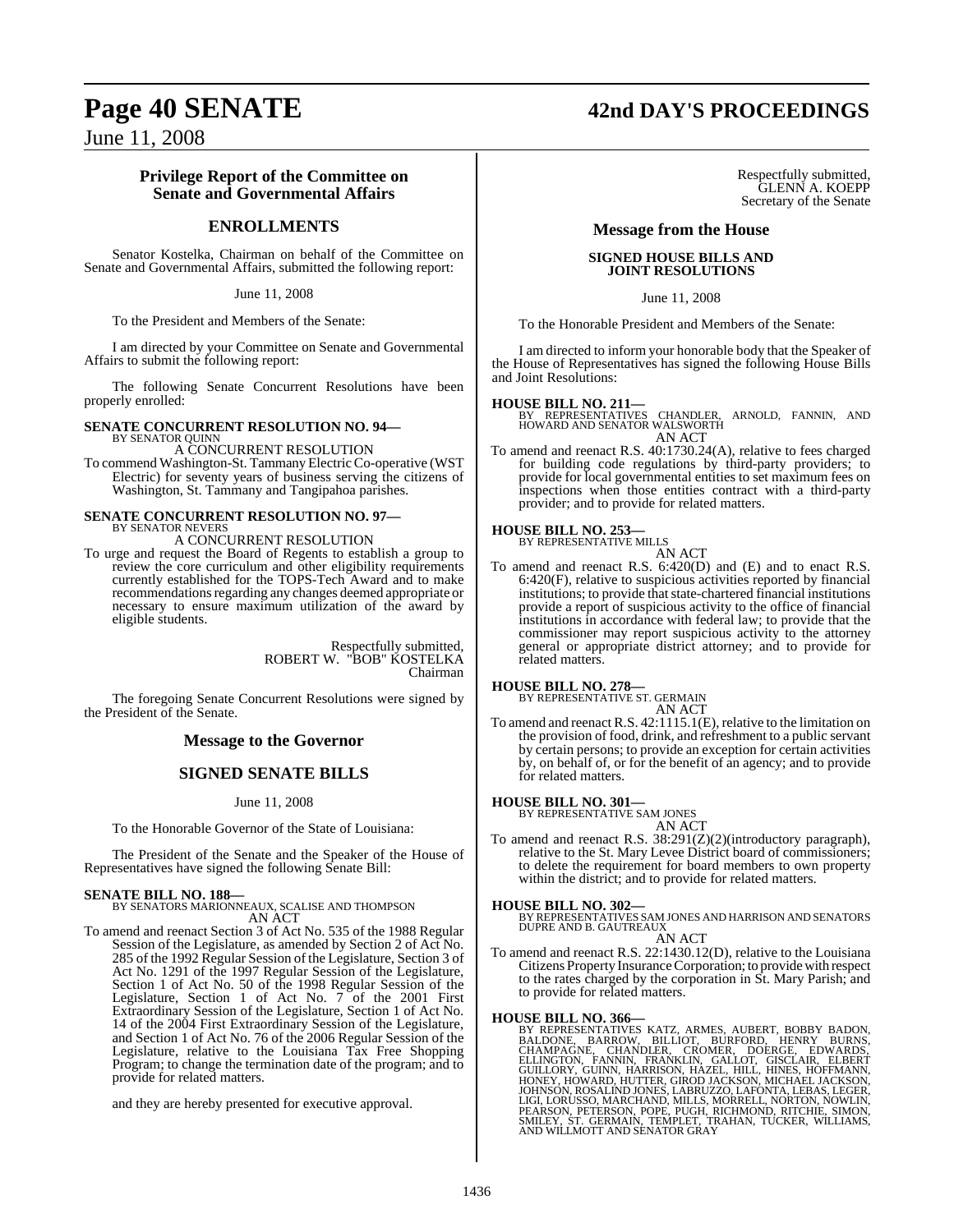## Privilege Report of the Committee on Senate and Governmental Affairs

## ENROLLMENTS

Senator Kostelka, Chairman on behalf of the Committee on Senate and Governmental Affairs, submitted the following report:

June 11, 2008

To the President and Members of the Senate:

I am directed by your Committee on Senate and Governmental Affairs to submit the following report:

The following Senate Concurrent Resolutions have been properly enrolled:

**SENATE CONCURRENT RESOLUTION NO. 94—**
BY SENATOR QUINN
A CONCURRENT RESOLUTION

To commend Washington-St. Tammany Electric Co-operative (WST Electric) for seventy years of business serving the citizens of Washington, St. Tammany and Tangipahoa parishes.

**SENATE CONCURRENT RESOLUTION NO. 97—**
BY SENATOR NEVERS
A CONCURRENT RESOLUTION

To urge and request the Board of Regents to establish a group to review the core curriculum and other eligibility requirements currently established for the TOPS-Tech Award and to make recommendations regarding any changes deemed appropriate or necessary to ensure maximum utilization of the award by eligible students.

Respectfully submitted,
ROBERT W. "BOB" KOSTELKA
Chairman

The foregoing Senate Concurrent Resolutions were signed by the President of the Senate.

## Message to the Governor

## SIGNED SENATE BILLS

June 11, 2008

To the Honorable Governor of the State of Louisiana:

The President of the Senate and the Speaker of the House of Representatives have signed the following Senate Bill:

**SENATE BILL NO. 188—**
BY SENATORS MARIONNEAUX, SCALISE AND THOMPSON
AN ACT

To amend and reenact Section 3 of Act No. 535 of the 1988 Regular Session of the Legislature, as amended by Section 2 of Act No. 285 of the 1992 Regular Session of the Legislature, Section 3 of Act No. 1291 of the 1997 Regular Session of the Legislature, Section 1 of Act No. 50 of the 1998 Regular Session of the Legislature, Section 1 of Act No. 7 of the 2001 First Extraordinary Session of the Legislature, Section 1 of Act No. 14 of the 2004 First Extraordinary Session of the Legislature, and Section 1 of Act No. 76 of the 2006 Regular Session of the Legislature, relative to the Louisiana Tax Free Shopping Program; to change the termination date of the program; and to provide for related matters.

and they are hereby presented for executive approval.

Respectfully submitted,
GLENN A. KOEPP
Secretary of the Senate

## Message from the House

## SIGNED HOUSE BILLS AND JOINT RESOLUTIONS

June 11, 2008

To the Honorable President and Members of the Senate:

I am directed to inform your honorable body that the Speaker of the House of Representatives has signed the following House Bills and Joint Resolutions:

**HOUSE BILL NO. 211—**
BY REPRESENTATIVES CHANDLER, ARNOLD, FANNIN, AND HOWARD AND SENATOR WALSWORTH
AN ACT

To amend and reenact R.S. 40:1730.24(A), relative to fees charged for building code regulations by third-party providers; to provide for local governmental entities to set maximum fees on inspections when those entities contract with a third-party provider; and to provide for related matters.

**HOUSE BILL NO. 253—**
BY REPRESENTATIVE MILLS
AN ACT

To amend and reenact R.S. 6:420(D) and (E) and to enact R.S. 6:420(F), relative to suspicious activities reported by financial institutions; to provide that state-chartered financial institutions provide a report of suspicious activity to the office of financial institutions in accordance with federal law; to provide that the commissioner may report suspicious activity to the attorney general or appropriate district attorney; and to provide for related matters.

**HOUSE BILL NO. 278—**
BY REPRESENTATIVE ST. GERMAIN
AN ACT

To amend and reenact R.S. 42:1115.1(E), relative to the limitation on the provision of food, drink, and refreshment to a public servant by certain persons; to provide an exception for certain activities by, on behalf of, or for the benefit of an agency; and to provide for related matters.

**HOUSE BILL NO. 301—**
BY REPRESENTATIVE SAM JONES
AN ACT

To amend and reenact R.S. 38:291(Z)(2)(introductory paragraph), relative to the St. Mary Levee District board of commissioners; to delete the requirement for board members to own property within the district; and to provide for related matters.

**HOUSE BILL NO. 302—**
BY REPRESENTATIVES SAM JONES AND HARRISON AND SENATORS DUPRE AND B. GAUTREAUX
AN ACT

To amend and reenact R.S. 22:1430.12(D), relative to the Louisiana Citizens Property Insurance Corporation; to provide with respect to the rates charged by the corporation in St. Mary Parish; and to provide for related matters.

**HOUSE BILL NO. 366—**
BY REPRESENTATIVES KATZ, ARMES, AUBERT, BOBBY BADON, BALDONE, BARROW, BILLIOT, BURFORD, HENRY BURNS, CHAMPAGNE, CHANDLER, CROMER, DOERGE, EDWARDS, ELLINGTON, FANNIN, FRANKLIN, GALLOT, GISCLAIR, ELBERT GUILLORY, GUINN, HARRISON, HAZEL, HILL, HINES, HOFFMANN, HONEY, HOWARD, HUTTER, GIROD JACKSON, MICHAEL JACKSON, JOHNSON, ROSALIND JONES, LABRUZZO, LAFONTA, LEBAS, LEGER, LIGI, LORUSSO, MARCHAND, MILLS, MORRELL, NORTON, NOWLIN, PEARSON, PETERSON, POPE, PUGH, RICHMOND, RITCHIE, SIMON, SMILEY, ST. GERMAIN, TEMPLET, TRAHAN, TUCKER, WILLIAMS, AND WILLMOTT AND SENATOR GRAY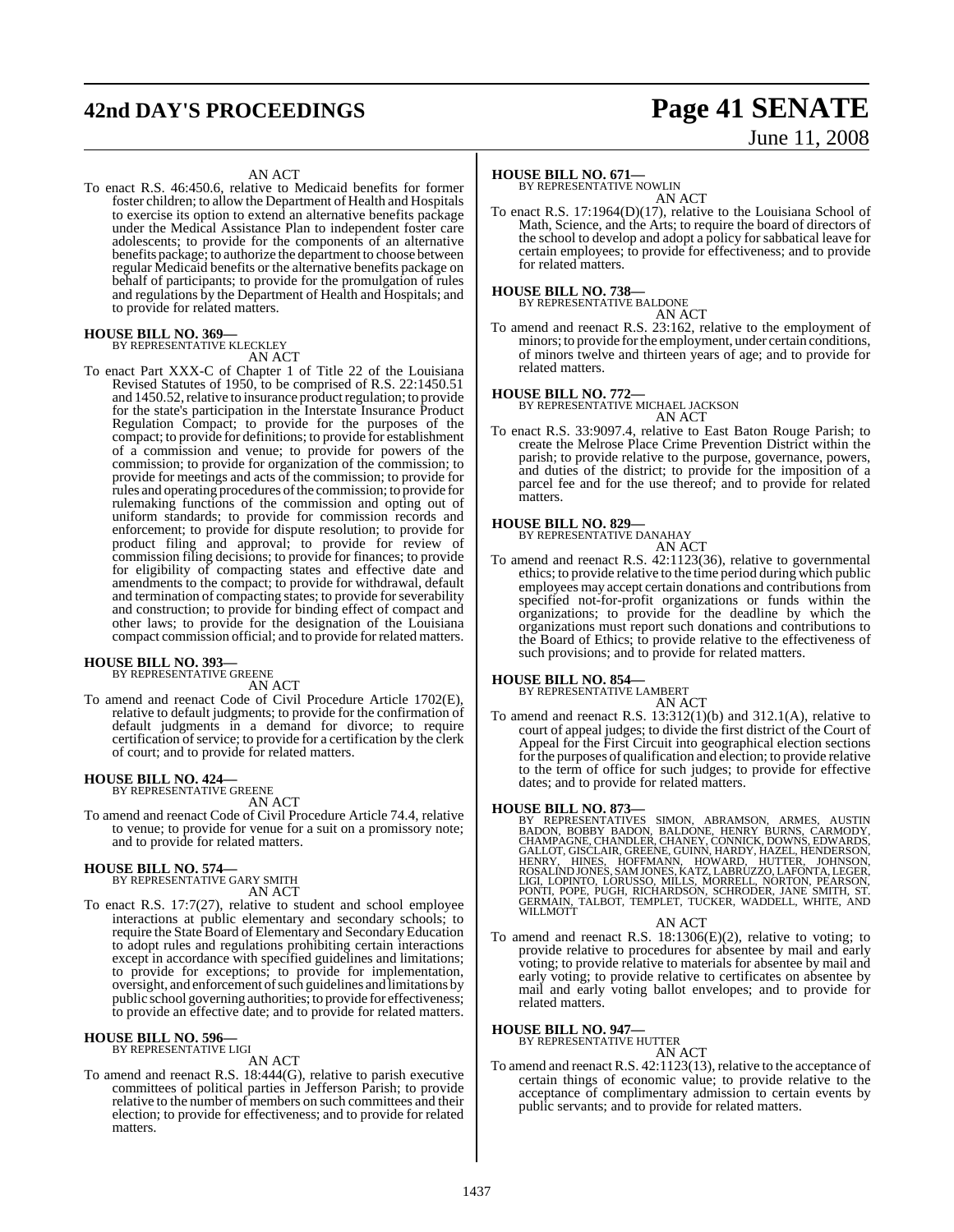AN ACT

To enact R.S. 46:450.6, relative to Medicaid benefits for former foster children; to allow the Department of Health and Hospitals to exercise its option to extend an alternative benefits package under the Medical Assistance Plan to independent foster care adolescents; to provide for the components of an alternative benefits package; to authorize the department to choose between regular Medicaid benefits or the alternative benefits package on behalf of participants; to provide for the promulgation of rules and regulations by the Department of Health and Hospitals; and to provide for related matters.

**HOUSE BILL NO. 369—**
BY REPRESENTATIVE KLECKLEY
AN ACT

To enact Part XXX-C of Chapter 1 of Title 22 of the Louisiana Revised Statutes of 1950, to be comprised of R.S. 22:1450.51 and 1450.52, relative to insurance product regulation; to provide for the state's participation in the Interstate Insurance Product Regulation Compact; to provide for the purposes of the compact; to provide for definitions; to provide for establishment of a commission and venue; to provide for powers of the commission; to provide for organization of the commission; to provide for meetings and acts of the commission; to provide for rules and operating procedures of the commission; to provide for rulemaking functions of the commission and opting out of uniform standards; to provide for commission records and enforcement; to provide for dispute resolution; to provide for product filing and approval; to provide for review of commission filing decisions; to provide for finances; to provide for eligibility of compacting states and effective date and amendments to the compact; to provide for withdrawal, default and termination of compacting states; to provide for severability and construction; to provide for binding effect of compact and other laws; to provide for the designation of the Louisiana compact commission official; and to provide for related matters.

**HOUSE BILL NO. 393—**
BY REPRESENTATIVE GREENE
AN ACT

To amend and reenact Code of Civil Procedure Article 1702(E), relative to default judgments; to provide for the confirmation of default judgments in a demand for divorce; to require certification of service; to provide for a certification by the clerk of court; and to provide for related matters.

**HOUSE BILL NO. 424—**
BY REPRESENTATIVE GREENE
AN ACT

To amend and reenact Code of Civil Procedure Article 74.4, relative to venue; to provide for venue for a suit on a promissory note; and to provide for related matters.

**HOUSE BILL NO. 574—**
BY REPRESENTATIVE GARY SMITH
AN ACT

To enact R.S. 17:7(27), relative to student and school employee interactions at public elementary and secondary schools; to require the State Board of Elementary and Secondary Education to adopt rules and regulations prohibiting certain interactions except in accordance with specified guidelines and limitations; to provide for exceptions; to provide for implementation, oversight, and enforcement of such guidelines and limitations by public school governing authorities; to provide for effectiveness; to provide an effective date; and to provide for related matters.

**HOUSE BILL NO. 596—**
BY REPRESENTATIVE LIGI
AN ACT

To amend and reenact R.S. 18:444(G), relative to parish executive committees of political parties in Jefferson Parish; to provide relative to the number of members on such committees and their election; to provide for effectiveness; and to provide for related matters.

**HOUSE BILL NO. 671—**
BY REPRESENTATIVE NOWLIN
AN ACT

To enact R.S. 17:1964(D)(17), relative to the Louisiana School of Math, Science, and the Arts; to require the board of directors of the school to develop and adopt a policy for sabbatical leave for certain employees; to provide for effectiveness; and to provide for related matters.

**HOUSE BILL NO. 738—**
BY REPRESENTATIVE BALDONE
AN ACT

To amend and reenact R.S. 23:162, relative to the employment of minors; to provide for the employment, under certain conditions, of minors twelve and thirteen years of age; and to provide for related matters.

**HOUSE BILL NO. 772—**
BY REPRESENTATIVE MICHAEL JACKSON
AN ACT

To enact R.S. 33:9097.4, relative to East Baton Rouge Parish; to create the Melrose Place Crime Prevention District within the parish; to provide relative to the purpose, governance, powers, and duties of the district; to provide for the imposition of a parcel fee and for the use thereof; and to provide for related matters.

**HOUSE BILL NO. 829—**
BY REPRESENTATIVE DANAHAY
AN ACT

To amend and reenact R.S. 42:1123(36), relative to governmental ethics; to provide relative to the time period during which public employees may accept certain donations and contributions from specified not-for-profit organizations or funds within the organizations; to provide for the deadline by which the organizations must report such donations and contributions to the Board of Ethics; to provide relative to the effectiveness of such provisions; and to provide for related matters.

**HOUSE BILL NO. 854—**
BY REPRESENTATIVE LAMBERT
AN ACT

To amend and reenact R.S. 13:312(1)(b) and 312.1(A), relative to court of appeal judges; to divide the first district of the Court of Appeal for the First Circuit into geographical election sections for the purposes of qualification and election; to provide relative to the term of office for such judges; to provide for effective dates; and to provide for related matters.

**HOUSE BILL NO. 873—**
BY REPRESENTATIVES SIMON, ABRAMSON, ARMES, AUSTIN BADON, BOBBY BADON, BALDONE, HENRY BURNS, CARMODY, CHAMPAGNE, CHANDLER, CHANEY, CONNICK, DOWNS, EDWARDS, GALLOT, GISCLAIR, GREENE, GUINN, HARDY, HAZEL, HENDERSON, HENRY, HINES, HOFFMANN, HOWARD, HUTTER, JOHNSON, ROSALIND JONES, SAM JONES, KATZ, LABRUZZO, LAFONTA, LEGER, LIGI, LOPINTO, LORUSSO, MILLS, MORRELL, NORTON, PEARSON, PONTI, POPE, PUGH, RICHARDSON, SCHRODER, JANE SMITH, ST. GERMAIN, TALBOT, TEMPLET, TUCKER, WADDELL, WHITE, AND WILLMOTT
AN ACT

To amend and reenact R.S. 18:1306(E)(2), relative to voting; to provide relative to procedures for absentee by mail and early voting; to provide relative to materials for absentee by mail and early voting; to provide relative to certificates on absentee by mail and early voting ballot envelopes; and to provide for related matters.

**HOUSE BILL NO. 947—**
BY REPRESENTATIVE HUTTER
AN ACT

To amend and reenact R.S. 42:1123(13), relative to the acceptance of certain things of economic value; to provide relative to the acceptance of complimentary admission to certain events by public servants; and to provide for related matters.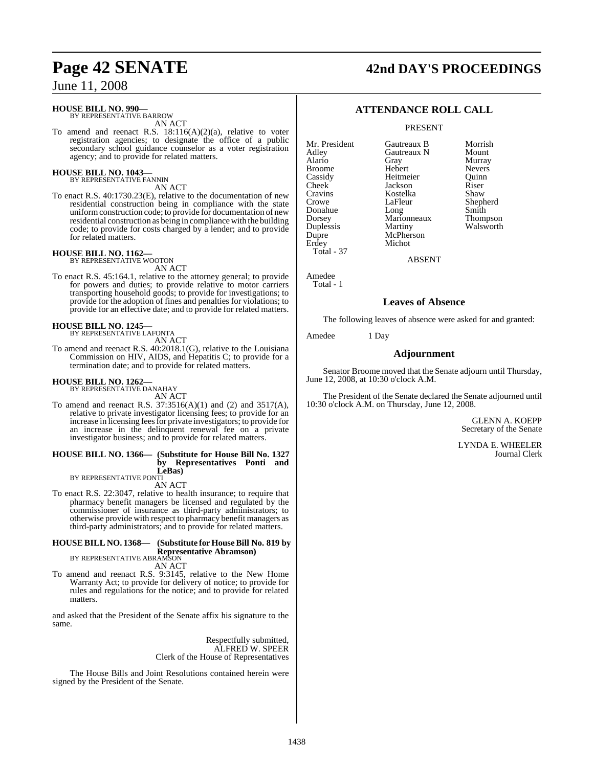**HOUSE BILL NO. 990—**
BY REPRESENTATIVE BARROW
AN ACT

To amend and reenact R.S. 18:116(A)(2)(a), relative to voter registration agencies; to designate the office of a public secondary school guidance counselor as a voter registration agency; and to provide for related matters.

**HOUSE BILL NO. 1043—**
BY REPRESENTATIVE FANNIN
AN ACT

To enact R.S. 40:1730.23(E), relative to the documentation of new residential construction being in compliance with the state uniform construction code; to provide for documentation of new residential construction as being in compliance with the building code; to provide for costs charged by a lender; and to provide for related matters.

**HOUSE BILL NO. 1162—**
BY REPRESENTATIVE WOOTON
AN ACT

To enact R.S. 45:164.1, relative to the attorney general; to provide for powers and duties; to provide relative to motor carriers transporting household goods; to provide for investigations; to provide for the adoption of fines and penalties for violations; to provide for an effective date; and to provide for related matters.

**HOUSE BILL NO. 1245—**
BY REPRESENTATIVE LAFONTA
AN ACT

To amend and reenact R.S. 40:2018.1(G), relative to the Louisiana Commission on HIV, AIDS, and Hepatitis C; to provide for a termination date; and to provide for related matters.

**HOUSE BILL NO. 1262—**
BY REPRESENTATIVE DANAHAY
AN ACT

To amend and reenact R.S. 37:3516(A)(1) and (2) and 3517(A), relative to private investigator licensing fees; to provide for an increase in licensing fees for private investigators; to provide for an increase in the delinquent renewal fee on a private investigator business; and to provide for related matters.

**HOUSE BILL NO. 1366— (Substitute for House Bill No. 1327 by Representatives Ponti and LeBas)**
BY REPRESENTATIVE PONTI
AN ACT

To enact R.S. 22:3047, relative to health insurance; to require that pharmacy benefit managers be licensed and regulated by the commissioner of insurance as third-party administrators; to otherwise provide with respect to pharmacy benefit managers as third-party administrators; and to provide for related matters.

**HOUSE BILL NO. 1368— (Substitute for House Bill No. 819 by Representative Abramson)**
BY REPRESENTATIVE ABRAMSON
AN ACT

To amend and reenact R.S. 9:3145, relative to the New Home Warranty Act; to provide for delivery of notice; to provide for rules and regulations for the notice; and to provide for related matters.

and asked that the President of the Senate affix his signature to the same.

Respectfully submitted,
ALFRED W. SPEER
Clerk of the House of Representatives

The House Bills and Joint Resolutions contained herein were signed by the President of the Senate.

## ATTENDANCE ROLL CALL

PRESENT

| | | |
|---|---|---|
| Mr. President | Gautreaux B | Morrish |
| Adley | Gautreaux N | Mount |
| Alario | Gray | Murray |
| Broome | Hebert | Nevers |
| Cassidy | Heitmeier | Quinn |
| Cheek | Jackson | Riser |
| Cravins | Kostelka | Shaw |
| Crowe | LaFleur | Shepherd |
| Donahue | Long | Smith |
| Dorsey | Marionneaux | Thompson |
| Duplessis | Martiny | Walsworth |
| Dupre | McPherson | |
| Erdey | Michot | |

Total - 37

ABSENT

Amedee
Total - 1

## Leaves of Absence

The following leaves of absence were asked for and granted:

Amedee 1 Day

## Adjournment

Senator Broome moved that the Senate adjourn until Thursday, June 12, 2008, at 10:30 o'clock A.M.

The President of the Senate declared the Senate adjourned until 10:30 o'clock A.M. on Thursday, June 12, 2008.

GLENN A. KOEPP
Secretary of the Senate

LYNDA E. WHEELER
Journal Clerk